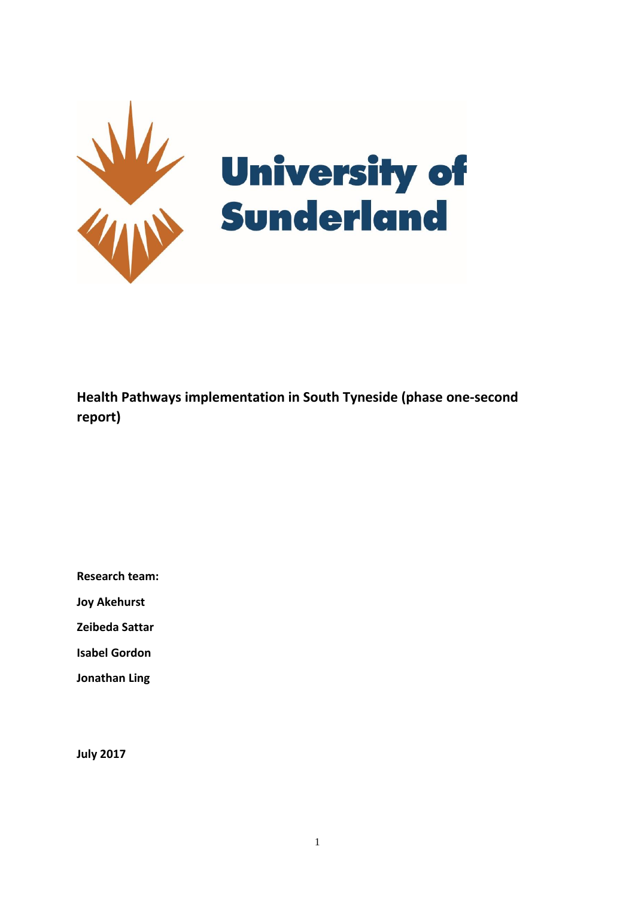University of Sunderland

# Health Pathways implementation in South Tyneside (phase one-second report)

**Research team:**

**Joy Akehurst**

**Zeibeda Sattar**

**Isabel Gordon**

**Jonathan Ling**

**July 2017**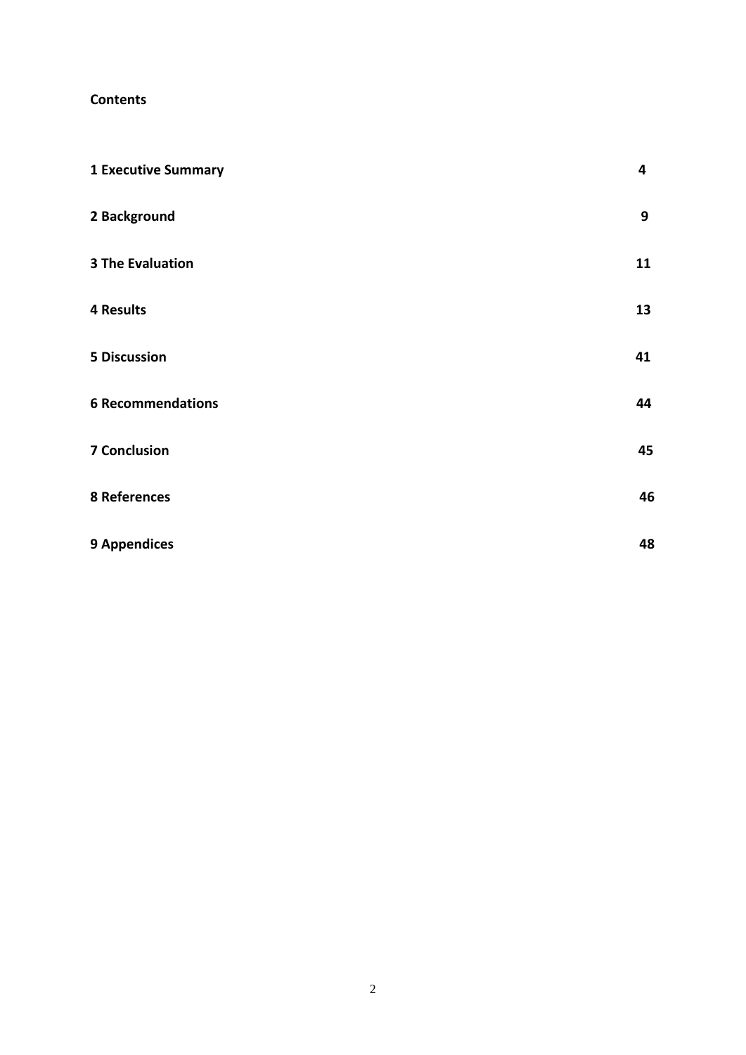**Contents**

| | |
|---|---|
| **1 Executive Summary** | **4** |
| **2 Background** | **9** |
| **3 The Evaluation** | **11** |
| **4 Results** | **13** |
| **5 Discussion** | **41** |
| **6 Recommendations** | **44** |
| **7 Conclusion** | **45** |
| **8 References** | **46** |
| **9 Appendices** | **48** |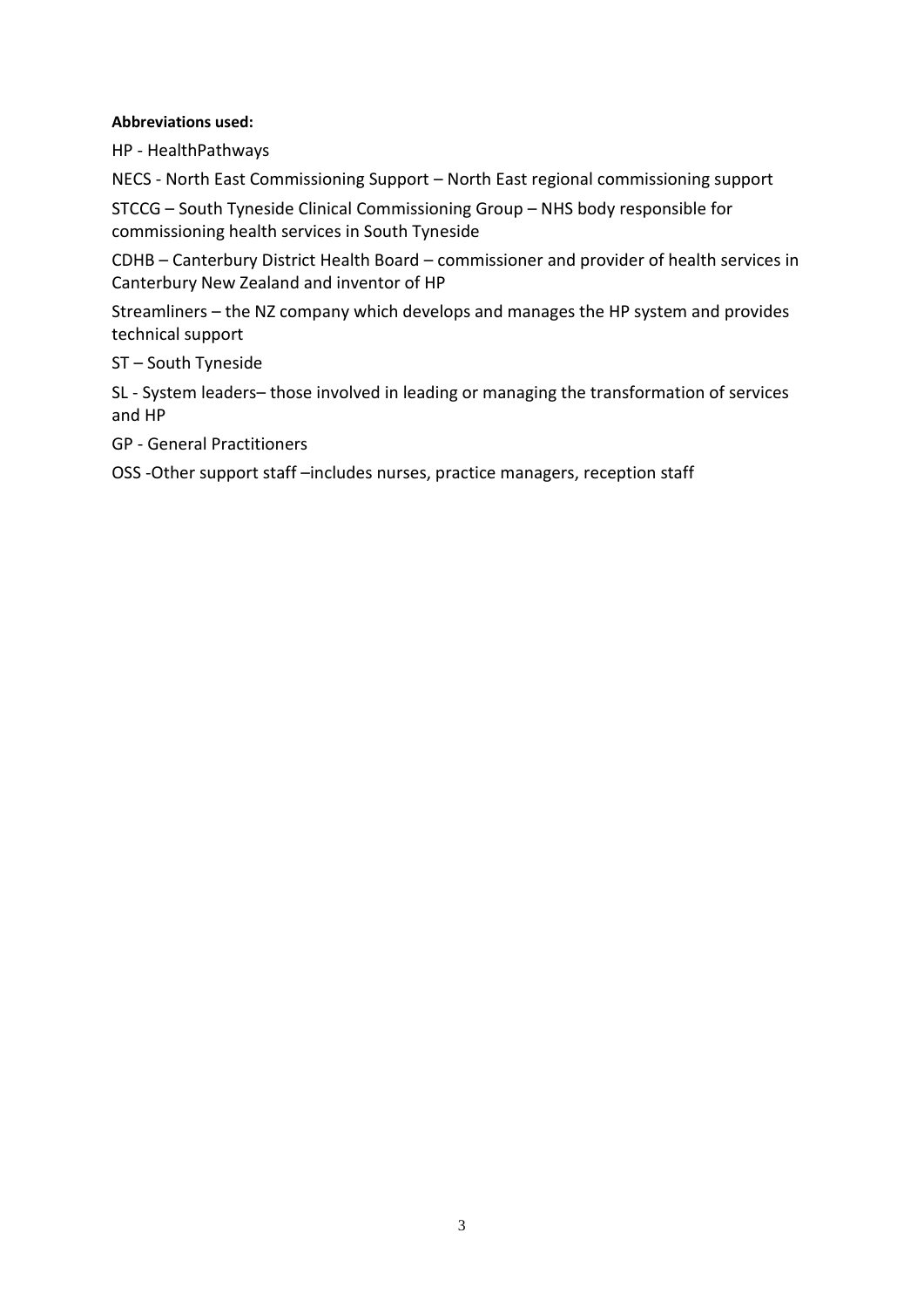**Abbreviations used:**

HP - HealthPathways

NECS - North East Commissioning Support – North East regional commissioning support

STCCG – South Tyneside Clinical Commissioning Group – NHS body responsible for commissioning health services in South Tyneside

CDHB – Canterbury District Health Board – commissioner and provider of health services in Canterbury New Zealand and inventor of HP

Streamliners – the NZ company which develops and manages the HP system and provides technical support

ST – South Tyneside

SL - System leaders– those involved in leading or managing the transformation of services and HP

GP - General Practitioners

OSS -Other support staff –includes nurses, practice managers, reception staff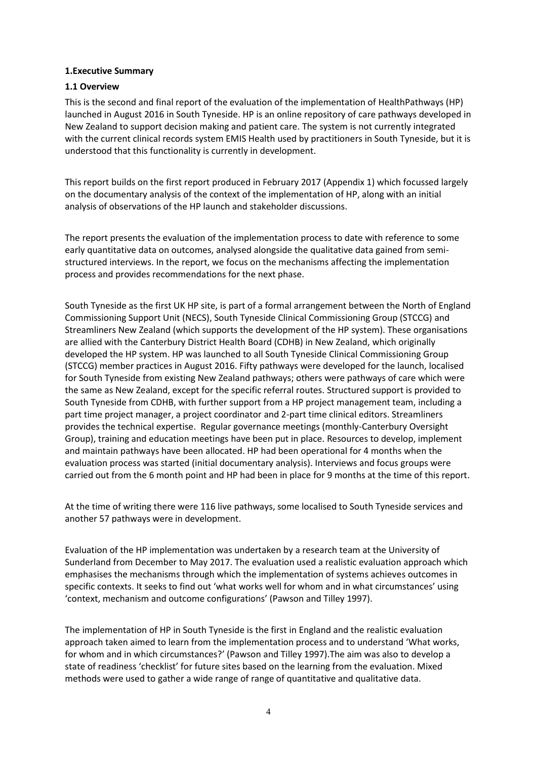# 1.Executive Summary

## 1.1 Overview

This is the second and final report of the evaluation of the implementation of HealthPathways (HP) launched in August 2016 in South Tyneside. HP is an online repository of care pathways developed in New Zealand to support decision making and patient care. The system is not currently integrated with the current clinical records system EMIS Health used by practitioners in South Tyneside, but it is understood that this functionality is currently in development.

This report builds on the first report produced in February 2017 (Appendix 1) which focussed largely on the documentary analysis of the context of the implementation of HP, along with an initial analysis of observations of the HP launch and stakeholder discussions.

The report presents the evaluation of the implementation process to date with reference to some early quantitative data on outcomes, analysed alongside the qualitative data gained from semi-structured interviews. In the report, we focus on the mechanisms affecting the implementation process and provides recommendations for the next phase.

South Tyneside as the first UK HP site, is part of a formal arrangement between the North of England Commissioning Support Unit (NECS), South Tyneside Clinical Commissioning Group (STCCG) and Streamliners New Zealand (which supports the development of the HP system). These organisations are allied with the Canterbury District Health Board (CDHB) in New Zealand, which originally developed the HP system. HP was launched to all South Tyneside Clinical Commissioning Group (STCCG) member practices in August 2016. Fifty pathways were developed for the launch, localised for South Tyneside from existing New Zealand pathways; others were pathways of care which were the same as New Zealand, except for the specific referral routes. Structured support is provided to South Tyneside from CDHB, with further support from a HP project management team, including a part time project manager, a project coordinator and 2-part time clinical editors. Streamliners provides the technical expertise. Regular governance meetings (monthly-Canterbury Oversight Group), training and education meetings have been put in place. Resources to develop, implement and maintain pathways have been allocated. HP had been operational for 4 months when the evaluation process was started (initial documentary analysis). Interviews and focus groups were carried out from the 6 month point and HP had been in place for 9 months at the time of this report.

At the time of writing there were 116 live pathways, some localised to South Tyneside services and another 57 pathways were in development.

Evaluation of the HP implementation was undertaken by a research team at the University of Sunderland from December to May 2017. The evaluation used a realistic evaluation approach which emphasises the mechanisms through which the implementation of systems achieves outcomes in specific contexts. It seeks to find out 'what works well for whom and in what circumstances' using 'context, mechanism and outcome configurations' (Pawson and Tilley 1997).

The implementation of HP in South Tyneside is the first in England and the realistic evaluation approach taken aimed to learn from the implementation process and to understand 'What works, for whom and in which circumstances?' (Pawson and Tilley 1997).The aim was also to develop a state of readiness 'checklist' for future sites based on the learning from the evaluation. Mixed methods were used to gather a wide range of range of quantitative and qualitative data.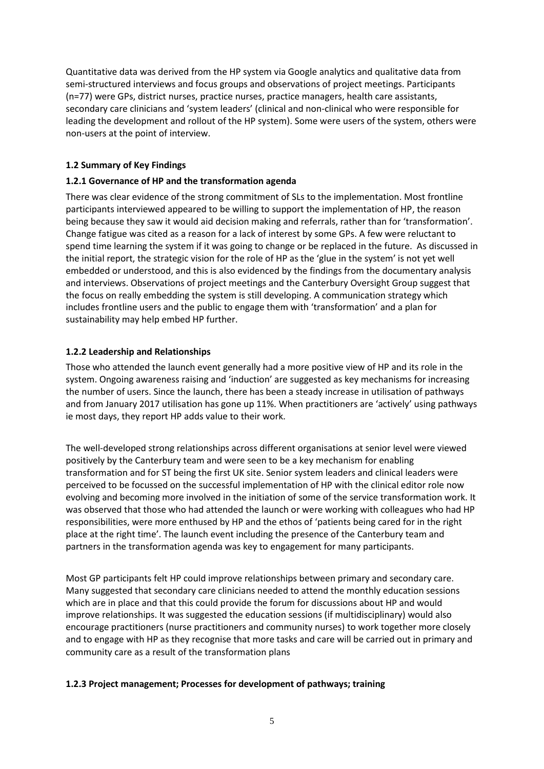Quantitative data was derived from the HP system via Google analytics and qualitative data from semi-structured interviews and focus groups and observations of project meetings. Participants (n=77) were GPs, district nurses, practice nurses, practice managers, health care assistants, secondary care clinicians and 'system leaders' (clinical and non-clinical who were responsible for leading the development and rollout of the HP system). Some were users of the system, others were non-users at the point of interview.

### 1.2 Summary of Key Findings

#### 1.2.1 Governance of HP and the transformation agenda

There was clear evidence of the strong commitment of SLs to the implementation. Most frontline participants interviewed appeared to be willing to support the implementation of HP, the reason being because they saw it would aid decision making and referrals, rather than for 'transformation'. Change fatigue was cited as a reason for a lack of interest by some GPs. A few were reluctant to spend time learning the system if it was going to change or be replaced in the future. As discussed in the initial report, the strategic vision for the role of HP as the 'glue in the system' is not yet well embedded or understood, and this is also evidenced by the findings from the documentary analysis and interviews. Observations of project meetings and the Canterbury Oversight Group suggest that the focus on really embedding the system is still developing. A communication strategy which includes frontline users and the public to engage them with 'transformation' and a plan for sustainability may help embed HP further.

#### 1.2.2 Leadership and Relationships

Those who attended the launch event generally had a more positive view of HP and its role in the system. Ongoing awareness raising and 'induction' are suggested as key mechanisms for increasing the number of users. Since the launch, there has been a steady increase in utilisation of pathways and from January 2017 utilisation has gone up 11%. When practitioners are 'actively' using pathways ie most days, they report HP adds value to their work.

The well-developed strong relationships across different organisations at senior level were viewed positively by the Canterbury team and were seen to be a key mechanism for enabling transformation and for ST being the first UK site. Senior system leaders and clinical leaders were perceived to be focussed on the successful implementation of HP with the clinical editor role now evolving and becoming more involved in the initiation of some of the service transformation work. It was observed that those who had attended the launch or were working with colleagues who had HP responsibilities, were more enthused by HP and the ethos of 'patients being cared for in the right place at the right time'. The launch event including the presence of the Canterbury team and partners in the transformation agenda was key to engagement for many participants.

Most GP participants felt HP could improve relationships between primary and secondary care. Many suggested that secondary care clinicians needed to attend the monthly education sessions which are in place and that this could provide the forum for discussions about HP and would improve relationships. It was suggested the education sessions (if multidisciplinary) would also encourage practitioners (nurse practitioners and community nurses) to work together more closely and to engage with HP as they recognise that more tasks and care will be carried out in primary and community care as a result of the transformation plans

#### 1.2.3 Project management; Processes for development of pathways; training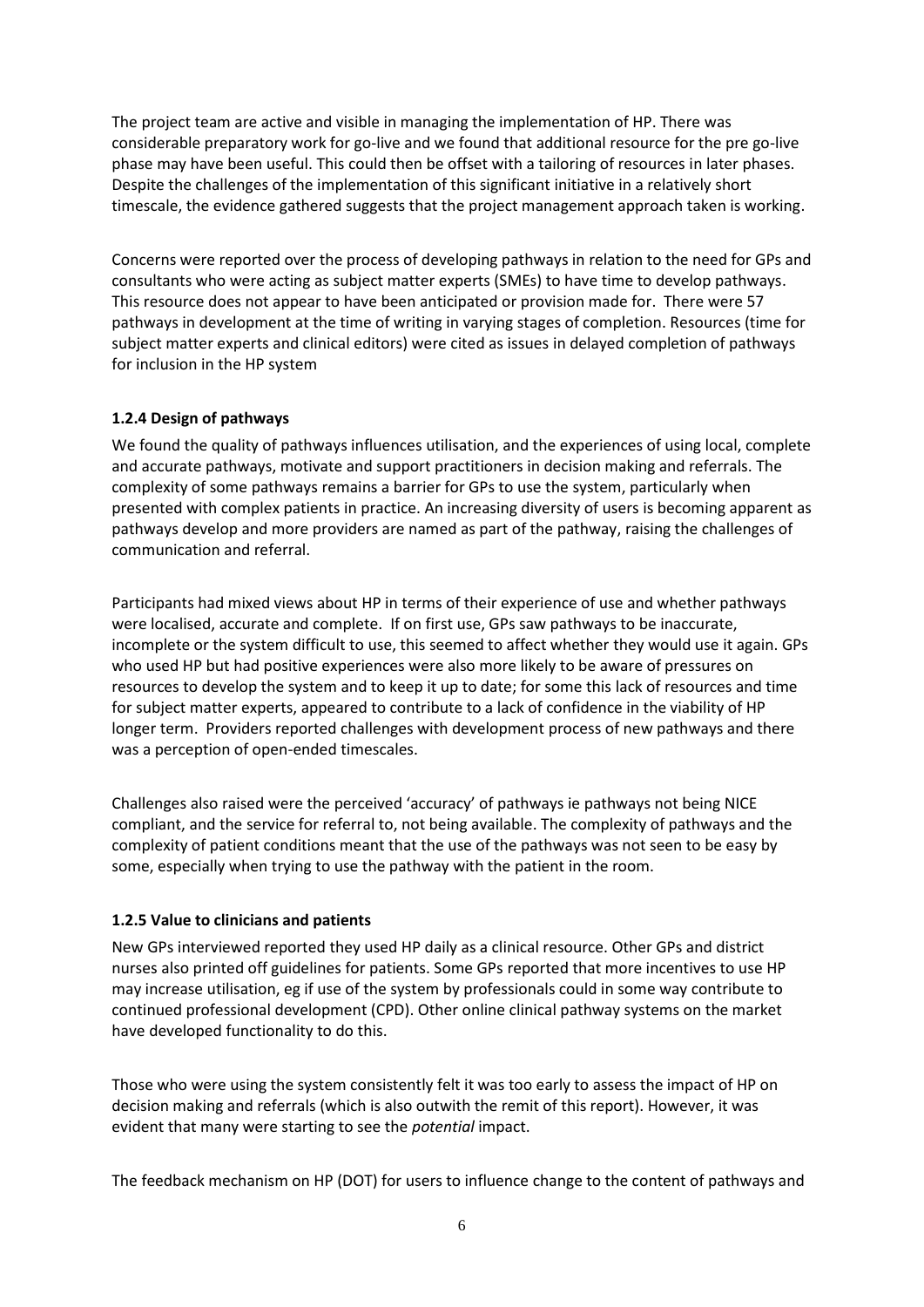The project team are active and visible in managing the implementation of HP. There was considerable preparatory work for go-live and we found that additional resource for the pre go-live phase may have been useful. This could then be offset with a tailoring of resources in later phases. Despite the challenges of the implementation of this significant initiative in a relatively short timescale, the evidence gathered suggests that the project management approach taken is working.

Concerns were reported over the process of developing pathways in relation to the need for GPs and consultants who were acting as subject matter experts (SMEs) to have time to develop pathways. This resource does not appear to have been anticipated or provision made for. There were 57 pathways in development at the time of writing in varying stages of completion. Resources (time for subject matter experts and clinical editors) were cited as issues in delayed completion of pathways for inclusion in the HP system

#### 1.2.4 Design of pathways

We found the quality of pathways influences utilisation, and the experiences of using local, complete and accurate pathways, motivate and support practitioners in decision making and referrals. The complexity of some pathways remains a barrier for GPs to use the system, particularly when presented with complex patients in practice. An increasing diversity of users is becoming apparent as pathways develop and more providers are named as part of the pathway, raising the challenges of communication and referral.

Participants had mixed views about HP in terms of their experience of use and whether pathways were localised, accurate and complete. If on first use, GPs saw pathways to be inaccurate, incomplete or the system difficult to use, this seemed to affect whether they would use it again. GPs who used HP but had positive experiences were also more likely to be aware of pressures on resources to develop the system and to keep it up to date; for some this lack of resources and time for subject matter experts, appeared to contribute to a lack of confidence in the viability of HP longer term. Providers reported challenges with development process of new pathways and there was a perception of open-ended timescales.

Challenges also raised were the perceived 'accuracy' of pathways ie pathways not being NICE compliant, and the service for referral to, not being available. The complexity of pathways and the complexity of patient conditions meant that the use of the pathways was not seen to be easy by some, especially when trying to use the pathway with the patient in the room.

#### 1.2.5 Value to clinicians and patients

New GPs interviewed reported they used HP daily as a clinical resource. Other GPs and district nurses also printed off guidelines for patients. Some GPs reported that more incentives to use HP may increase utilisation, eg if use of the system by professionals could in some way contribute to continued professional development (CPD). Other online clinical pathway systems on the market have developed functionality to do this.

Those who were using the system consistently felt it was too early to assess the impact of HP on decision making and referrals (which is also outwith the remit of this report). However, it was evident that many were starting to see the *potential* impact.

The feedback mechanism on HP (DOT) for users to influence change to the content of pathways and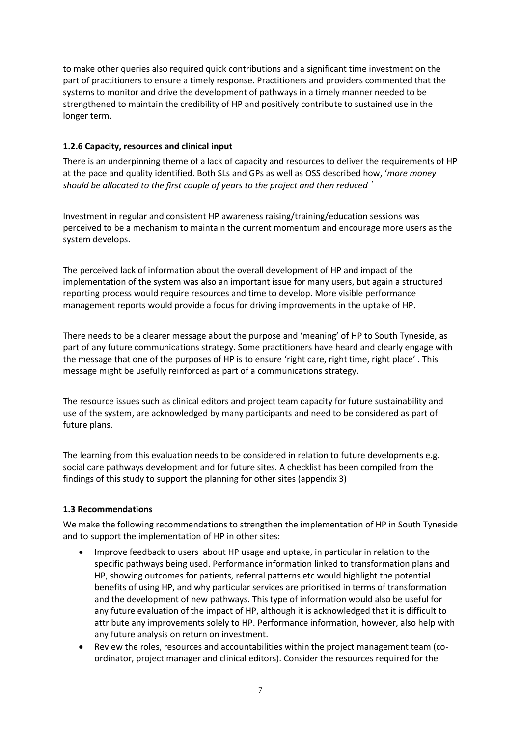to make other queries also required quick contributions and a significant time investment on the part of practitioners to ensure a timely response. Practitioners and providers commented that the systems to monitor and drive the development of pathways in a timely manner needed to be strengthened to maintain the credibility of HP and positively contribute to sustained use in the longer term.

### 1.2.6 Capacity, resources and clinical input

There is an underpinning theme of a lack of capacity and resources to deliver the requirements of HP at the pace and quality identified. Both SLs and GPs as well as OSS described how, '*more money should be allocated to the first couple of years to the project and then reduced*'

Investment in regular and consistent HP awareness raising/training/education sessions was perceived to be a mechanism to maintain the current momentum and encourage more users as the system develops.

The perceived lack of information about the overall development of HP and impact of the implementation of the system was also an important issue for many users, but again a structured reporting process would require resources and time to develop. More visible performance management reports would provide a focus for driving improvements in the uptake of HP.

There needs to be a clearer message about the purpose and 'meaning' of HP to South Tyneside, as part of any future communications strategy. Some practitioners have heard and clearly engage with the message that one of the purposes of HP is to ensure 'right care, right time, right place' . This message might be usefully reinforced as part of a communications strategy.

The resource issues such as clinical editors and project team capacity for future sustainability and use of the system, are acknowledged by many participants and need to be considered as part of future plans.

The learning from this evaluation needs to be considered in relation to future developments e.g. social care pathways development and for future sites. A checklist has been compiled from the findings of this study to support the planning for other sites (appendix 3)

## 1.3 Recommendations

We make the following recommendations to strengthen the implementation of HP in South Tyneside and to support the implementation of HP in other sites:

- Improve feedback to users about HP usage and uptake, in particular in relation to the specific pathways being used. Performance information linked to transformation plans and HP, showing outcomes for patients, referral patterns etc would highlight the potential benefits of using HP, and why particular services are prioritised in terms of transformation and the development of new pathways. This type of information would also be useful for any future evaluation of the impact of HP, although it is acknowledged that it is difficult to attribute any improvements solely to HP. Performance information, however, also help with any future analysis on return on investment.
- Review the roles, resources and accountabilities within the project management team (co-ordinator, project manager and clinical editors). Consider the resources required for the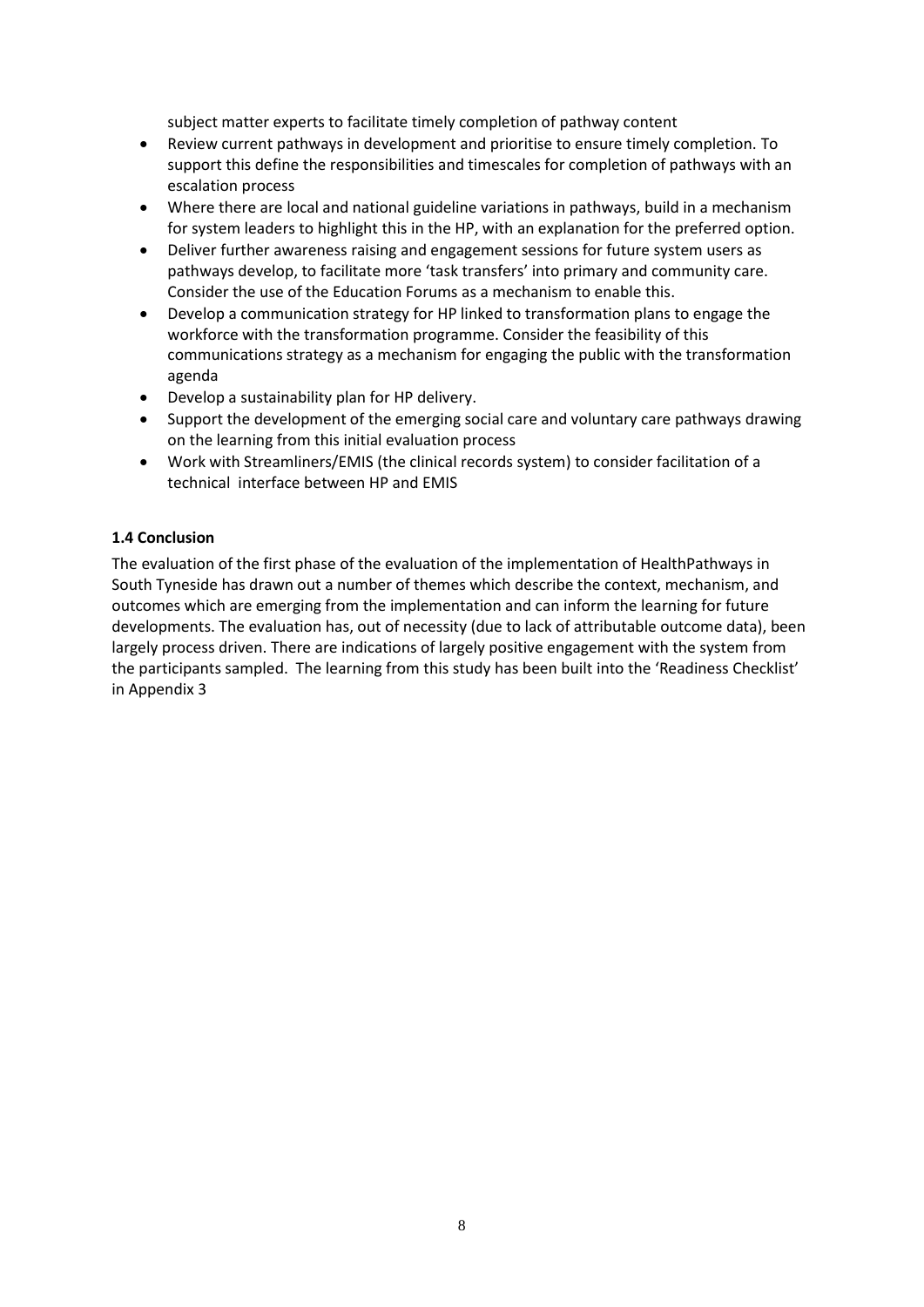subject matter experts to facilitate timely completion of pathway content

- Review current pathways in development and prioritise to ensure timely completion. To support this define the responsibilities and timescales for completion of pathways with an escalation process
- Where there are local and national guideline variations in pathways, build in a mechanism for system leaders to highlight this in the HP, with an explanation for the preferred option.
- Deliver further awareness raising and engagement sessions for future system users as pathways develop, to facilitate more 'task transfers' into primary and community care. Consider the use of the Education Forums as a mechanism to enable this.
- Develop a communication strategy for HP linked to transformation plans to engage the workforce with the transformation programme. Consider the feasibility of this communications strategy as a mechanism for engaging the public with the transformation agenda
- Develop a sustainability plan for HP delivery.
- Support the development of the emerging social care and voluntary care pathways drawing on the learning from this initial evaluation process
- Work with Streamliners/EMIS (the clinical records system) to consider facilitation of a technical interface between HP and EMIS

**1.4 Conclusion**

The evaluation of the first phase of the evaluation of the implementation of HealthPathways in South Tyneside has drawn out a number of themes which describe the context, mechanism, and outcomes which are emerging from the implementation and can inform the learning for future developments. The evaluation has, out of necessity (due to lack of attributable outcome data), been largely process driven. There are indications of largely positive engagement with the system from the participants sampled. The learning from this study has been built into the 'Readiness Checklist' in Appendix 3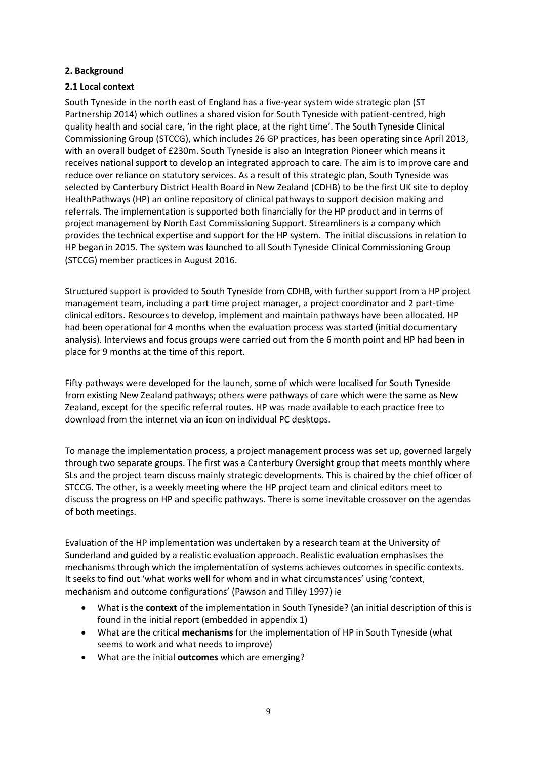## 2. Background

### 2.1 Local context

South Tyneside in the north east of England has a five-year system wide strategic plan (ST Partnership 2014) which outlines a shared vision for South Tyneside with patient-centred, high quality health and social care, 'in the right place, at the right time'. The South Tyneside Clinical Commissioning Group (STCCG), which includes 26 GP practices, has been operating since April 2013, with an overall budget of £230m. South Tyneside is also an Integration Pioneer which means it receives national support to develop an integrated approach to care. The aim is to improve care and reduce over reliance on statutory services. As a result of this strategic plan, South Tyneside was selected by Canterbury District Health Board in New Zealand (CDHB) to be the first UK site to deploy HealthPathways (HP) an online repository of clinical pathways to support decision making and referrals. The implementation is supported both financially for the HP product and in terms of project management by North East Commissioning Support. Streamliners is a company which provides the technical expertise and support for the HP system. The initial discussions in relation to HP began in 2015. The system was launched to all South Tyneside Clinical Commissioning Group (STCCG) member practices in August 2016.

Structured support is provided to South Tyneside from CDHB, with further support from a HP project management team, including a part time project manager, a project coordinator and 2 part-time clinical editors. Resources to develop, implement and maintain pathways have been allocated. HP had been operational for 4 months when the evaluation process was started (initial documentary analysis). Interviews and focus groups were carried out from the 6 month point and HP had been in place for 9 months at the time of this report.

Fifty pathways were developed for the launch, some of which were localised for South Tyneside from existing New Zealand pathways; others were pathways of care which were the same as New Zealand, except for the specific referral routes. HP was made available to each practice free to download from the internet via an icon on individual PC desktops.

To manage the implementation process, a project management process was set up, governed largely through two separate groups. The first was a Canterbury Oversight group that meets monthly where SLs and the project team discuss mainly strategic developments. This is chaired by the chief officer of STCCG. The other, is a weekly meeting where the HP project team and clinical editors meet to discuss the progress on HP and specific pathways. There is some inevitable crossover on the agendas of both meetings.

Evaluation of the HP implementation was undertaken by a research team at the University of Sunderland and guided by a realistic evaluation approach. Realistic evaluation emphasises the mechanisms through which the implementation of systems achieves outcomes in specific contexts. It seeks to find out 'what works well for whom and in what circumstances' using 'context, mechanism and outcome configurations' (Pawson and Tilley 1997) ie

- What is the **context** of the implementation in South Tyneside? (an initial description of this is found in the initial report (embedded in appendix 1)
- What are the critical **mechanisms** for the implementation of HP in South Tyneside (what seems to work and what needs to improve)
- What are the initial **outcomes** which are emerging?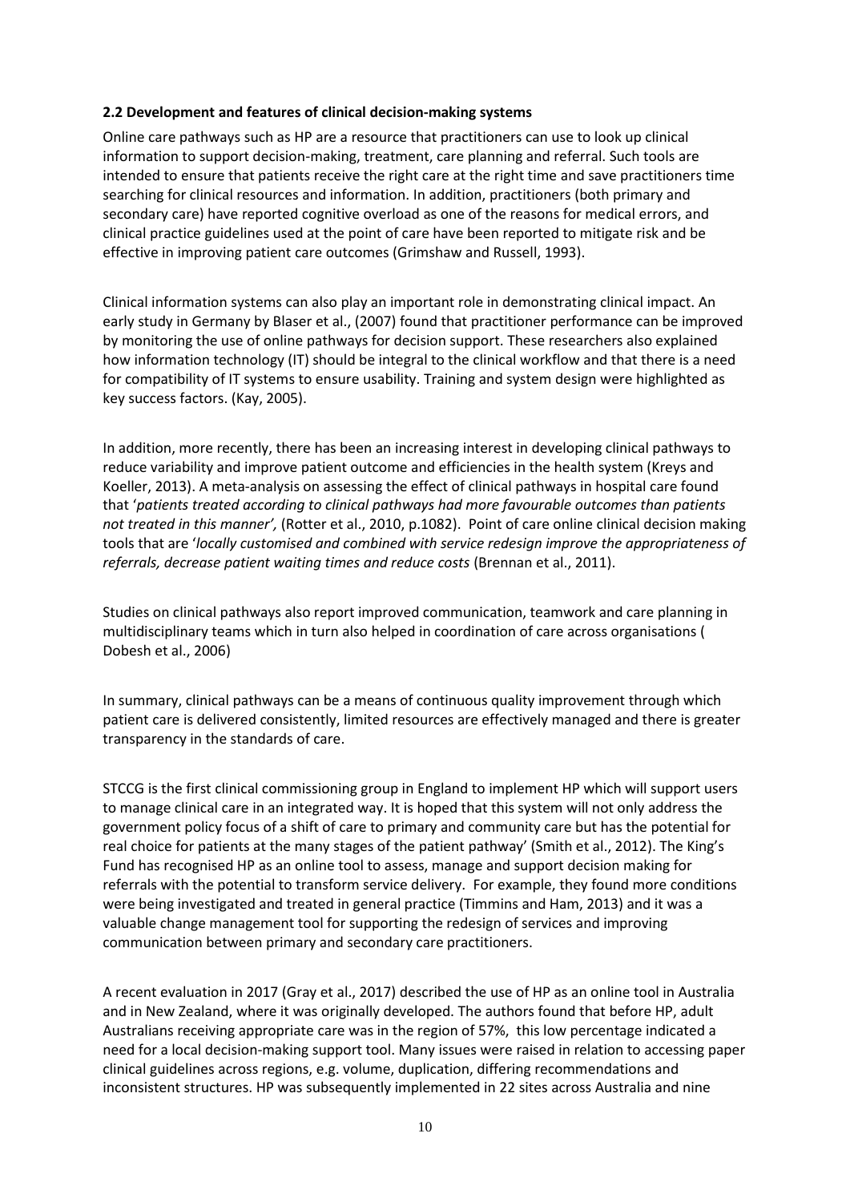**2.2 Development and features of clinical decision-making systems**

Online care pathways such as HP are a resource that practitioners can use to look up clinical information to support decision-making, treatment, care planning and referral. Such tools are intended to ensure that patients receive the right care at the right time and save practitioners time searching for clinical resources and information. In addition, practitioners (both primary and secondary care) have reported cognitive overload as one of the reasons for medical errors, and clinical practice guidelines used at the point of care have been reported to mitigate risk and be effective in improving patient care outcomes (Grimshaw and Russell, 1993).

Clinical information systems can also play an important role in demonstrating clinical impact. An early study in Germany by Blaser et al., (2007) found that practitioner performance can be improved by monitoring the use of online pathways for decision support. These researchers also explained how information technology (IT) should be integral to the clinical workflow and that there is a need for compatibility of IT systems to ensure usability. Training and system design were highlighted as key success factors. (Kay, 2005).

In addition, more recently, there has been an increasing interest in developing clinical pathways to reduce variability and improve patient outcome and efficiencies in the health system (Kreys and Koeller, 2013). A meta-analysis on assessing the effect of clinical pathways in hospital care found that '*patients treated according to clinical pathways had more favourable outcomes than patients not treated in this manner',* (Rotter et al., 2010, p.1082). Point of care online clinical decision making tools that are '*locally customised and combined with service redesign improve the appropriateness of referrals, decrease patient waiting times and reduce costs* (Brennan et al., 2011).

Studies on clinical pathways also report improved communication, teamwork and care planning in multidisciplinary teams which in turn also helped in coordination of care across organisations ( Dobesh et al., 2006)

In summary, clinical pathways can be a means of continuous quality improvement through which patient care is delivered consistently, limited resources are effectively managed and there is greater transparency in the standards of care.

STCCG is the first clinical commissioning group in England to implement HP which will support users to manage clinical care in an integrated way. It is hoped that this system will not only address the government policy focus of a shift of care to primary and community care but has the potential for real choice for patients at the many stages of the patient pathway' (Smith et al., 2012). The King's Fund has recognised HP as an online tool to assess, manage and support decision making for referrals with the potential to transform service delivery. For example, they found more conditions were being investigated and treated in general practice (Timmins and Ham, 2013) and it was a valuable change management tool for supporting the redesign of services and improving communication between primary and secondary care practitioners.

A recent evaluation in 2017 (Gray et al., 2017) described the use of HP as an online tool in Australia and in New Zealand, where it was originally developed. The authors found that before HP, adult Australians receiving appropriate care was in the region of 57%, this low percentage indicated a need for a local decision-making support tool. Many issues were raised in relation to accessing paper clinical guidelines across regions, e.g. volume, duplication, differing recommendations and inconsistent structures. HP was subsequently implemented in 22 sites across Australia and nine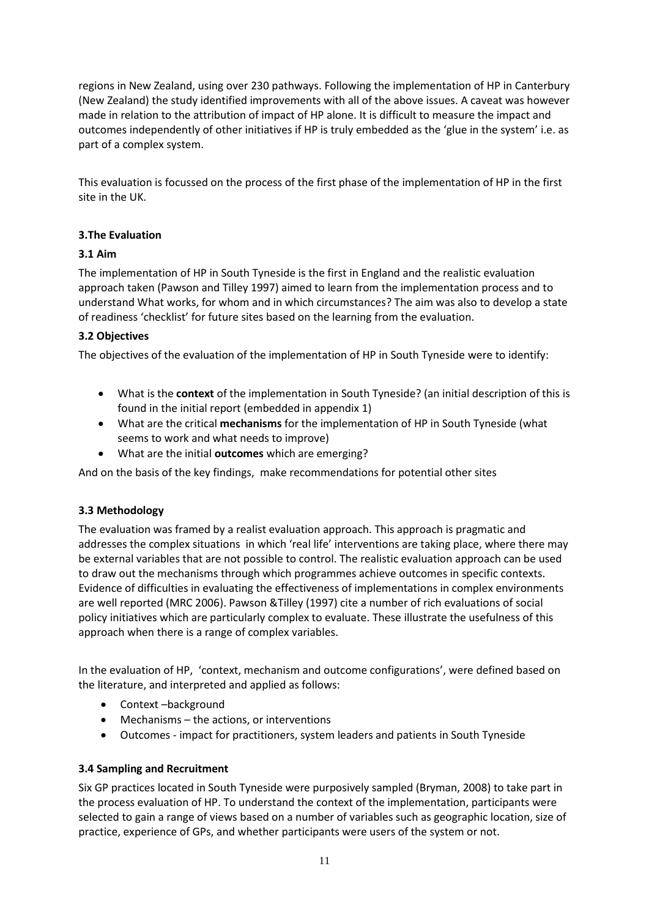regions in New Zealand, using over 230 pathways. Following the implementation of HP in Canterbury (New Zealand) the study identified improvements with all of the above issues. A caveat was however made in relation to the attribution of impact of HP alone. It is difficult to measure the impact and outcomes independently of other initiatives if HP is truly embedded as the 'glue in the system' i.e. as part of a complex system.

This evaluation is focussed on the process of the first phase of the implementation of HP in the first site in the UK.

## 3.The Evaluation

### 3.1 Aim

The implementation of HP in South Tyneside is the first in England and the realistic evaluation approach taken (Pawson and Tilley 1997) aimed to learn from the implementation process and to understand What works, for whom and in which circumstances? The aim was also to develop a state of readiness 'checklist' for future sites based on the learning from the evaluation.

### 3.2 Objectives

The objectives of the evaluation of the implementation of HP in South Tyneside were to identify:

- What is the **context** of the implementation in South Tyneside? (an initial description of this is found in the initial report (embedded in appendix 1)
- What are the critical **mechanisms** for the implementation of HP in South Tyneside (what seems to work and what needs to improve)
- What are the initial **outcomes** which are emerging?

And on the basis of the key findings, make recommendations for potential other sites

### 3.3 Methodology

The evaluation was framed by a realist evaluation approach. This approach is pragmatic and addresses the complex situations in which 'real life' interventions are taking place, where there may be external variables that are not possible to control. The realistic evaluation approach can be used to draw out the mechanisms through which programmes achieve outcomes in specific contexts. Evidence of difficulties in evaluating the effectiveness of implementations in complex environments are well reported (MRC 2006). Pawson &Tilley (1997) cite a number of rich evaluations of social policy initiatives which are particularly complex to evaluate. These illustrate the usefulness of this approach when there is a range of complex variables.

In the evaluation of HP, 'context, mechanism and outcome configurations', were defined based on the literature, and interpreted and applied as follows:

- Context –background
- Mechanisms – the actions, or interventions
- Outcomes - impact for practitioners, system leaders and patients in South Tyneside

### 3.4 Sampling and Recruitment

Six GP practices located in South Tyneside were purposively sampled (Bryman, 2008) to take part in the process evaluation of HP. To understand the context of the implementation, participants were selected to gain a range of views based on a number of variables such as geographic location, size of practice, experience of GPs, and whether participants were users of the system or not.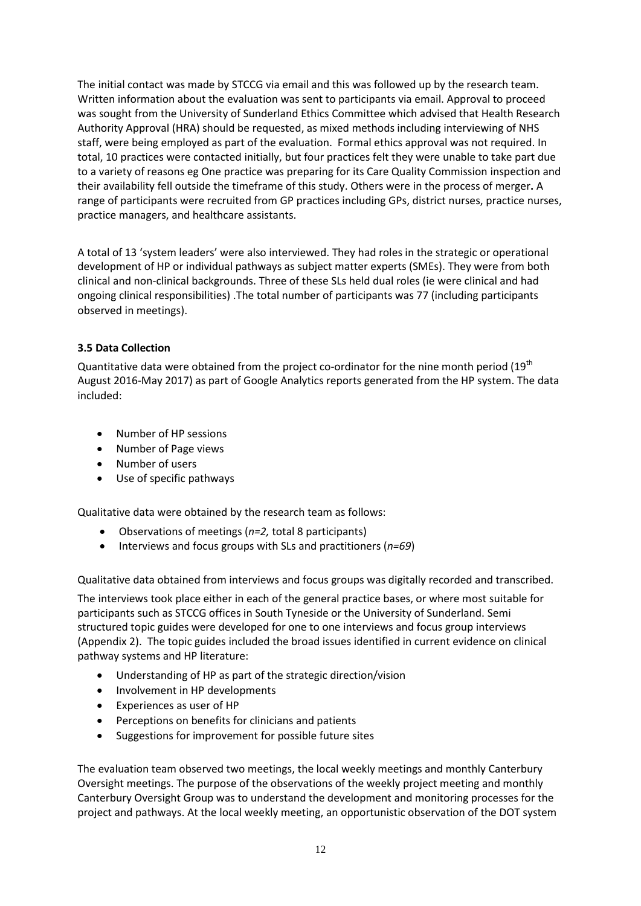The initial contact was made by STCCG via email and this was followed up by the research team. Written information about the evaluation was sent to participants via email. Approval to proceed was sought from the University of Sunderland Ethics Committee which advised that Health Research Authority Approval (HRA) should be requested, as mixed methods including interviewing of NHS staff, were being employed as part of the evaluation. Formal ethics approval was not required. In total, 10 practices were contacted initially, but four practices felt they were unable to take part due to a variety of reasons eg One practice was preparing for its Care Quality Commission inspection and their availability fell outside the timeframe of this study. Others were in the process of merger**.** A range of participants were recruited from GP practices including GPs, district nurses, practice nurses, practice managers, and healthcare assistants.

A total of 13 'system leaders' were also interviewed. They had roles in the strategic or operational development of HP or individual pathways as subject matter experts (SMEs). They were from both clinical and non-clinical backgrounds. Three of these SLs held dual roles (ie were clinical and had ongoing clinical responsibilities) .The total number of participants was 77 (including participants observed in meetings).

### 3.5 Data Collection

Quantitative data were obtained from the project co-ordinator for the nine month period (19th August 2016-May 2017) as part of Google Analytics reports generated from the HP system. The data included:

- Number of HP sessions
- Number of Page views
- Number of users
- Use of specific pathways

Qualitative data were obtained by the research team as follows:

- Observations of meetings (*n=2,* total 8 participants)
- Interviews and focus groups with SLs and practitioners (*n=69*)

Qualitative data obtained from interviews and focus groups was digitally recorded and transcribed.

The interviews took place either in each of the general practice bases, or where most suitable for participants such as STCCG offices in South Tyneside or the University of Sunderland. Semi structured topic guides were developed for one to one interviews and focus group interviews (Appendix 2). The topic guides included the broad issues identified in current evidence on clinical pathway systems and HP literature:

- Understanding of HP as part of the strategic direction/vision
- Involvement in HP developments
- Experiences as user of HP
- Perceptions on benefits for clinicians and patients
- Suggestions for improvement for possible future sites

The evaluation team observed two meetings, the local weekly meetings and monthly Canterbury Oversight meetings. The purpose of the observations of the weekly project meeting and monthly Canterbury Oversight Group was to understand the development and monitoring processes for the project and pathways. At the local weekly meeting, an opportunistic observation of the DOT system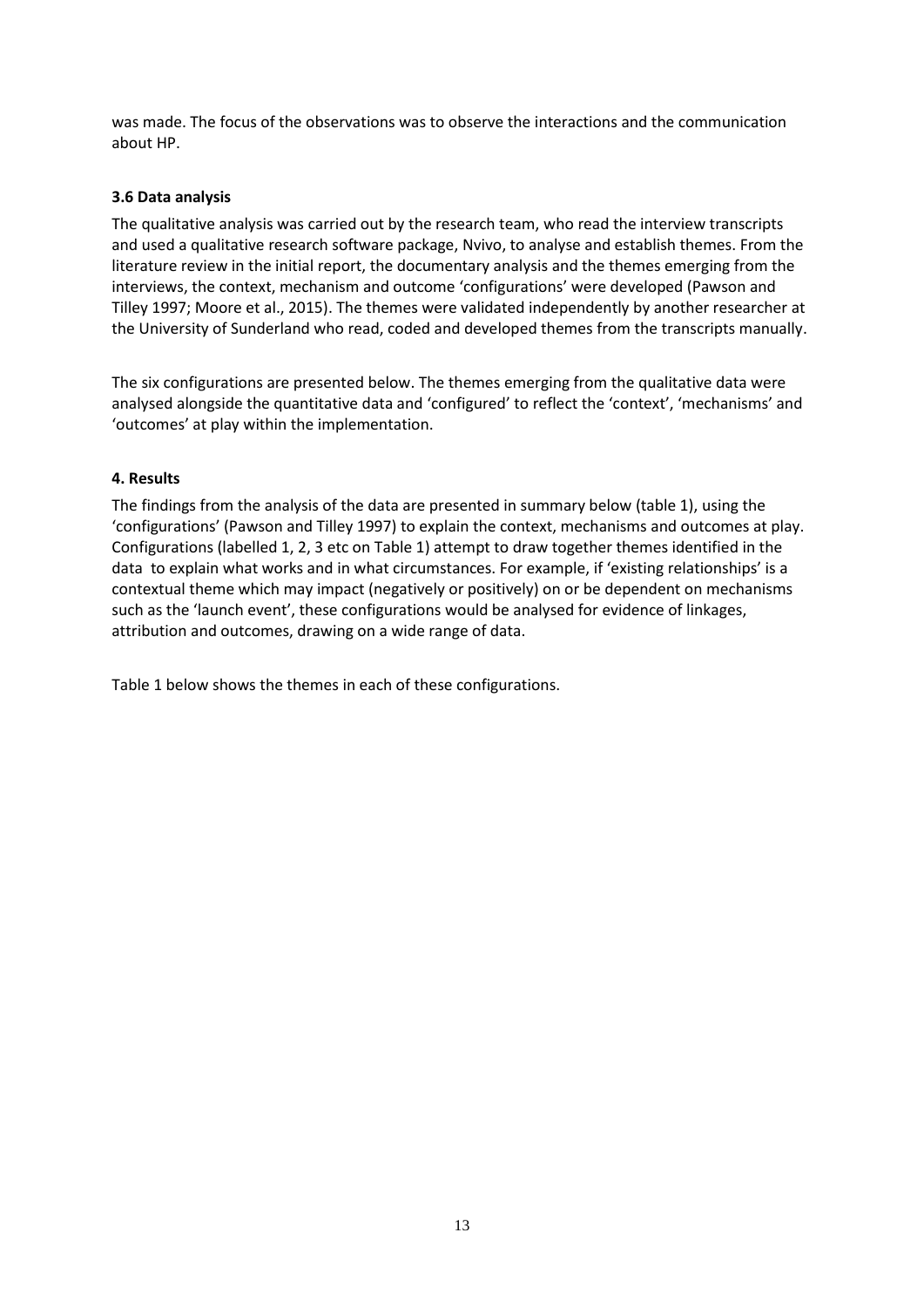was made. The focus of the observations was to observe the interactions and the communication about HP.

### 3.6 Data analysis

The qualitative analysis was carried out by the research team, who read the interview transcripts and used a qualitative research software package, Nvivo, to analyse and establish themes. From the literature review in the initial report, the documentary analysis and the themes emerging from the interviews, the context, mechanism and outcome 'configurations' were developed (Pawson and Tilley 1997; Moore et al., 2015). The themes were validated independently by another researcher at the University of Sunderland who read, coded and developed themes from the transcripts manually.

The six configurations are presented below. The themes emerging from the qualitative data were analysed alongside the quantitative data and 'configured' to reflect the 'context', 'mechanisms' and 'outcomes' at play within the implementation.

## 4. Results

The findings from the analysis of the data are presented in summary below (table 1), using the 'configurations' (Pawson and Tilley 1997) to explain the context, mechanisms and outcomes at play. Configurations (labelled 1, 2, 3 etc on Table 1) attempt to draw together themes identified in the data to explain what works and in what circumstances. For example, if 'existing relationships' is a contextual theme which may impact (negatively or positively) on or be dependent on mechanisms such as the 'launch event', these configurations would be analysed for evidence of linkages, attribution and outcomes, drawing on a wide range of data.

Table 1 below shows the themes in each of these configurations.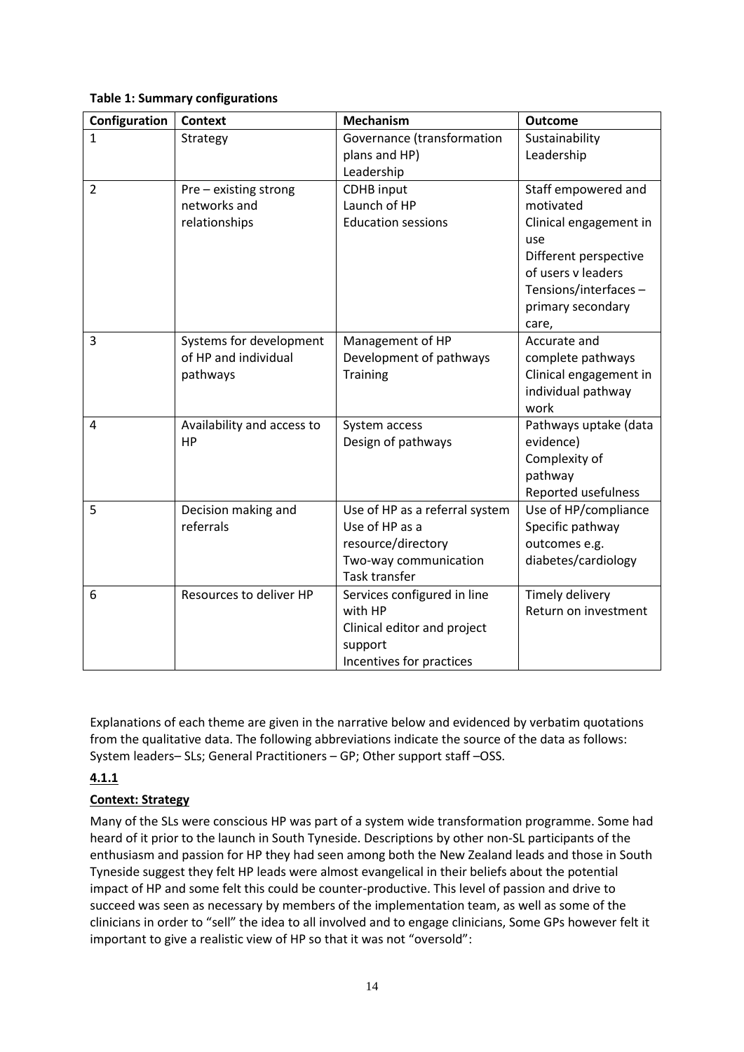**Table 1: Summary configurations**

| Configuration | Context | Mechanism | Outcome |
|---|---|---|---|
| 1 | Strategy | Governance (transformation plans and HP)<br>Leadership | Sustainability<br>Leadership |
| 2 | Pre – existing strong networks and relationships | CDHB input<br>Launch of HP<br>Education sessions | Staff empowered and motivated<br>Clinical engagement in use<br>Different perspective of users v leaders<br>Tensions/interfaces – primary secondary care, |
| 3 | Systems for development of HP and individual pathways | Management of HP<br>Development of pathways<br>Training | Accurate and complete pathways<br>Clinical engagement in individual pathway work |
| 4 | Availability and access to HP | System access<br>Design of pathways | Pathways uptake (data evidence)<br>Complexity of pathway<br>Reported usefulness |
| 5 | Decision making and referrals | Use of HP as a referral system<br>Use of HP as a resource/directory<br>Two-way communication<br>Task transfer | Use of HP/compliance<br>Specific pathway outcomes e.g. diabetes/cardiology |
| 6 | Resources to deliver HP | Services configured in line with HP<br>Clinical editor and project support<br>Incentives for practices | Timely delivery<br>Return on investment |

Explanations of each theme are given in the narrative below and evidenced by verbatim quotations from the qualitative data. The following abbreviations indicate the source of the data as follows: System leaders– SLs; General Practitioners – GP; Other support staff –OSS.

**4.1.1**

**Context: Strategy**

Many of the SLs were conscious HP was part of a system wide transformation programme. Some had heard of it prior to the launch in South Tyneside. Descriptions by other non-SL participants of the enthusiasm and passion for HP they had seen among both the New Zealand leads and those in South Tyneside suggest they felt HP leads were almost evangelical in their beliefs about the potential impact of HP and some felt this could be counter-productive. This level of passion and drive to succeed was seen as necessary by members of the implementation team, as well as some of the clinicians in order to "sell" the idea to all involved and to engage clinicians, Some GPs however felt it important to give a realistic view of HP so that it was not "oversold":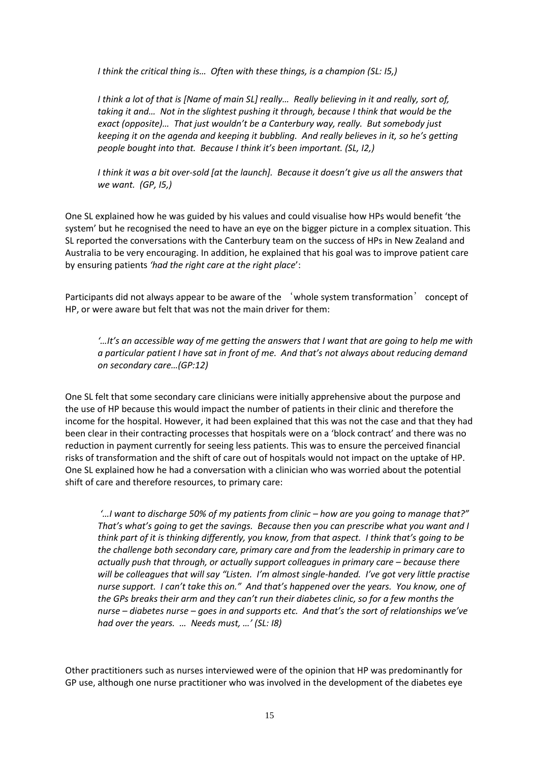*I think the critical thing is… Often with these things, is a champion (SL: I5,)*

*I think a lot of that is [Name of main SL] really… Really believing in it and really, sort of, taking it and… Not in the slightest pushing it through, because I think that would be the exact (opposite)… That just wouldn't be a Canterbury way, really. But somebody just keeping it on the agenda and keeping it bubbling. And really believes in it, so he's getting people bought into that. Because I think it's been important. (SL, I2,)*

*I think it was a bit over-sold [at the launch]. Because it doesn't give us all the answers that we want. (GP, I5,)*

One SL explained how he was guided by his values and could visualise how HPs would benefit 'the system' but he recognised the need to have an eye on the bigger picture in a complex situation. This SL reported the conversations with the Canterbury team on the success of HPs in New Zealand and Australia to be very encouraging. In addition, he explained that his goal was to improve patient care by ensuring patients *'had the right care at the right place*':

Participants did not always appear to be aware of the 'whole system transformation' concept of HP, or were aware but felt that was not the main driver for them:

*'…It's an accessible way of me getting the answers that I want that are going to help me with a particular patient I have sat in front of me. And that's not always about reducing demand on secondary care…(GP:12)*

One SL felt that some secondary care clinicians were initially apprehensive about the purpose and the use of HP because this would impact the number of patients in their clinic and therefore the income for the hospital. However, it had been explained that this was not the case and that they had been clear in their contracting processes that hospitals were on a 'block contract' and there was no reduction in payment currently for seeing less patients. This was to ensure the perceived financial risks of transformation and the shift of care out of hospitals would not impact on the uptake of HP. One SL explained how he had a conversation with a clinician who was worried about the potential shift of care and therefore resources, to primary care:

*'…I want to discharge 50% of my patients from clinic – how are you going to manage that?" That's what's going to get the savings. Because then you can prescribe what you want and I think part of it is thinking differently, you know, from that aspect. I think that's going to be the challenge both secondary care, primary care and from the leadership in primary care to actually push that through, or actually support colleagues in primary care – because there will be colleagues that will say "Listen. I'm almost single-handed. I've got very little practise nurse support. I can't take this on." And that's happened over the years. You know, one of the GPs breaks their arm and they can't run their diabetes clinic, so for a few months the nurse – diabetes nurse – goes in and supports etc. And that's the sort of relationships we've had over the years. … Needs must, …' (SL: I8)*

Other practitioners such as nurses interviewed were of the opinion that HP was predominantly for GP use, although one nurse practitioner who was involved in the development of the diabetes eye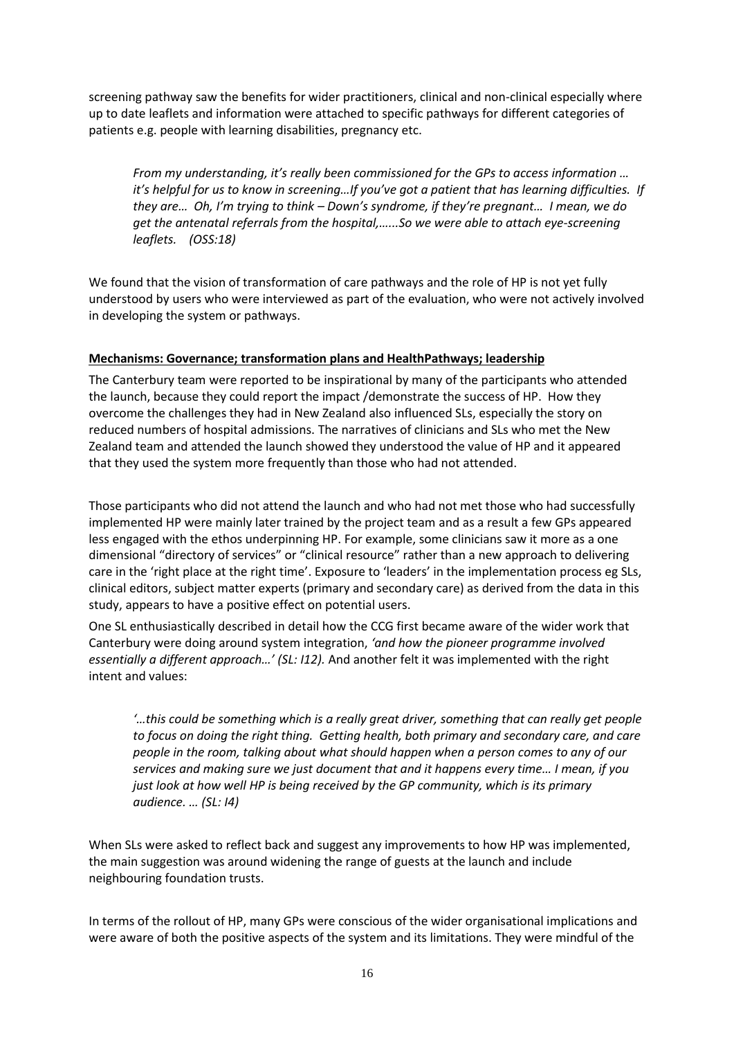screening pathway saw the benefits for wider practitioners, clinical and non-clinical especially where up to date leaflets and information were attached to specific pathways for different categories of patients e.g. people with learning disabilities, pregnancy etc.

> *From my understanding, it's really been commissioned for the GPs to access information … it's helpful for us to know in screening…If you've got a patient that has learning difficulties. If they are… Oh, I'm trying to think – Down's syndrome, if they're pregnant… I mean, we do get the antenatal referrals from the hospital,…...So we were able to attach eye-screening leaflets. (OSS:18)*

We found that the vision of transformation of care pathways and the role of HP is not yet fully understood by users who were interviewed as part of the evaluation, who were not actively involved in developing the system or pathways.

**Mechanisms: Governance; transformation plans and HealthPathways; leadership**

The Canterbury team were reported to be inspirational by many of the participants who attended the launch, because they could report the impact /demonstrate the success of HP. How they overcome the challenges they had in New Zealand also influenced SLs, especially the story on reduced numbers of hospital admissions. The narratives of clinicians and SLs who met the New Zealand team and attended the launch showed they understood the value of HP and it appeared that they used the system more frequently than those who had not attended.

Those participants who did not attend the launch and who had not met those who had successfully implemented HP were mainly later trained by the project team and as a result a few GPs appeared less engaged with the ethos underpinning HP. For example, some clinicians saw it more as a one dimensional "directory of services" or "clinical resource" rather than a new approach to delivering care in the 'right place at the right time'. Exposure to 'leaders' in the implementation process eg SLs, clinical editors, subject matter experts (primary and secondary care) as derived from the data in this study, appears to have a positive effect on potential users.

One SL enthusiastically described in detail how the CCG first became aware of the wider work that Canterbury were doing around system integration, *'and how the pioneer programme involved essentially a different approach…' (SL: I12).* And another felt it was implemented with the right intent and values:

> *'…this could be something which is a really great driver, something that can really get people to focus on doing the right thing. Getting health, both primary and secondary care, and care people in the room, talking about what should happen when a person comes to any of our services and making sure we just document that and it happens every time… I mean, if you just look at how well HP is being received by the GP community, which is its primary audience. … (SL: I4)*

When SLs were asked to reflect back and suggest any improvements to how HP was implemented, the main suggestion was around widening the range of guests at the launch and include neighbouring foundation trusts.

In terms of the rollout of HP, many GPs were conscious of the wider organisational implications and were aware of both the positive aspects of the system and its limitations. They were mindful of the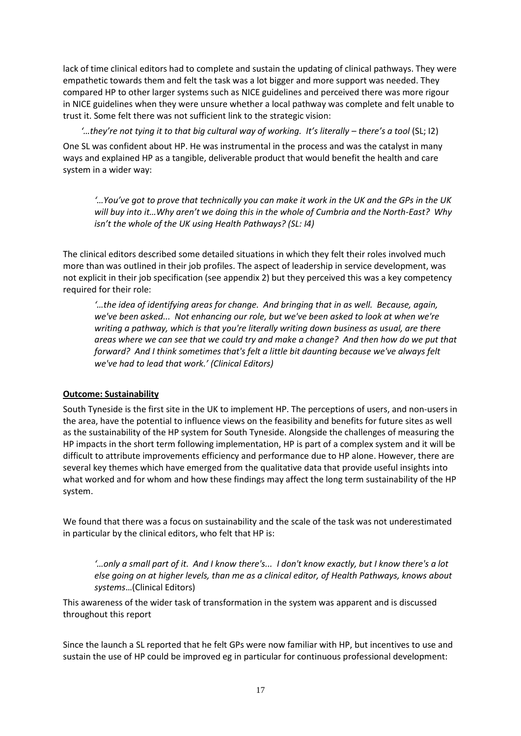lack of time clinical editors had to complete and sustain the updating of clinical pathways. They were empathetic towards them and felt the task was a lot bigger and more support was needed. They compared HP to other larger systems such as NICE guidelines and perceived there was more rigour in NICE guidelines when they were unsure whether a local pathway was complete and felt unable to trust it. Some felt there was not sufficient link to the strategic vision:

> *'…they're not tying it to that big cultural way of working. It's literally – there's a tool* (SL; I2)

One SL was confident about HP. He was instrumental in the process and was the catalyst in many ways and explained HP as a tangible, deliverable product that would benefit the health and care system in a wider way:

> *'…You've got to prove that technically you can make it work in the UK and the GPs in the UK will buy into it…Why aren't we doing this in the whole of Cumbria and the North-East? Why isn't the whole of the UK using Health Pathways? (SL: I4)*

The clinical editors described some detailed situations in which they felt their roles involved much more than was outlined in their job profiles. The aspect of leadership in service development, was not explicit in their job specification (see appendix 2) but they perceived this was a key competency required for their role:

> *'…the idea of identifying areas for change. And bringing that in as well. Because, again, we've been asked... Not enhancing our role, but we've been asked to look at when we're writing a pathway, which is that you're literally writing down business as usual, are there areas where we can see that we could try and make a change? And then how do we put that forward? And I think sometimes that's felt a little bit daunting because we've always felt we've had to lead that work.' (Clinical Editors)*

### Outcome: Sustainability

South Tyneside is the first site in the UK to implement HP. The perceptions of users, and non-users in the area, have the potential to influence views on the feasibility and benefits for future sites as well as the sustainability of the HP system for South Tyneside. Alongside the challenges of measuring the HP impacts in the short term following implementation, HP is part of a complex system and it will be difficult to attribute improvements efficiency and performance due to HP alone. However, there are several key themes which have emerged from the qualitative data that provide useful insights into what worked and for whom and how these findings may affect the long term sustainability of the HP system.

We found that there was a focus on sustainability and the scale of the task was not underestimated in particular by the clinical editors, who felt that HP is:

> *'…only a small part of it. And I know there's... I don't know exactly, but I know there's a lot else going on at higher levels, than me as a clinical editor, of Health Pathways, knows about systems*…(Clinical Editors)

This awareness of the wider task of transformation in the system was apparent and is discussed throughout this report

Since the launch a SL reported that he felt GPs were now familiar with HP, but incentives to use and sustain the use of HP could be improved eg in particular for continuous professional development: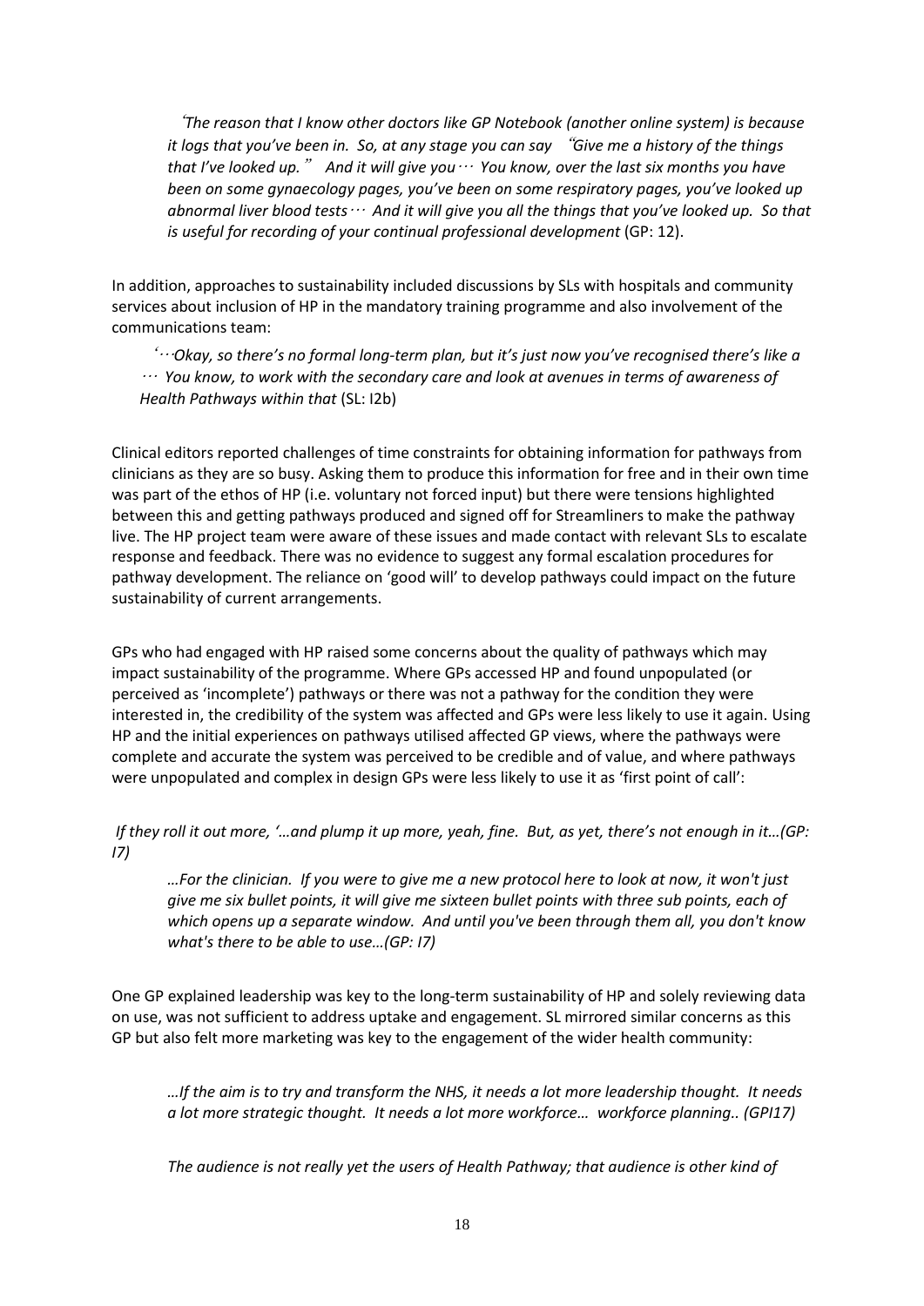*'The reason that I know other doctors like GP Notebook (another online system) is because it logs that you've been in. So, at any stage you can say "Give me a history of the things that I've looked up." And it will give you… You know, over the last six months you have been on some gynaecology pages, you've been on some respiratory pages, you've looked up abnormal liver blood tests… And it will give you all the things that you've looked up. So that is useful for recording of your continual professional development* (GP: 12).

In addition, approaches to sustainability included discussions by SLs with hospitals and community services about inclusion of HP in the mandatory training programme and also involvement of the communications team:

*'…Okay, so there's no formal long-term plan, but it's just now you've recognised there's like a … You know, to work with the secondary care and look at avenues in terms of awareness of Health Pathways within that* (SL: I2b)

Clinical editors reported challenges of time constraints for obtaining information for pathways from clinicians as they are so busy. Asking them to produce this information for free and in their own time was part of the ethos of HP (i.e. voluntary not forced input) but there were tensions highlighted between this and getting pathways produced and signed off for Streamliners to make the pathway live. The HP project team were aware of these issues and made contact with relevant SLs to escalate response and feedback. There was no evidence to suggest any formal escalation procedures for pathway development. The reliance on 'good will' to develop pathways could impact on the future sustainability of current arrangements.

GPs who had engaged with HP raised some concerns about the quality of pathways which may impact sustainability of the programme. Where GPs accessed HP and found unpopulated (or perceived as 'incomplete') pathways or there was not a pathway for the condition they were interested in, the credibility of the system was affected and GPs were less likely to use it again. Using HP and the initial experiences on pathways utilised affected GP views, where the pathways were complete and accurate the system was perceived to be credible and of value, and where pathways were unpopulated and complex in design GPs were less likely to use it as 'first point of call':

*If they roll it out more, '…and plump it up more, yeah, fine. But, as yet, there's not enough in it…(GP: I7)*

*…For the clinician. If you were to give me a new protocol here to look at now, it won't just give me six bullet points, it will give me sixteen bullet points with three sub points, each of which opens up a separate window. And until you've been through them all, you don't know what's there to be able to use…(GP: I7)*

One GP explained leadership was key to the long-term sustainability of HP and solely reviewing data on use, was not sufficient to address uptake and engagement. SL mirrored similar concerns as this GP but also felt more marketing was key to the engagement of the wider health community:

*…If the aim is to try and transform the NHS, it needs a lot more leadership thought. It needs a lot more strategic thought. It needs a lot more workforce… workforce planning.. (GPI17)*

*The audience is not really yet the users of Health Pathway; that audience is other kind of*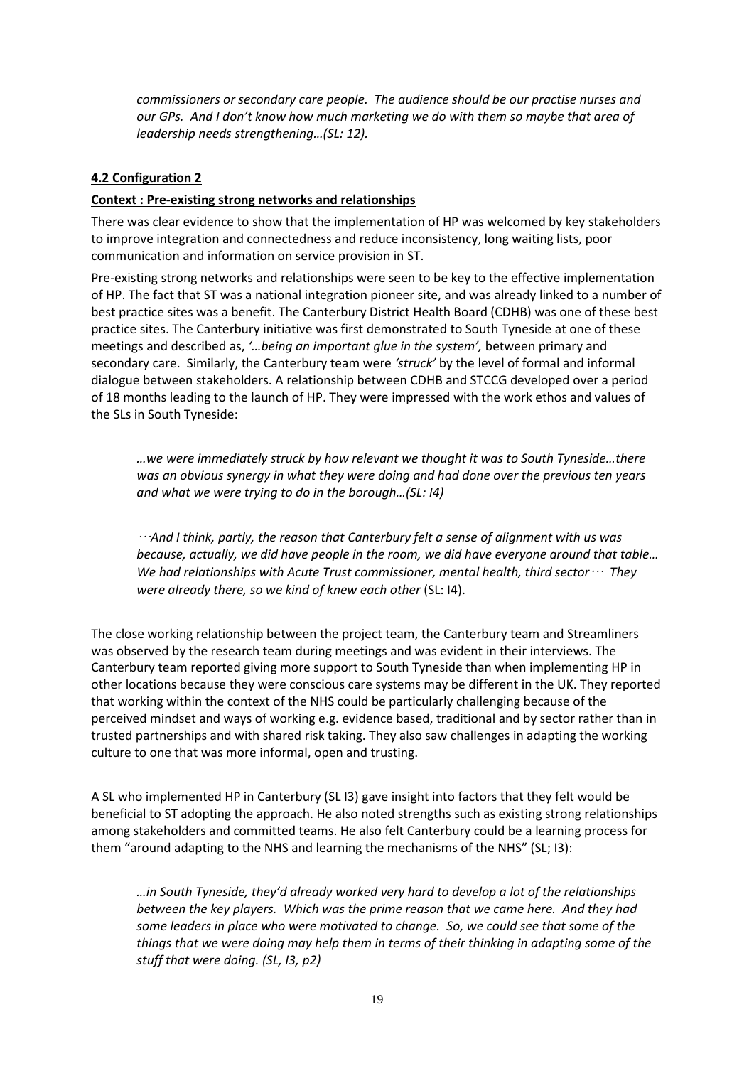*commissioners or secondary care people. The audience should be our practise nurses and our GPs. And I don't know how much marketing we do with them so maybe that area of leadership needs strengthening…(SL: 12).*

**4.2 Configuration 2**

**Context : Pre-existing strong networks and relationships**

There was clear evidence to show that the implementation of HP was welcomed by key stakeholders to improve integration and connectedness and reduce inconsistency, long waiting lists, poor communication and information on service provision in ST.

Pre-existing strong networks and relationships were seen to be key to the effective implementation of HP. The fact that ST was a national integration pioneer site, and was already linked to a number of best practice sites was a benefit. The Canterbury District Health Board (CDHB) was one of these best practice sites. The Canterbury initiative was first demonstrated to South Tyneside at one of these meetings and described as, *'…being an important glue in the system',* between primary and secondary care. Similarly, the Canterbury team were *'struck'* by the level of formal and informal dialogue between stakeholders. A relationship between CDHB and STCCG developed over a period of 18 months leading to the launch of HP. They were impressed with the work ethos and values of the SLs in South Tyneside:

*…we were immediately struck by how relevant we thought it was to South Tyneside…there was an obvious synergy in what they were doing and had done over the previous ten years and what we were trying to do in the borough…(SL: I4)*

*…And I think, partly, the reason that Canterbury felt a sense of alignment with us was because, actually, we did have people in the room, we did have everyone around that table… We had relationships with Acute Trust commissioner, mental health, third sector… They were already there, so we kind of knew each other* (SL: I4).

The close working relationship between the project team, the Canterbury team and Streamliners was observed by the research team during meetings and was evident in their interviews. The Canterbury team reported giving more support to South Tyneside than when implementing HP in other locations because they were conscious care systems may be different in the UK. They reported that working within the context of the NHS could be particularly challenging because of the perceived mindset and ways of working e.g. evidence based, traditional and by sector rather than in trusted partnerships and with shared risk taking. They also saw challenges in adapting the working culture to one that was more informal, open and trusting.

A SL who implemented HP in Canterbury (SL I3) gave insight into factors that they felt would be beneficial to ST adopting the approach. He also noted strengths such as existing strong relationships among stakeholders and committed teams. He also felt Canterbury could be a learning process for them "around adapting to the NHS and learning the mechanisms of the NHS" (SL; I3):

*…in South Tyneside, they'd already worked very hard to develop a lot of the relationships between the key players. Which was the prime reason that we came here. And they had some leaders in place who were motivated to change. So, we could see that some of the things that we were doing may help them in terms of their thinking in adapting some of the stuff that were doing. (SL, I3, p2)*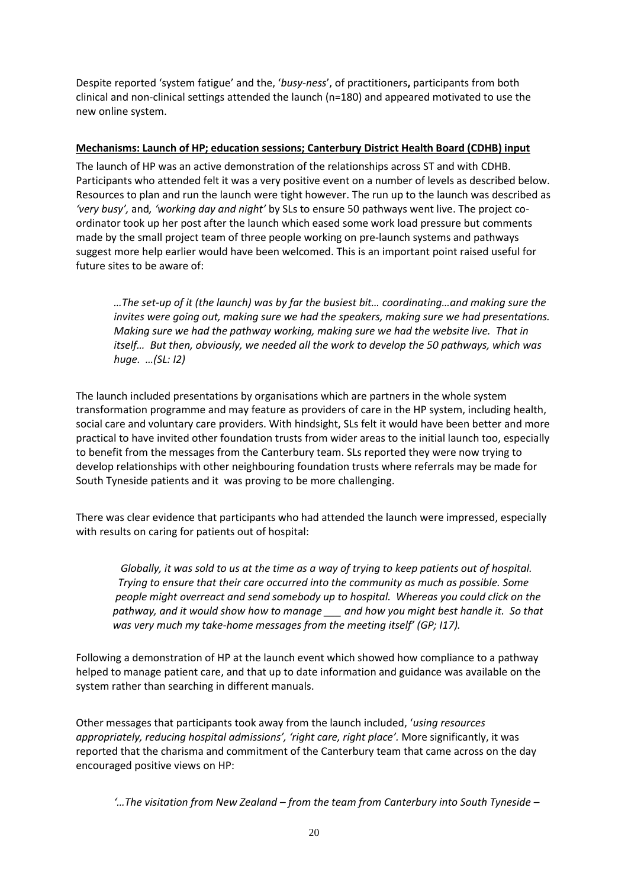Despite reported 'system fatigue' and the, '*busy-ness*', of practitioners**,** participants from both clinical and non-clinical settings attended the launch (n=180) and appeared motivated to use the new online system.

**Mechanisms: Launch of HP; education sessions; Canterbury District Health Board (CDHB) input**

The launch of HP was an active demonstration of the relationships across ST and with CDHB. Participants who attended felt it was a very positive event on a number of levels as described below. Resources to plan and run the launch were tight however. The run up to the launch was described as *'very busy',* and*, 'working day and night'* by SLs to ensure 50 pathways went live. The project co-ordinator took up her post after the launch which eased some work load pressure but comments made by the small project team of three people working on pre-launch systems and pathways suggest more help earlier would have been welcomed. This is an important point raised useful for future sites to be aware of:

> *…The set-up of it (the launch) was by far the busiest bit… coordinating…and making sure the invites were going out, making sure we had the speakers, making sure we had presentations. Making sure we had the pathway working, making sure we had the website live. That in itself… But then, obviously, we needed all the work to develop the 50 pathways, which was huge. …(SL: I2)*

The launch included presentations by organisations which are partners in the whole system transformation programme and may feature as providers of care in the HP system, including health, social care and voluntary care providers. With hindsight, SLs felt it would have been better and more practical to have invited other foundation trusts from wider areas to the initial launch too, especially to benefit from the messages from the Canterbury team. SLs reported they were now trying to develop relationships with other neighbouring foundation trusts where referrals may be made for South Tyneside patients and it was proving to be more challenging.

There was clear evidence that participants who had attended the launch were impressed, especially with results on caring for patients out of hospital:

> *Globally, it was sold to us at the time as a way of trying to keep patients out of hospital. Trying to ensure that their care occurred into the community as much as possible. Some people might overreact and send somebody up to hospital. Whereas you could click on the pathway, and it would show how to manage ___ and how you might best handle it. So that was very much my take-home messages from the meeting itself' (GP; I17).*

Following a demonstration of HP at the launch event which showed how compliance to a pathway helped to manage patient care, and that up to date information and guidance was available on the system rather than searching in different manuals.

Other messages that participants took away from the launch included, '*using resources appropriately, reducing hospital admissions', 'right care, right place'.* More significantly, it was reported that the charisma and commitment of the Canterbury team that came across on the day encouraged positive views on HP:

> *'…The visitation from New Zealand – from the team from Canterbury into South Tyneside –*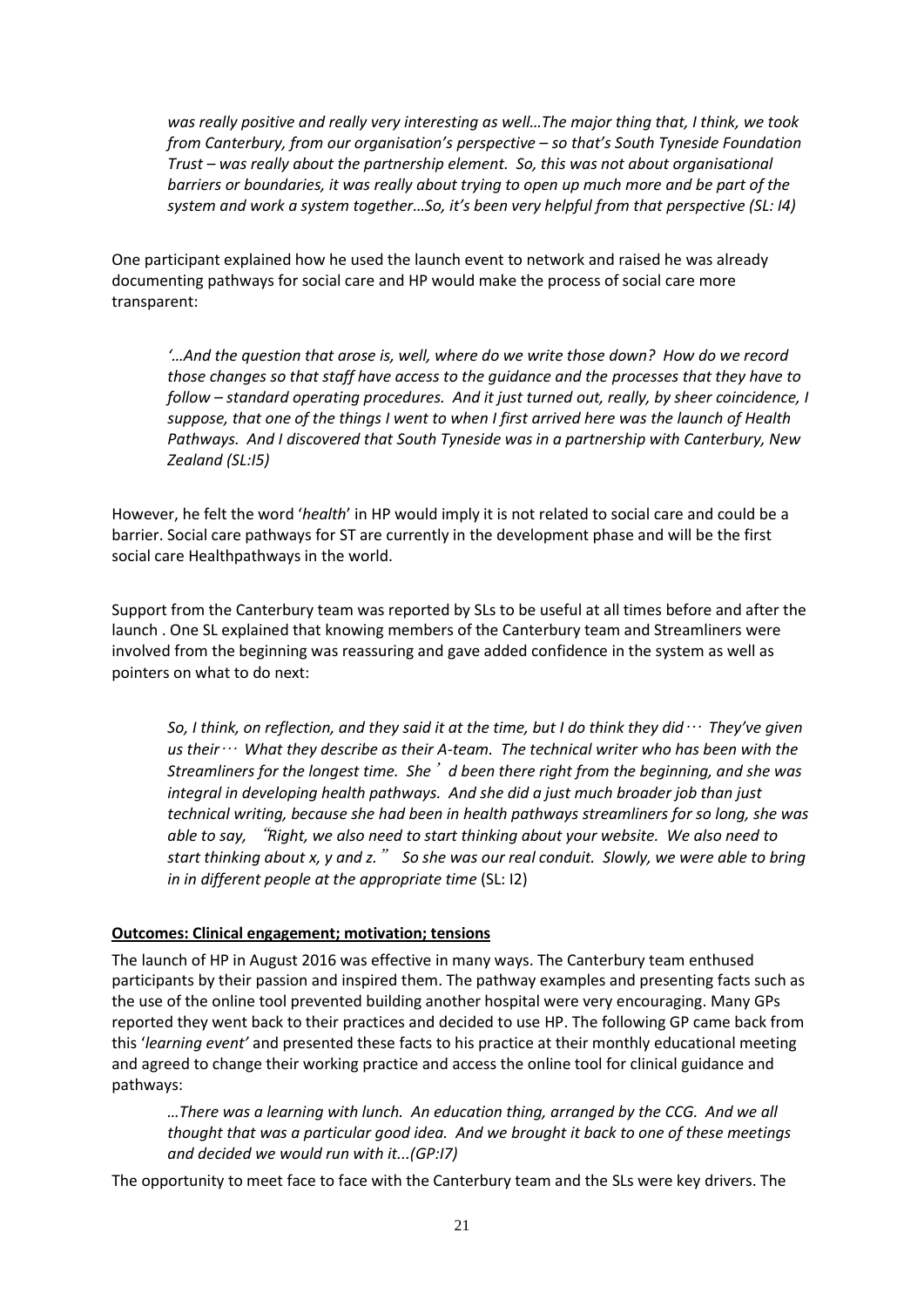*was really positive and really very interesting as well…The major thing that, I think, we took from Canterbury, from our organisation's perspective – so that's South Tyneside Foundation Trust – was really about the partnership element. So, this was not about organisational barriers or boundaries, it was really about trying to open up much more and be part of the system and work a system together…So, it's been very helpful from that perspective (SL: I4)*

One participant explained how he used the launch event to network and raised he was already documenting pathways for social care and HP would make the process of social care more transparent:

*'…And the question that arose is, well, where do we write those down? How do we record those changes so that staff have access to the guidance and the processes that they have to follow – standard operating procedures. And it just turned out, really, by sheer coincidence, I suppose, that one of the things I went to when I first arrived here was the launch of Health Pathways. And I discovered that South Tyneside was in a partnership with Canterbury, New Zealand (SL:I5)*

However, he felt the word '*health*' in HP would imply it is not related to social care and could be a barrier. Social care pathways for ST are currently in the development phase and will be the first social care Healthpathways in the world.

Support from the Canterbury team was reported by SLs to be useful at all times before and after the launch . One SL explained that knowing members of the Canterbury team and Streamliners were involved from the beginning was reassuring and gave added confidence in the system as well as pointers on what to do next:

*So, I think, on reflection, and they said it at the time, but I do think they did… They've given us their… What they describe as their A-team. The technical writer who has been with the Streamliners for the longest time. She'd been there right from the beginning, and she was integral in developing health pathways. And she did a just much broader job than just technical writing, because she had been in health pathways streamliners for so long, she was able to say, "Right, we also need to start thinking about your website. We also need to start thinking about x, y and z." So she was our real conduit. Slowly, we were able to bring in in different people at the appropriate time* (SL: I2)

**Outcomes: Clinical engagement; motivation; tensions**

The launch of HP in August 2016 was effective in many ways. The Canterbury team enthused participants by their passion and inspired them. The pathway examples and presenting facts such as the use of the online tool prevented building another hospital were very encouraging. Many GPs reported they went back to their practices and decided to use HP. The following GP came back from this '*learning event'* and presented these facts to his practice at their monthly educational meeting and agreed to change their working practice and access the online tool for clinical guidance and pathways:

*…There was a learning with lunch. An education thing, arranged by the CCG. And we all thought that was a particular good idea. And we brought it back to one of these meetings and decided we would run with it...(GP:I7)*

The opportunity to meet face to face with the Canterbury team and the SLs were key drivers. The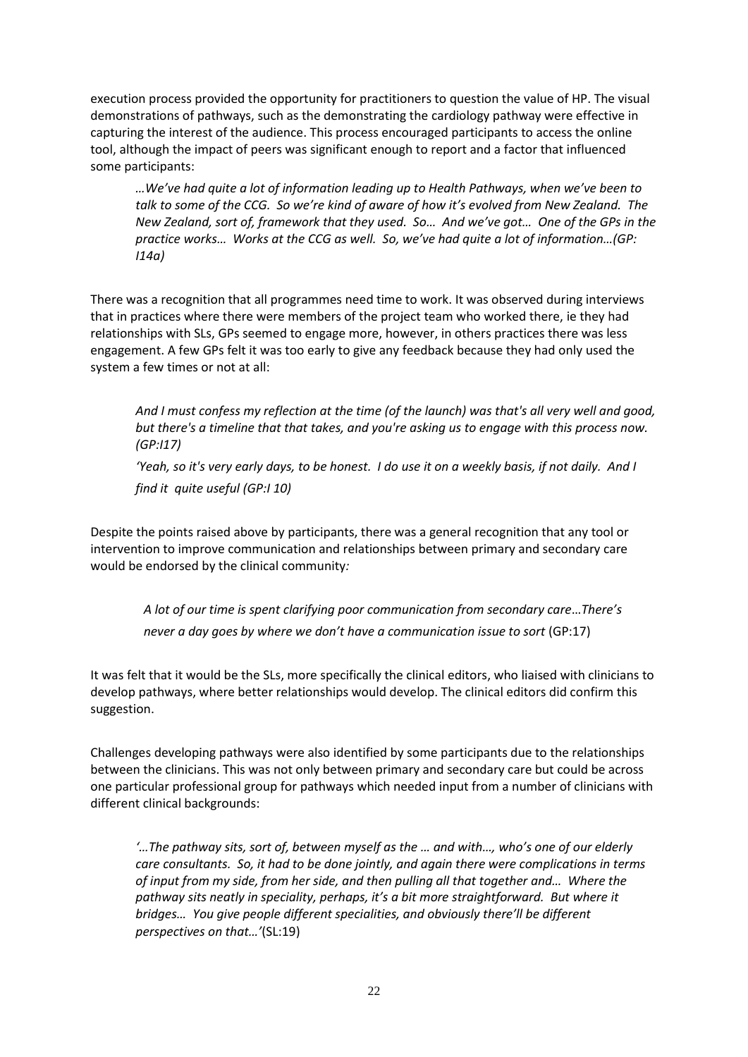execution process provided the opportunity for practitioners to question the value of HP. The visual demonstrations of pathways, such as the demonstrating the cardiology pathway were effective in capturing the interest of the audience. This process encouraged participants to access the online tool, although the impact of peers was significant enough to report and a factor that influenced some participants:

> *…We've had quite a lot of information leading up to Health Pathways, when we've been to talk to some of the CCG. So we're kind of aware of how it's evolved from New Zealand. The New Zealand, sort of, framework that they used. So… And we've got… One of the GPs in the practice works… Works at the CCG as well. So, we've had quite a lot of information…(GP: I14a)*

There was a recognition that all programmes need time to work. It was observed during interviews that in practices where there were members of the project team who worked there, ie they had relationships with SLs, GPs seemed to engage more, however, in others practices there was less engagement. A few GPs felt it was too early to give any feedback because they had only used the system a few times or not at all:

> *And I must confess my reflection at the time (of the launch) was that's all very well and good, but there's a timeline that that takes, and you're asking us to engage with this process now. (GP:I17)*
>
> *'Yeah, so it's very early days, to be honest. I do use it on a weekly basis, if not daily. And I find it quite useful (GP:I 10)*

Despite the points raised above by participants, there was a general recognition that any tool or intervention to improve communication and relationships between primary and secondary care would be endorsed by the clinical community*:*

> *A lot of our time is spent clarifying poor communication from secondary care…There's never a day goes by where we don't have a communication issue to sort* (GP:17)

It was felt that it would be the SLs, more specifically the clinical editors, who liaised with clinicians to develop pathways, where better relationships would develop. The clinical editors did confirm this suggestion.

Challenges developing pathways were also identified by some participants due to the relationships between the clinicians. This was not only between primary and secondary care but could be across one particular professional group for pathways which needed input from a number of clinicians with different clinical backgrounds:

> *'…The pathway sits, sort of, between myself as the … and with…, who's one of our elderly care consultants. So, it had to be done jointly, and again there were complications in terms of input from my side, from her side, and then pulling all that together and… Where the pathway sits neatly in speciality, perhaps, it's a bit more straightforward. But where it bridges… You give people different specialities, and obviously there'll be different perspectives on that…'*(SL:19)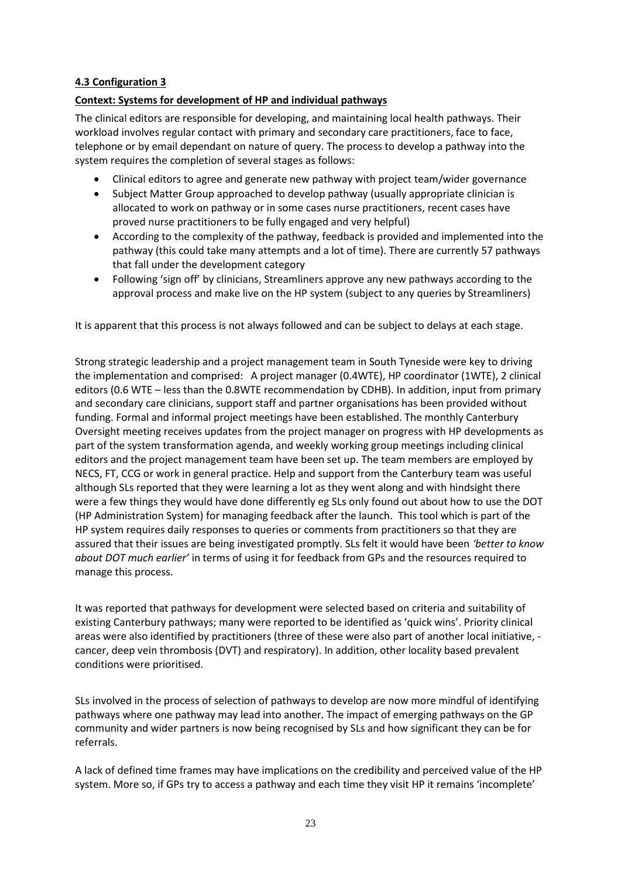**4.3 Configuration 3**

**Context: Systems for development of HP and individual pathways**

The clinical editors are responsible for developing, and maintaining local health pathways. Their workload involves regular contact with primary and secondary care practitioners, face to face, telephone or by email dependant on nature of query. The process to develop a pathway into the system requires the completion of several stages as follows:

- Clinical editors to agree and generate new pathway with project team/wider governance
- Subject Matter Group approached to develop pathway (usually appropriate clinician is allocated to work on pathway or in some cases nurse practitioners, recent cases have proved nurse practitioners to be fully engaged and very helpful)
- According to the complexity of the pathway, feedback is provided and implemented into the pathway (this could take many attempts and a lot of time). There are currently 57 pathways that fall under the development category
- Following 'sign off' by clinicians, Streamliners approve any new pathways according to the approval process and make live on the HP system (subject to any queries by Streamliners)

It is apparent that this process is not always followed and can be subject to delays at each stage.

Strong strategic leadership and a project management team in South Tyneside were key to driving the implementation and comprised: A project manager (0.4WTE), HP coordinator (1WTE), 2 clinical editors (0.6 WTE – less than the 0.8WTE recommendation by CDHB). In addition, input from primary and secondary care clinicians, support staff and partner organisations has been provided without funding. Formal and informal project meetings have been established. The monthly Canterbury Oversight meeting receives updates from the project manager on progress with HP developments as part of the system transformation agenda, and weekly working group meetings including clinical editors and the project management team have been set up. The team members are employed by NECS, FT, CCG or work in general practice. Help and support from the Canterbury team was useful although SLs reported that they were learning a lot as they went along and with hindsight there were a few things they would have done differently eg SLs only found out about how to use the DOT (HP Administration System) for managing feedback after the launch. This tool which is part of the HP system requires daily responses to queries or comments from practitioners so that they are assured that their issues are being investigated promptly. SLs felt it would have been *'better to know about DOT much earlier'* in terms of using it for feedback from GPs and the resources required to manage this process.

It was reported that pathways for development were selected based on criteria and suitability of existing Canterbury pathways; many were reported to be identified as 'quick wins'. Priority clinical areas were also identified by practitioners (three of these were also part of another local initiative, - cancer, deep vein thrombosis (DVT) and respiratory). In addition, other locality based prevalent conditions were prioritised.

SLs involved in the process of selection of pathways to develop are now more mindful of identifying pathways where one pathway may lead into another. The impact of emerging pathways on the GP community and wider partners is now being recognised by SLs and how significant they can be for referrals.

A lack of defined time frames may have implications on the credibility and perceived value of the HP system. More so, if GPs try to access a pathway and each time they visit HP it remains 'incomplete'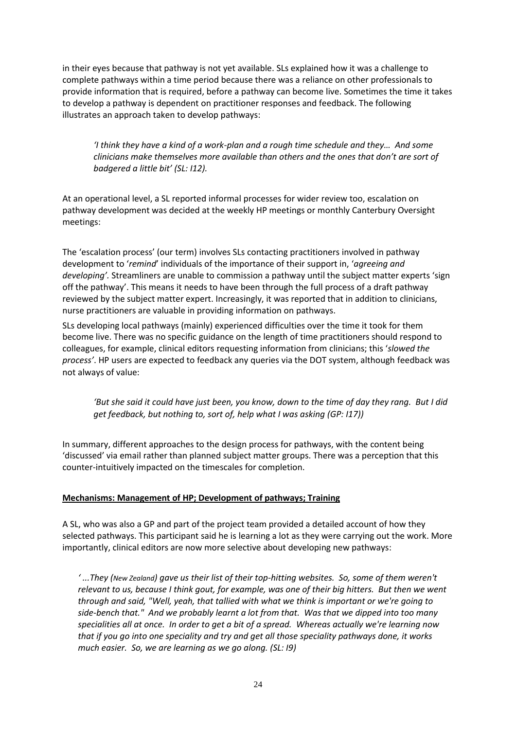in their eyes because that pathway is not yet available. SLs explained how it was a challenge to complete pathways within a time period because there was a reliance on other professionals to provide information that is required, before a pathway can become live. Sometimes the time it takes to develop a pathway is dependent on practitioner responses and feedback. The following illustrates an approach taken to develop pathways:

> *'I think they have a kind of a work-plan and a rough time schedule and they… And some clinicians make themselves more available than others and the ones that don't are sort of badgered a little bit' (SL: I12).*

At an operational level, a SL reported informal processes for wider review too, escalation on pathway development was decided at the weekly HP meetings or monthly Canterbury Oversight meetings:

The 'escalation process' (our term) involves SLs contacting practitioners involved in pathway development to '*remind*' individuals of the importance of their support in, '*agreeing and developing'.* Streamliners are unable to commission a pathway until the subject matter experts 'sign off the pathway'. This means it needs to have been through the full process of a draft pathway reviewed by the subject matter expert. Increasingly, it was reported that in addition to clinicians, nurse practitioners are valuable in providing information on pathways.

SLs developing local pathways (mainly) experienced difficulties over the time it took for them become live. There was no specific guidance on the length of time practitioners should respond to colleagues, for example, clinical editors requesting information from clinicians; this '*slowed the process'*. HP users are expected to feedback any queries via the DOT system, although feedback was not always of value:

> *'But she said it could have just been, you know, down to the time of day they rang. But I did get feedback, but nothing to, sort of, help what I was asking (GP: I17))*

In summary, different approaches to the design process for pathways, with the content being 'discussed' via email rather than planned subject matter groups. There was a perception that this counter-intuitively impacted on the timescales for completion.

**<u>Mechanisms: Management of HP; Development of pathways; Training</u>**

A SL, who was also a GP and part of the project team provided a detailed account of how they selected pathways. This participant said he is learning a lot as they were carrying out the work. More importantly, clinical editors are now more selective about developing new pathways:

> *' ...They (New Zealand) gave us their list of their top-hitting websites. So, some of them weren't relevant to us, because I think gout, for example, was one of their big hitters. But then we went through and said, "Well, yeah, that tallied with what we think is important or we're going to side-bench that." And we probably learnt a lot from that. Was that we dipped into too many specialities all at once. In order to get a bit of a spread. Whereas actually we're learning now that if you go into one speciality and try and get all those speciality pathways done, it works much easier. So, we are learning as we go along. (SL: I9)*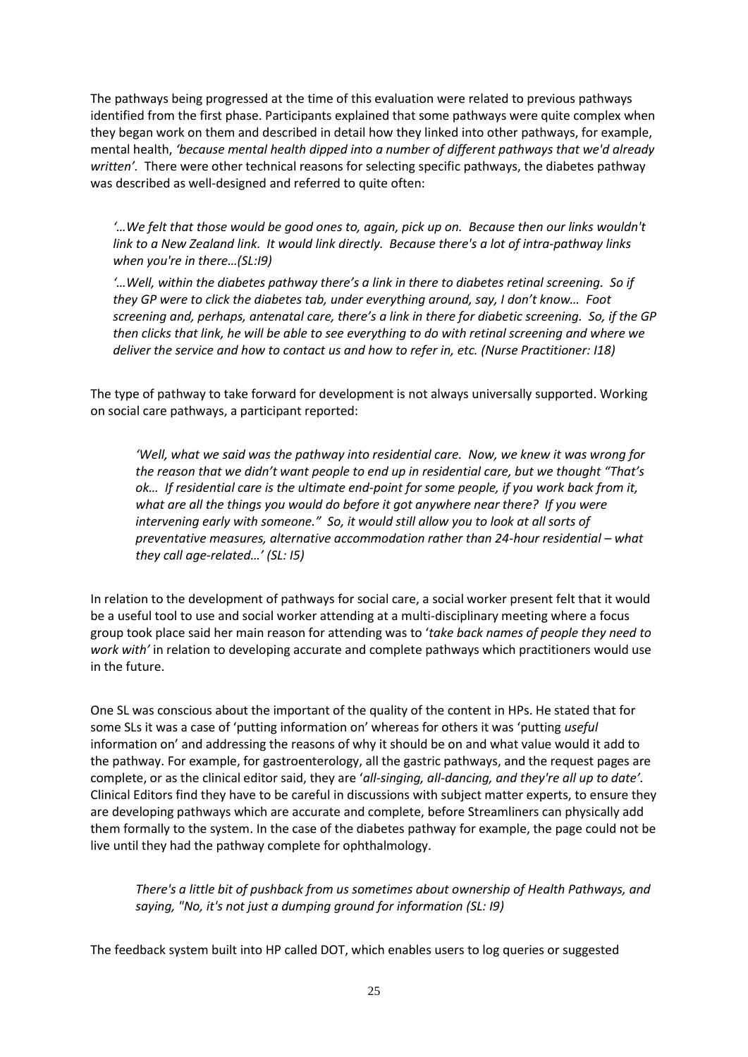The pathways being progressed at the time of this evaluation were related to previous pathways identified from the first phase. Participants explained that some pathways were quite complex when they began work on them and described in detail how they linked into other pathways, for example, mental health, *'because mental health dipped into a number of different pathways that we'd already written'*. There were other technical reasons for selecting specific pathways, the diabetes pathway was described as well-designed and referred to quite often:

> *'…We felt that those would be good ones to, again, pick up on. Because then our links wouldn't link to a New Zealand link. It would link directly. Because there's a lot of intra-pathway links when you're in there…(SL:I9)*
>
> *'…Well, within the diabetes pathway there's a link in there to diabetes retinal screening. So if they GP were to click the diabetes tab, under everything around, say, I don't know… Foot screening and, perhaps, antenatal care, there's a link in there for diabetic screening. So, if the GP then clicks that link, he will be able to see everything to do with retinal screening and where we deliver the service and how to contact us and how to refer in, etc. (Nurse Practitioner: I18)*

The type of pathway to take forward for development is not always universally supported. Working on social care pathways, a participant reported:

> *'Well, what we said was the pathway into residential care. Now, we knew it was wrong for the reason that we didn't want people to end up in residential care, but we thought "That's ok… If residential care is the ultimate end-point for some people, if you work back from it, what are all the things you would do before it got anywhere near there? If you were intervening early with someone." So, it would still allow you to look at all sorts of preventative measures, alternative accommodation rather than 24-hour residential – what they call age-related…' (SL: I5)*

In relation to the development of pathways for social care, a social worker present felt that it would be a useful tool to use and social worker attending at a multi-disciplinary meeting where a focus group took place said her main reason for attending was to '*take back names of people they need to work with'* in relation to developing accurate and complete pathways which practitioners would use in the future.

One SL was conscious about the important of the quality of the content in HPs. He stated that for some SLs it was a case of 'putting information on' whereas for others it was 'putting *useful* information on' and addressing the reasons of why it should be on and what value would it add to the pathway. For example, for gastroenterology, all the gastric pathways, and the request pages are complete, or as the clinical editor said, they are '*all-singing, all-dancing, and they're all up to date'.* Clinical Editors find they have to be careful in discussions with subject matter experts, to ensure they are developing pathways which are accurate and complete, before Streamliners can physically add them formally to the system. In the case of the diabetes pathway for example, the page could not be live until they had the pathway complete for ophthalmology.

> *There's a little bit of pushback from us sometimes about ownership of Health Pathways, and saying, "No, it's not just a dumping ground for information (SL: I9)*

The feedback system built into HP called DOT, which enables users to log queries or suggested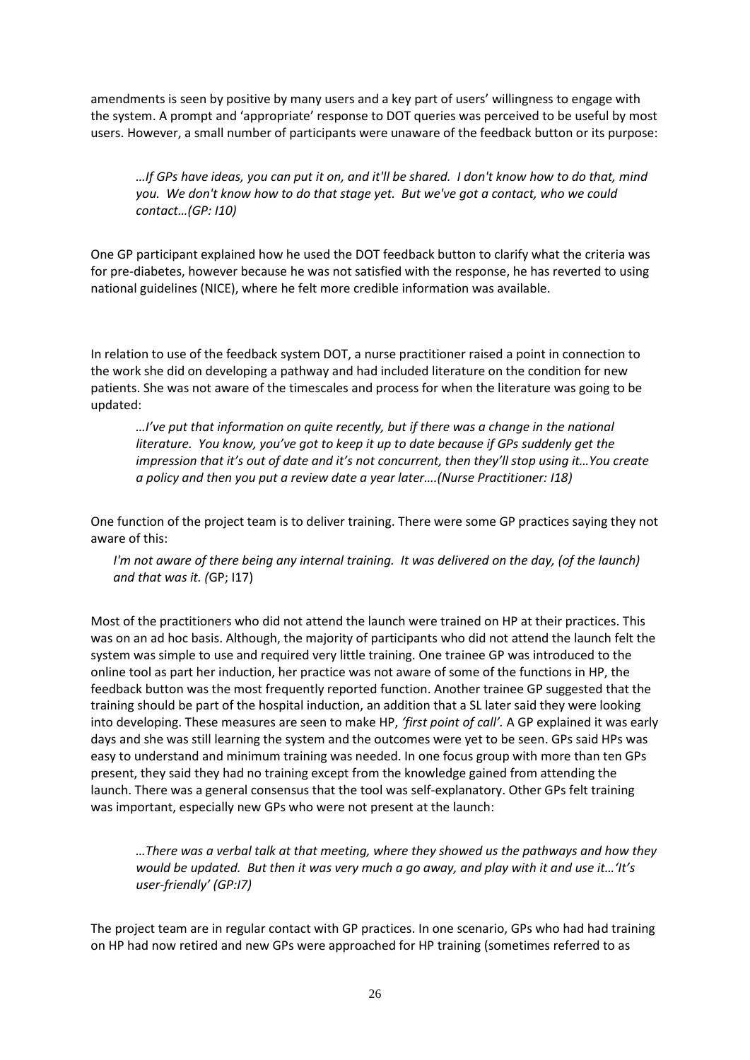amendments is seen by positive by many users and a key part of users' willingness to engage with the system. A prompt and 'appropriate' response to DOT queries was perceived to be useful by most users. However, a small number of participants were unaware of the feedback button or its purpose:

> *…If GPs have ideas, you can put it on, and it'll be shared. I don't know how to do that, mind you. We don't know how to do that stage yet. But we've got a contact, who we could contact…(GP: I10)*

One GP participant explained how he used the DOT feedback button to clarify what the criteria was for pre-diabetes, however because he was not satisfied with the response, he has reverted to using national guidelines (NICE), where he felt more credible information was available.

In relation to use of the feedback system DOT, a nurse practitioner raised a point in connection to the work she did on developing a pathway and had included literature on the condition for new patients. She was not aware of the timescales and process for when the literature was going to be updated:

> *…I've put that information on quite recently, but if there was a change in the national literature. You know, you've got to keep it up to date because if GPs suddenly get the impression that it's out of date and it's not concurrent, then they'll stop using it…You create a policy and then you put a review date a year later….(Nurse Practitioner: I18)*

One function of the project team is to deliver training. There were some GP practices saying they not aware of this:

> *I'm not aware of there being any internal training. It was delivered on the day, (of the launch) and that was it. (*GP; I17)

Most of the practitioners who did not attend the launch were trained on HP at their practices. This was on an ad hoc basis. Although, the majority of participants who did not attend the launch felt the system was simple to use and required very little training. One trainee GP was introduced to the online tool as part her induction, her practice was not aware of some of the functions in HP, the feedback button was the most frequently reported function. Another trainee GP suggested that the training should be part of the hospital induction, an addition that a SL later said they were looking into developing. These measures are seen to make HP, *'first point of call'.* A GP explained it was early days and she was still learning the system and the outcomes were yet to be seen. GPs said HPs was easy to understand and minimum training was needed. In one focus group with more than ten GPs present, they said they had no training except from the knowledge gained from attending the launch. There was a general consensus that the tool was self-explanatory. Other GPs felt training was important, especially new GPs who were not present at the launch:

> *…There was a verbal talk at that meeting, where they showed us the pathways and how they would be updated. But then it was very much a go away, and play with it and use it…'It's user-friendly' (GP:I7)*

The project team are in regular contact with GP practices. In one scenario, GPs who had had training on HP had now retired and new GPs were approached for HP training (sometimes referred to as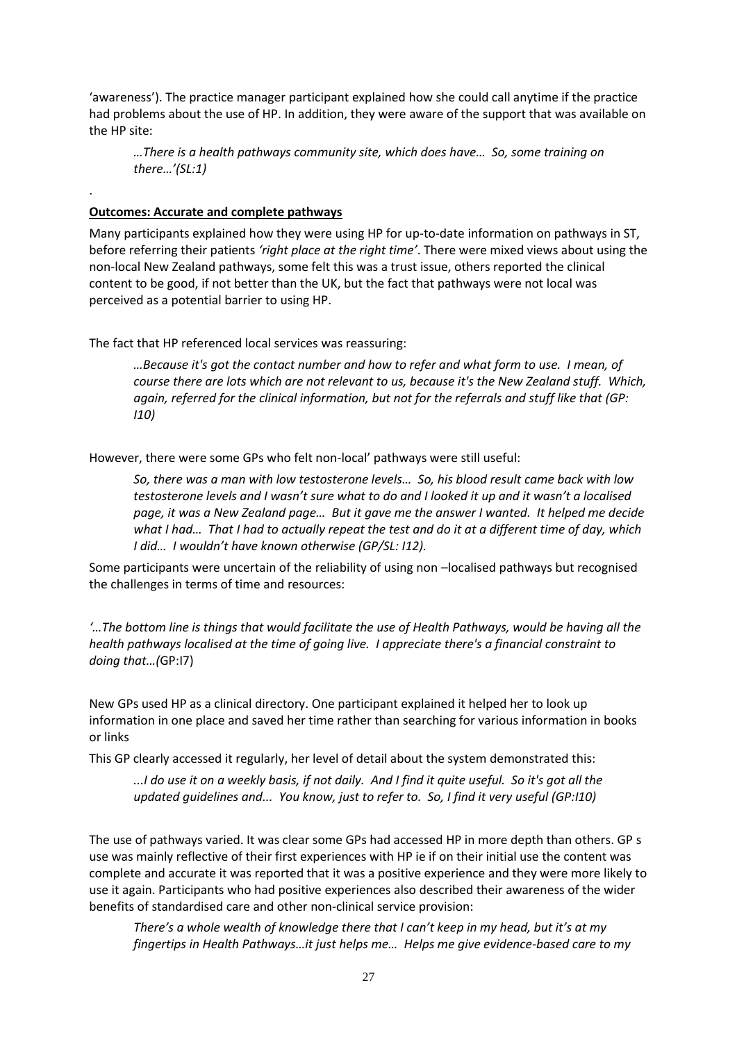'awareness'). The practice manager participant explained how she could call anytime if the practice had problems about the use of HP. In addition, they were aware of the support that was available on the HP site:

> *…There is a health pathways community site, which does have… So, some training on there…'(SL:1)*

.

**Outcomes: Accurate and complete pathways**

Many participants explained how they were using HP for up-to-date information on pathways in ST, before referring their patients *'right place at the right time'*. There were mixed views about using the non-local New Zealand pathways, some felt this was a trust issue, others reported the clinical content to be good, if not better than the UK, but the fact that pathways were not local was perceived as a potential barrier to using HP.

The fact that HP referenced local services was reassuring:

> *…Because it's got the contact number and how to refer and what form to use. I mean, of course there are lots which are not relevant to us, because it's the New Zealand stuff. Which, again, referred for the clinical information, but not for the referrals and stuff like that (GP: I10)*

However, there were some GPs who felt non-local' pathways were still useful:

> *So, there was a man with low testosterone levels… So, his blood result came back with low testosterone levels and I wasn't sure what to do and I looked it up and it wasn't a localised page, it was a New Zealand page… But it gave me the answer I wanted. It helped me decide what I had… That I had to actually repeat the test and do it at a different time of day, which I did… I wouldn't have known otherwise (GP/SL: I12).*

Some participants were uncertain of the reliability of using non –localised pathways but recognised the challenges in terms of time and resources:

*'…The bottom line is things that would facilitate the use of Health Pathways, would be having all the health pathways localised at the time of going live. I appreciate there's a financial constraint to doing that…(*GP:I7)

New GPs used HP as a clinical directory. One participant explained it helped her to look up information in one place and saved her time rather than searching for various information in books or links

This GP clearly accessed it regularly, her level of detail about the system demonstrated this:

> *...I do use it on a weekly basis, if not daily. And I find it quite useful. So it's got all the updated guidelines and... You know, just to refer to. So, I find it very useful (GP:I10)*

The use of pathways varied. It was clear some GPs had accessed HP in more depth than others. GP s use was mainly reflective of their first experiences with HP ie if on their initial use the content was complete and accurate it was reported that it was a positive experience and they were more likely to use it again. Participants who had positive experiences also described their awareness of the wider benefits of standardised care and other non-clinical service provision:

> *There's a whole wealth of knowledge there that I can't keep in my head, but it's at my fingertips in Health Pathways…it just helps me… Helps me give evidence-based care to my*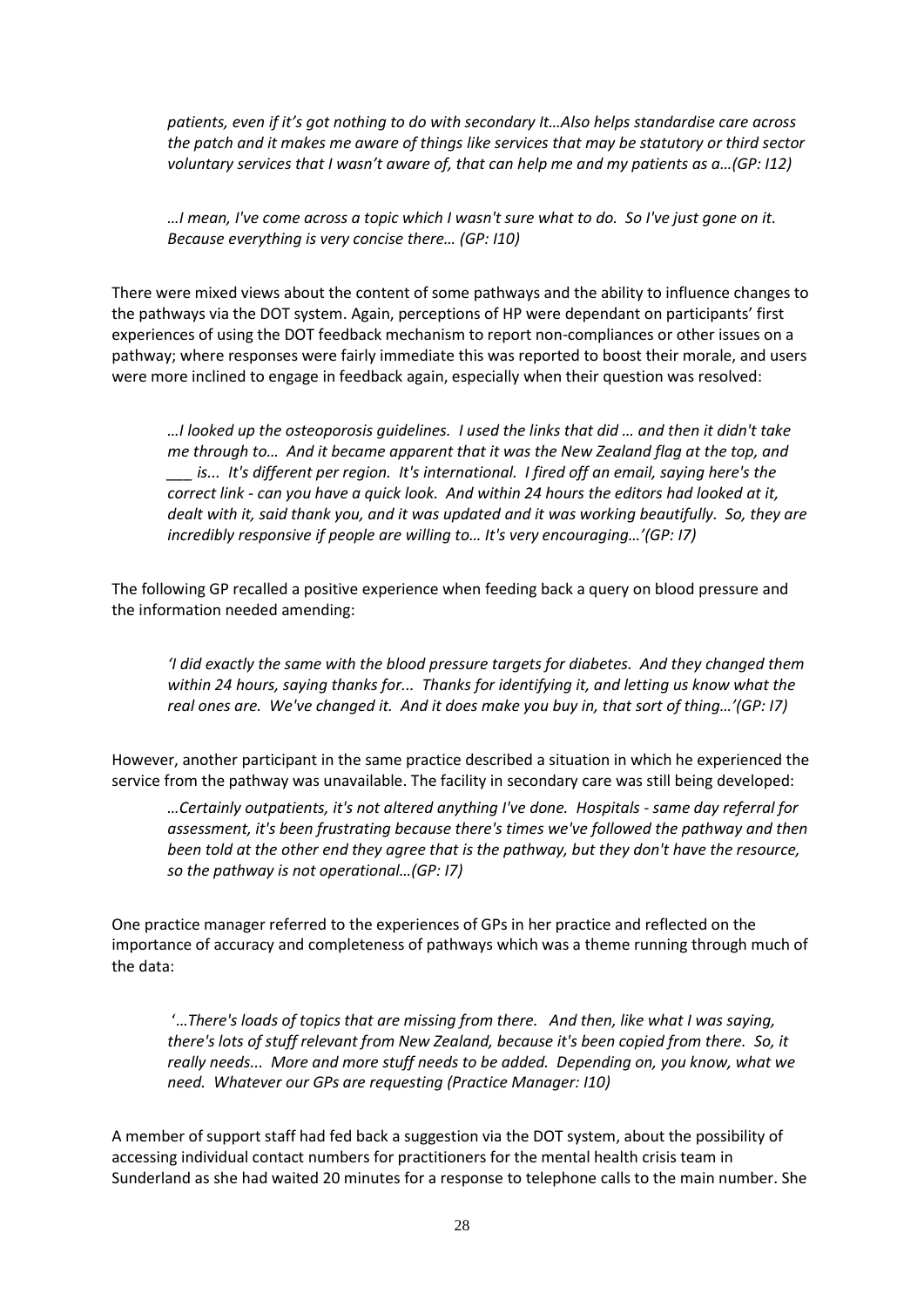*patients, even if it's got nothing to do with secondary It…Also helps standardise care across the patch and it makes me aware of things like services that may be statutory or third sector voluntary services that I wasn't aware of, that can help me and my patients as a…(GP: I12)*

*…I mean, I've come across a topic which I wasn't sure what to do. So I've just gone on it. Because everything is very concise there… (GP: I10)*

There were mixed views about the content of some pathways and the ability to influence changes to the pathways via the DOT system. Again, perceptions of HP were dependant on participants' first experiences of using the DOT feedback mechanism to report non-compliances or other issues on a pathway; where responses were fairly immediate this was reported to boost their morale, and users were more inclined to engage in feedback again, especially when their question was resolved:

*…I looked up the osteoporosis guidelines. I used the links that did … and then it didn't take me through to… And it became apparent that it was the New Zealand flag at the top, and ___ is... It's different per region. It's international. I fired off an email, saying here's the correct link - can you have a quick look. And within 24 hours the editors had looked at it, dealt with it, said thank you, and it was updated and it was working beautifully. So, they are incredibly responsive if people are willing to… It's very encouraging…'(GP: I7)*

The following GP recalled a positive experience when feeding back a query on blood pressure and the information needed amending:

*'I did exactly the same with the blood pressure targets for diabetes. And they changed them within 24 hours, saying thanks for... Thanks for identifying it, and letting us know what the real ones are. We've changed it. And it does make you buy in, that sort of thing…'(GP: I7)*

However, another participant in the same practice described a situation in which he experienced the service from the pathway was unavailable. The facility in secondary care was still being developed:

*…Certainly outpatients, it's not altered anything I've done. Hospitals - same day referral for assessment, it's been frustrating because there's times we've followed the pathway and then been told at the other end they agree that is the pathway, but they don't have the resource, so the pathway is not operational…(GP: I7)*

One practice manager referred to the experiences of GPs in her practice and reflected on the importance of accuracy and completeness of pathways which was a theme running through much of the data:

*'…There's loads of topics that are missing from there. And then, like what I was saying, there's lots of stuff relevant from New Zealand, because it's been copied from there. So, it really needs... More and more stuff needs to be added. Depending on, you know, what we need. Whatever our GPs are requesting (Practice Manager: I10)*

A member of support staff had fed back a suggestion via the DOT system, about the possibility of accessing individual contact numbers for practitioners for the mental health crisis team in Sunderland as she had waited 20 minutes for a response to telephone calls to the main number. She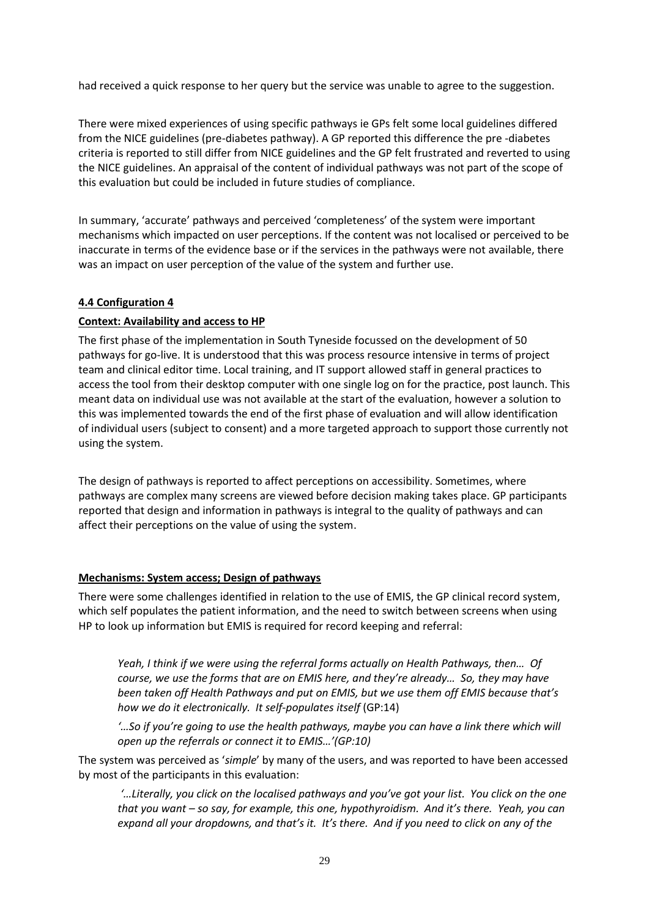had received a quick response to her query but the service was unable to agree to the suggestion.

There were mixed experiences of using specific pathways ie GPs felt some local guidelines differed from the NICE guidelines (pre-diabetes pathway). A GP reported this difference the pre -diabetes criteria is reported to still differ from NICE guidelines and the GP felt frustrated and reverted to using the NICE guidelines. An appraisal of the content of individual pathways was not part of the scope of this evaluation but could be included in future studies of compliance.

In summary, 'accurate' pathways and perceived 'completeness' of the system were important mechanisms which impacted on user perceptions. If the content was not localised or perceived to be inaccurate in terms of the evidence base or if the services in the pathways were not available, there was an impact on user perception of the value of the system and further use.

### 4.4 Configuration 4

**Context: Availability and access to HP**

The first phase of the implementation in South Tyneside focussed on the development of 50 pathways for go-live. It is understood that this was process resource intensive in terms of project team and clinical editor time. Local training, and IT support allowed staff in general practices to access the tool from their desktop computer with one single log on for the practice, post launch. This meant data on individual use was not available at the start of the evaluation, however a solution to this was implemented towards the end of the first phase of evaluation and will allow identification of individual users (subject to consent) and a more targeted approach to support those currently not using the system.

The design of pathways is reported to affect perceptions on accessibility. Sometimes, where pathways are complex many screens are viewed before decision making takes place. GP participants reported that design and information in pathways is integral to the quality of pathways and can affect their perceptions on the value of using the system.

**Mechanisms: System access; Design of pathways**

There were some challenges identified in relation to the use of EMIS, the GP clinical record system, which self populates the patient information, and the need to switch between screens when using HP to look up information but EMIS is required for record keeping and referral:

> *Yeah, I think if we were using the referral forms actually on Health Pathways, then… Of course, we use the forms that are on EMIS here, and they're already… So, they may have been taken off Health Pathways and put on EMIS, but we use them off EMIS because that's how we do it electronically. It self-populates itself* (GP:14)
>
> *'…So if you're going to use the health pathways, maybe you can have a link there which will open up the referrals or connect it to EMIS…'(GP:10)*

The system was perceived as '*simple*' by many of the users, and was reported to have been accessed by most of the participants in this evaluation:

> *'…Literally, you click on the localised pathways and you've got your list. You click on the one that you want – so say, for example, this one, hypothyroidism. And it's there. Yeah, you can expand all your dropdowns, and that's it. It's there. And if you need to click on any of the*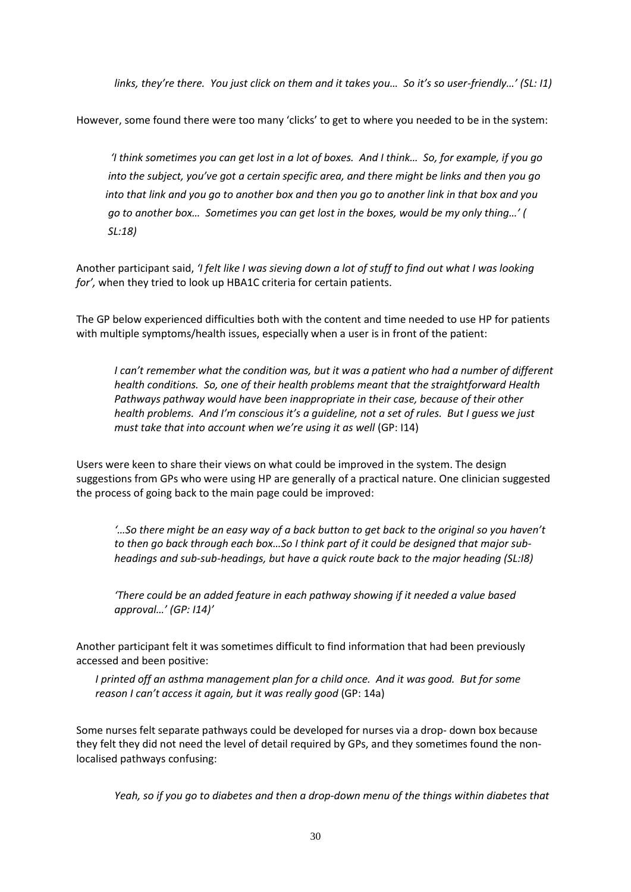*links, they're there. You just click on them and it takes you… So it's so user-friendly…' (SL: I1)*

However, some found there were too many 'clicks' to get to where you needed to be in the system:

> *'I think sometimes you can get lost in a lot of boxes. And I think… So, for example, if you go into the subject, you've got a certain specific area, and there might be links and then you go into that link and you go to another box and then you go to another link in that box and you go to another box… Sometimes you can get lost in the boxes, would be my only thing…' ( SL:18)*

Another participant said, *'I felt like I was sieving down a lot of stuff to find out what I was looking for',* when they tried to look up HBA1C criteria for certain patients.

The GP below experienced difficulties both with the content and time needed to use HP for patients with multiple symptoms/health issues, especially when a user is in front of the patient:

> *I can't remember what the condition was, but it was a patient who had a number of different health conditions. So, one of their health problems meant that the straightforward Health Pathways pathway would have been inappropriate in their case, because of their other health problems. And I'm conscious it's a guideline, not a set of rules. But I guess we just must take that into account when we're using it as well* (GP: I14)

Users were keen to share their views on what could be improved in the system. The design suggestions from GPs who were using HP are generally of a practical nature. One clinician suggested the process of going back to the main page could be improved:

> *'…So there might be an easy way of a back button to get back to the original so you haven't to then go back through each box…So I think part of it could be designed that major sub-headings and sub-sub-headings, but have a quick route back to the major heading (SL:I8)*

> *'There could be an added feature in each pathway showing if it needed a value based approval…' (GP: I14)'*

Another participant felt it was sometimes difficult to find information that had been previously accessed and been positive:

> *I printed off an asthma management plan for a child once. And it was good. But for some reason I can't access it again, but it was really good* (GP: 14a)

Some nurses felt separate pathways could be developed for nurses via a drop- down box because they felt they did not need the level of detail required by GPs, and they sometimes found the non-localised pathways confusing:

> *Yeah, so if you go to diabetes and then a drop-down menu of the things within diabetes that*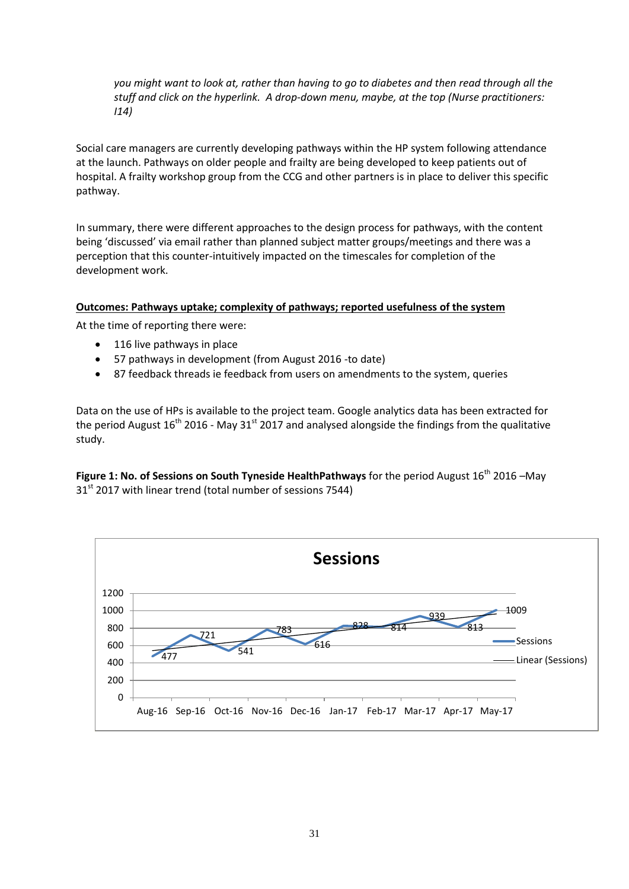*you might want to look at, rather than having to go to diabetes and then read through all the stuff and click on the hyperlink. A drop-down menu, maybe, at the top (Nurse practitioners: I14)*

Social care managers are currently developing pathways within the HP system following attendance at the launch. Pathways on older people and frailty are being developed to keep patients out of hospital. A frailty workshop group from the CCG and other partners is in place to deliver this specific pathway.

In summary, there were different approaches to the design process for pathways, with the content being 'discussed' via email rather than planned subject matter groups/meetings and there was a perception that this counter-intuitively impacted on the timescales for completion of the development work.

**Outcomes: Pathways uptake; complexity of pathways; reported usefulness of the system**

At the time of reporting there were:

- 116 live pathways in place
- 57 pathways in development (from August 2016 -to date)
- 87 feedback threads ie feedback from users on amendments to the system, queries

Data on the use of HPs is available to the project team. Google analytics data has been extracted for the period August 16th 2016 - May 31st 2017 and analysed alongside the findings from the qualitative study.

**Figure 1: No. of Sessions on South Tyneside HealthPathways** for the period August 16th 2016 –May 31st 2017 with linear trend (total number of sessions 7544)

| Month | Sessions |
|---|---|
| Aug-16 | 477 |
| Sep-16 | 721 |
| Oct-16 | 541 |
| Nov-16 | 783 |
| Dec-16 | 616 |
| Jan-17 | 828 |
| Feb-17 | 814 |
| Mar-17 | 939 |
| Apr-17 | 813 |
| May-17 | 1009 |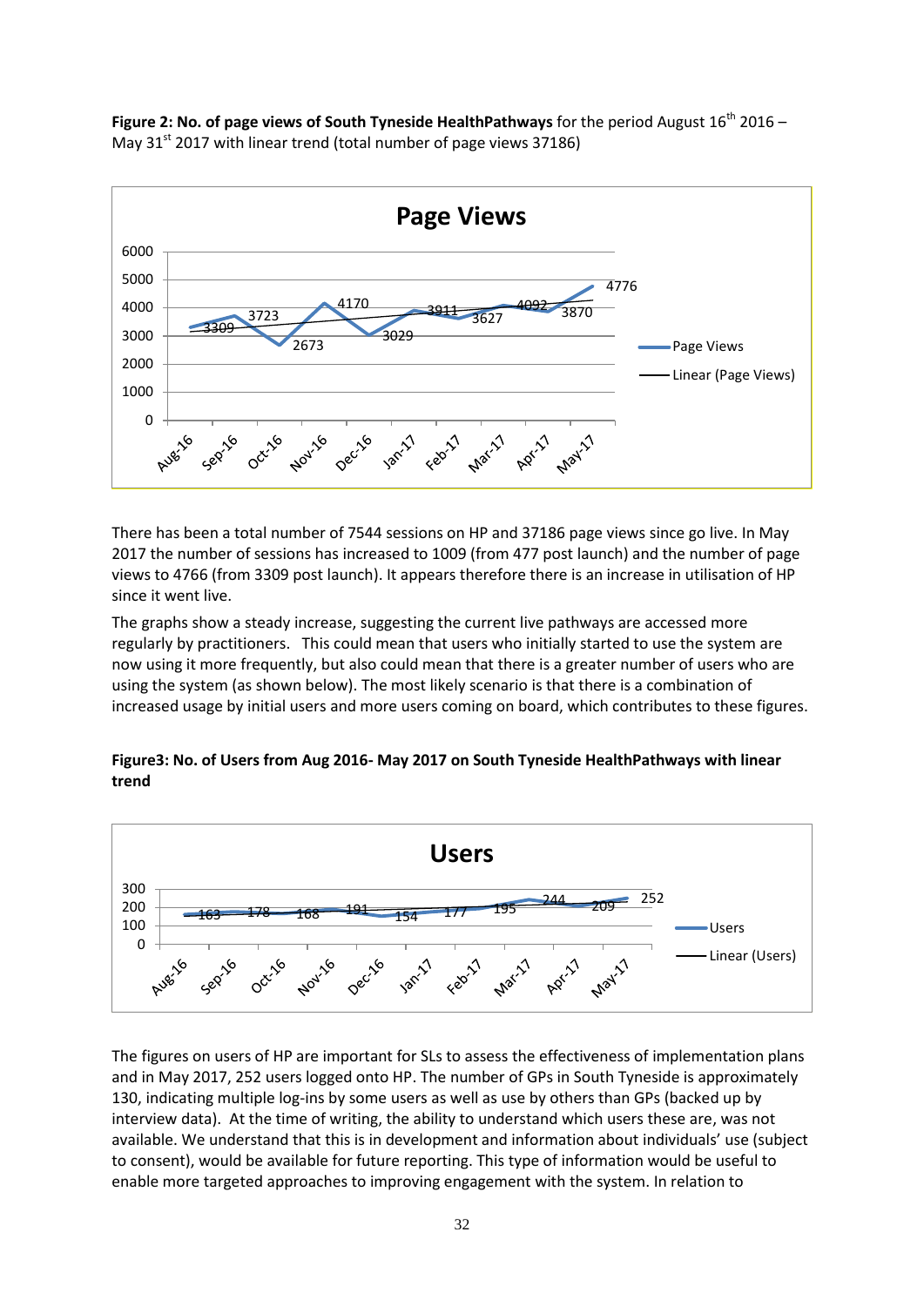**Figure 2: No. of page views of South Tyneside HealthPathways** for the period August 16th 2016 – May 31st 2017 with linear trend (total number of page views 37186)

There has been a total number of 7544 sessions on HP and 37186 page views since go live. In May 2017 the number of sessions has increased to 1009 (from 477 post launch) and the number of page views to 4766 (from 3309 post launch). It appears therefore there is an increase in utilisation of HP since it went live.

The graphs show a steady increase, suggesting the current live pathways are accessed more regularly by practitioners. This could mean that users who initially started to use the system are now using it more frequently, but also could mean that there is a greater number of users who are using the system (as shown below). The most likely scenario is that there is a combination of increased usage by initial users and more users coming on board, which contributes to these figures.

**Figure3: No. of Users from Aug 2016- May 2017 on South Tyneside HealthPathways with linear trend**

The figures on users of HP are important for SLs to assess the effectiveness of implementation plans and in May 2017, 252 users logged onto HP. The number of GPs in South Tyneside is approximately 130, indicating multiple log-ins by some users as well as use by others than GPs (backed up by interview data). At the time of writing, the ability to understand which users these are, was not available. We understand that this is in development and information about individuals' use (subject to consent), would be available for future reporting. This type of information would be useful to enable more targeted approaches to improving engagement with the system. In relation to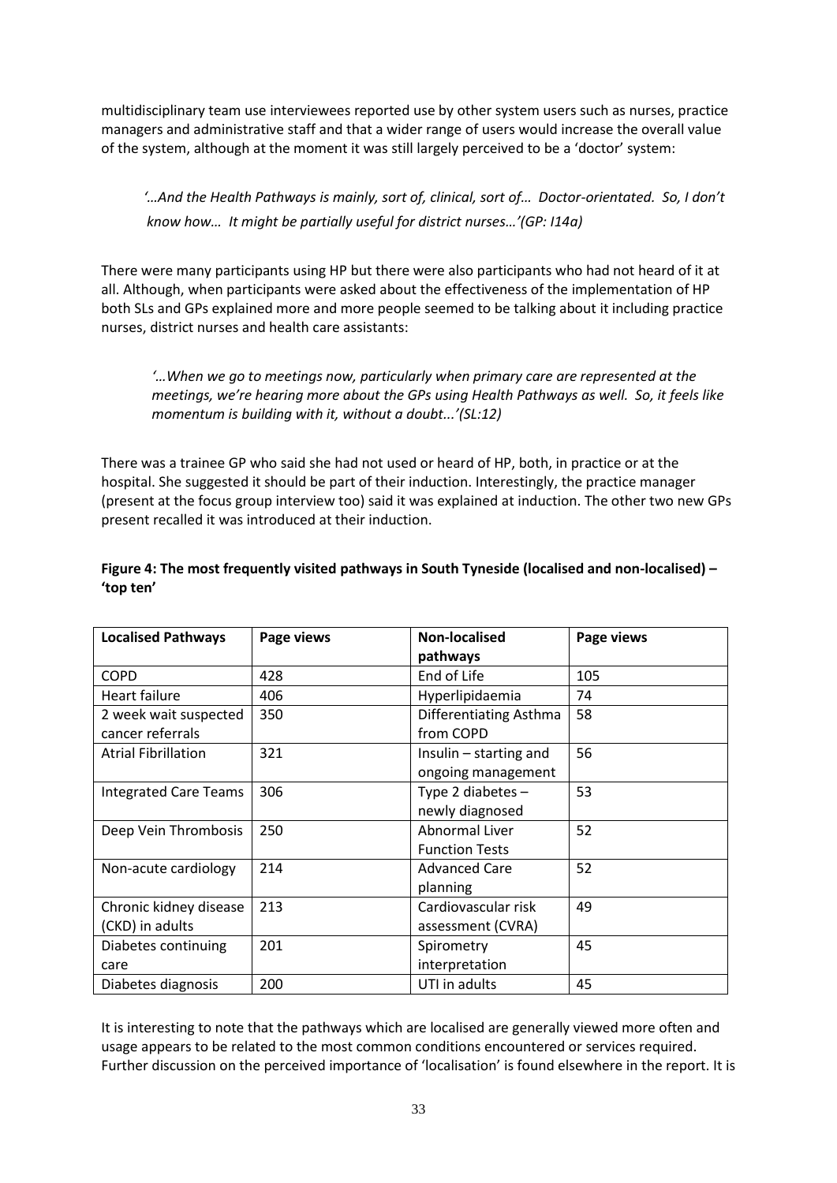multidisciplinary team use interviewees reported use by other system users such as nurses, practice managers and administrative staff and that a wider range of users would increase the overall value of the system, although at the moment it was still largely perceived to be a 'doctor' system:

> *'…And the Health Pathways is mainly, sort of, clinical, sort of… Doctor-orientated. So, I don't know how… It might be partially useful for district nurses…'(GP: I14a)*

There were many participants using HP but there were also participants who had not heard of it at all. Although, when participants were asked about the effectiveness of the implementation of HP both SLs and GPs explained more and more people seemed to be talking about it including practice nurses, district nurses and health care assistants:

> *'…When we go to meetings now, particularly when primary care are represented at the meetings, we're hearing more about the GPs using Health Pathways as well. So, it feels like momentum is building with it, without a doubt...'(SL:12)*

There was a trainee GP who said she had not used or heard of HP, both, in practice or at the hospital. She suggested it should be part of their induction. Interestingly, the practice manager (present at the focus group interview too) said it was explained at induction. The other two new GPs present recalled it was introduced at their induction.

**Figure 4: The most frequently visited pathways in South Tyneside (localised and non-localised) – 'top ten'**

| Localised Pathways | Page views | Non-localised pathways | Page views |
|---|---|---|---|
| COPD | 428 | End of Life | 105 |
| Heart failure | 406 | Hyperlipidaemia | 74 |
| 2 week wait suspected cancer referrals | 350 | Differentiating Asthma from COPD | 58 |
| Atrial Fibrillation | 321 | Insulin – starting and ongoing management | 56 |
| Integrated Care Teams | 306 | Type 2 diabetes – newly diagnosed | 53 |
| Deep Vein Thrombosis | 250 | Abnormal Liver Function Tests | 52 |
| Non-acute cardiology | 214 | Advanced Care planning | 52 |
| Chronic kidney disease (CKD) in adults | 213 | Cardiovascular risk assessment (CVRA) | 49 |
| Diabetes continuing care | 201 | Spirometry interpretation | 45 |
| Diabetes diagnosis | 200 | UTI in adults | 45 |

It is interesting to note that the pathways which are localised are generally viewed more often and usage appears to be related to the most common conditions encountered or services required. Further discussion on the perceived importance of 'localisation' is found elsewhere in the report. It is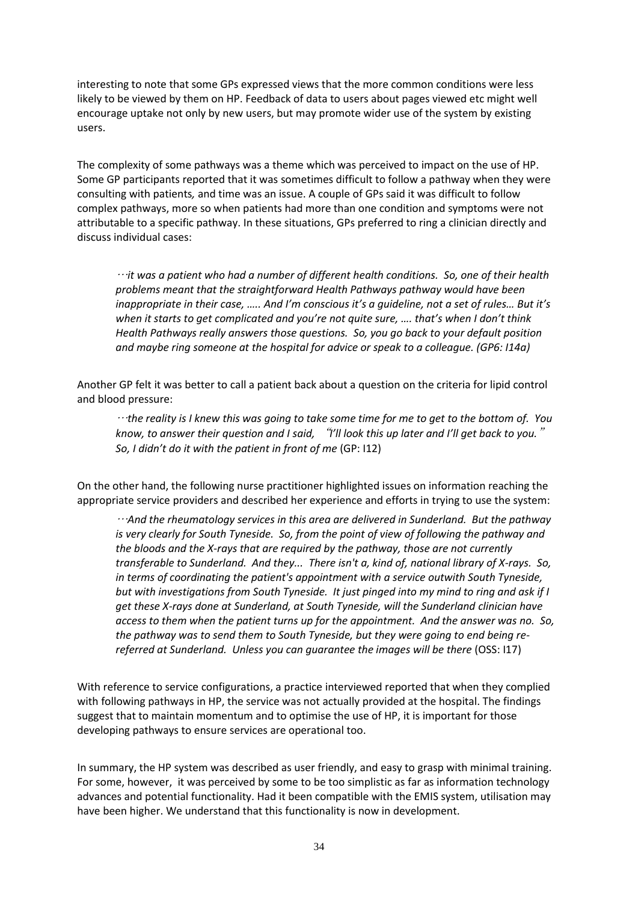interesting to note that some GPs expressed views that the more common conditions were less likely to be viewed by them on HP. Feedback of data to users about pages viewed etc might well encourage uptake not only by new users, but may promote wider use of the system by existing users.

The complexity of some pathways was a theme which was perceived to impact on the use of HP. Some GP participants reported that it was sometimes difficult to follow a pathway when they were consulting with patients, and time was an issue. A couple of GPs said it was difficult to follow complex pathways, more so when patients had more than one condition and symptoms were not attributable to a specific pathway. In these situations, GPs preferred to ring a clinician directly and discuss individual cases:

> *…it was a patient who had a number of different health conditions. So, one of their health problems meant that the straightforward Health Pathways pathway would have been inappropriate in their case, ….. And I'm conscious it's a guideline, not a set of rules… But it's when it starts to get complicated and you're not quite sure, …. that's when I don't think Health Pathways really answers those questions. So, you go back to your default position and maybe ring someone at the hospital for advice or speak to a colleague. (GP6: I14a)*

Another GP felt it was better to call a patient back about a question on the criteria for lipid control and blood pressure:

> *…the reality is I knew this was going to take some time for me to get to the bottom of. You know, to answer their question and I said, "I'll look this up later and I'll get back to you." So, I didn't do it with the patient in front of me* (GP: I12)

On the other hand, the following nurse practitioner highlighted issues on information reaching the appropriate service providers and described her experience and efforts in trying to use the system:

> *…And the rheumatology services in this area are delivered in Sunderland. But the pathway is very clearly for South Tyneside. So, from the point of view of following the pathway and the bloods and the X-rays that are required by the pathway, those are not currently transferable to Sunderland. And they... There isn't a, kind of, national library of X-rays. So, in terms of coordinating the patient's appointment with a service outwith South Tyneside, but with investigations from South Tyneside. It just pinged into my mind to ring and ask if I get these X-rays done at Sunderland, at South Tyneside, will the Sunderland clinician have access to them when the patient turns up for the appointment. And the answer was no. So, the pathway was to send them to South Tyneside, but they were going to end being re-referred at Sunderland. Unless you can guarantee the images will be there* (OSS: I17)

With reference to service configurations, a practice interviewed reported that when they complied with following pathways in HP, the service was not actually provided at the hospital. The findings suggest that to maintain momentum and to optimise the use of HP, it is important for those developing pathways to ensure services are operational too.

In summary, the HP system was described as user friendly, and easy to grasp with minimal training. For some, however, it was perceived by some to be too simplistic as far as information technology advances and potential functionality. Had it been compatible with the EMIS system, utilisation may have been higher. We understand that this functionality is now in development.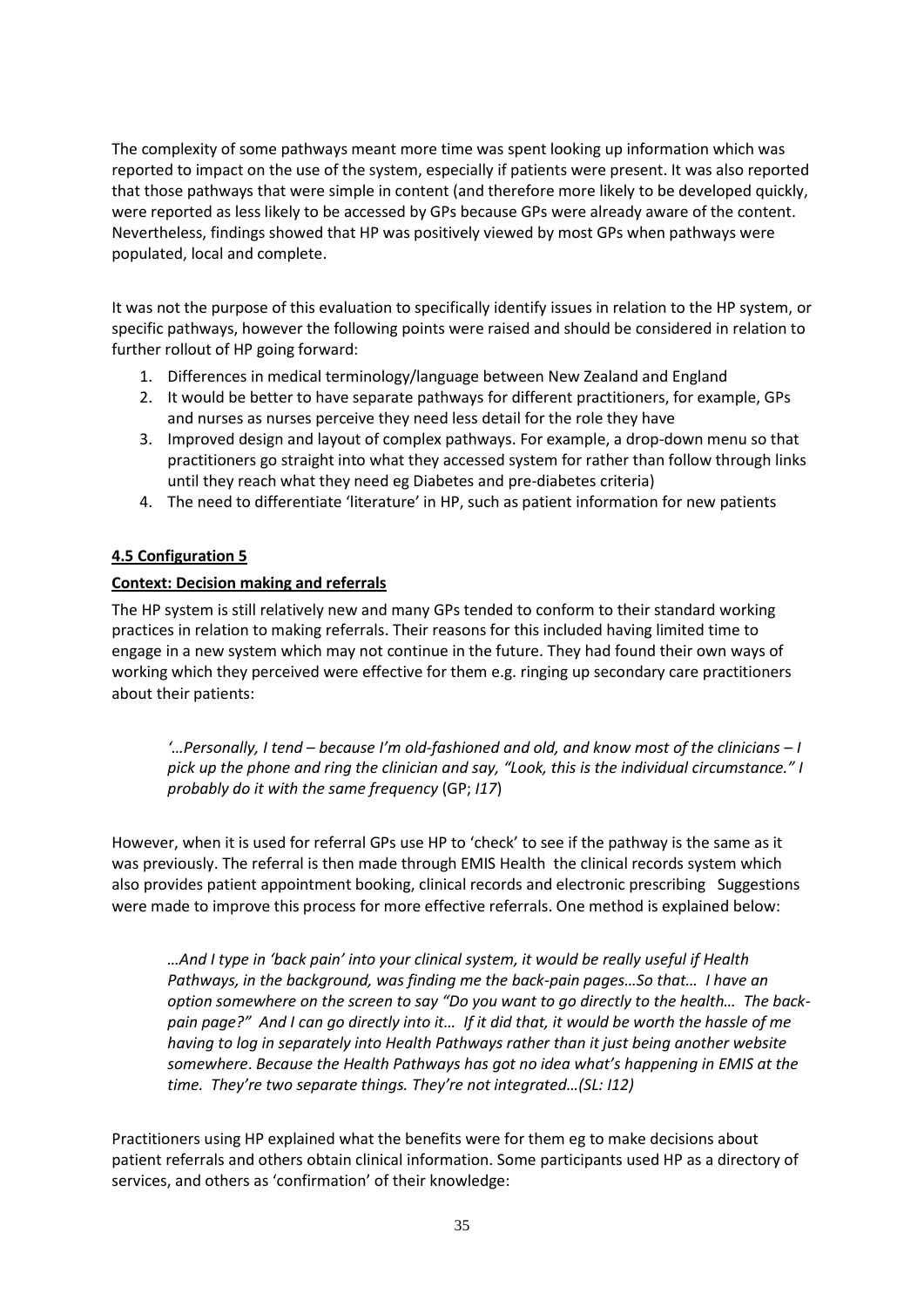The complexity of some pathways meant more time was spent looking up information which was reported to impact on the use of the system, especially if patients were present. It was also reported that those pathways that were simple in content (and therefore more likely to be developed quickly, were reported as less likely to be accessed by GPs because GPs were already aware of the content. Nevertheless, findings showed that HP was positively viewed by most GPs when pathways were populated, local and complete.

It was not the purpose of this evaluation to specifically identify issues in relation to the HP system, or specific pathways, however the following points were raised and should be considered in relation to further rollout of HP going forward:

1. Differences in medical terminology/language between New Zealand and England
2. It would be better to have separate pathways for different practitioners, for example, GPs and nurses as nurses perceive they need less detail for the role they have
3. Improved design and layout of complex pathways. For example, a drop-down menu so that practitioners go straight into what they accessed system for rather than follow through links until they reach what they need eg Diabetes and pre-diabetes criteria)
4. The need to differentiate 'literature' in HP, such as patient information for new patients

**4.5 Configuration 5**

**Context: Decision making and referrals**

The HP system is still relatively new and many GPs tended to conform to their standard working practices in relation to making referrals. Their reasons for this included having limited time to engage in a new system which may not continue in the future. They had found their own ways of working which they perceived were effective for them e.g. ringing up secondary care practitioners about their patients:

> *'…Personally, I tend – because I'm old-fashioned and old, and know most of the clinicians – I pick up the phone and ring the clinician and say, "Look, this is the individual circumstance." I probably do it with the same frequency* (GP; *I17*)

However, when it is used for referral GPs use HP to 'check' to see if the pathway is the same as it was previously. The referral is then made through EMIS Health the clinical records system which also provides patient appointment booking, clinical records and electronic prescribing Suggestions were made to improve this process for more effective referrals. One method is explained below:

> *…And I type in 'back pain' into your clinical system, it would be really useful if Health Pathways, in the background, was finding me the back-pain pages…So that… I have an option somewhere on the screen to say "Do you want to go directly to the health… The back-pain page?" And I can go directly into it… If it did that, it would be worth the hassle of me having to log in separately into Health Pathways rather than it just being another website somewhere. Because the Health Pathways has got no idea what's happening in EMIS at the time. They're two separate things. They're not integrated…(SL: I12)*

Practitioners using HP explained what the benefits were for them eg to make decisions about patient referrals and others obtain clinical information. Some participants used HP as a directory of services, and others as 'confirmation' of their knowledge: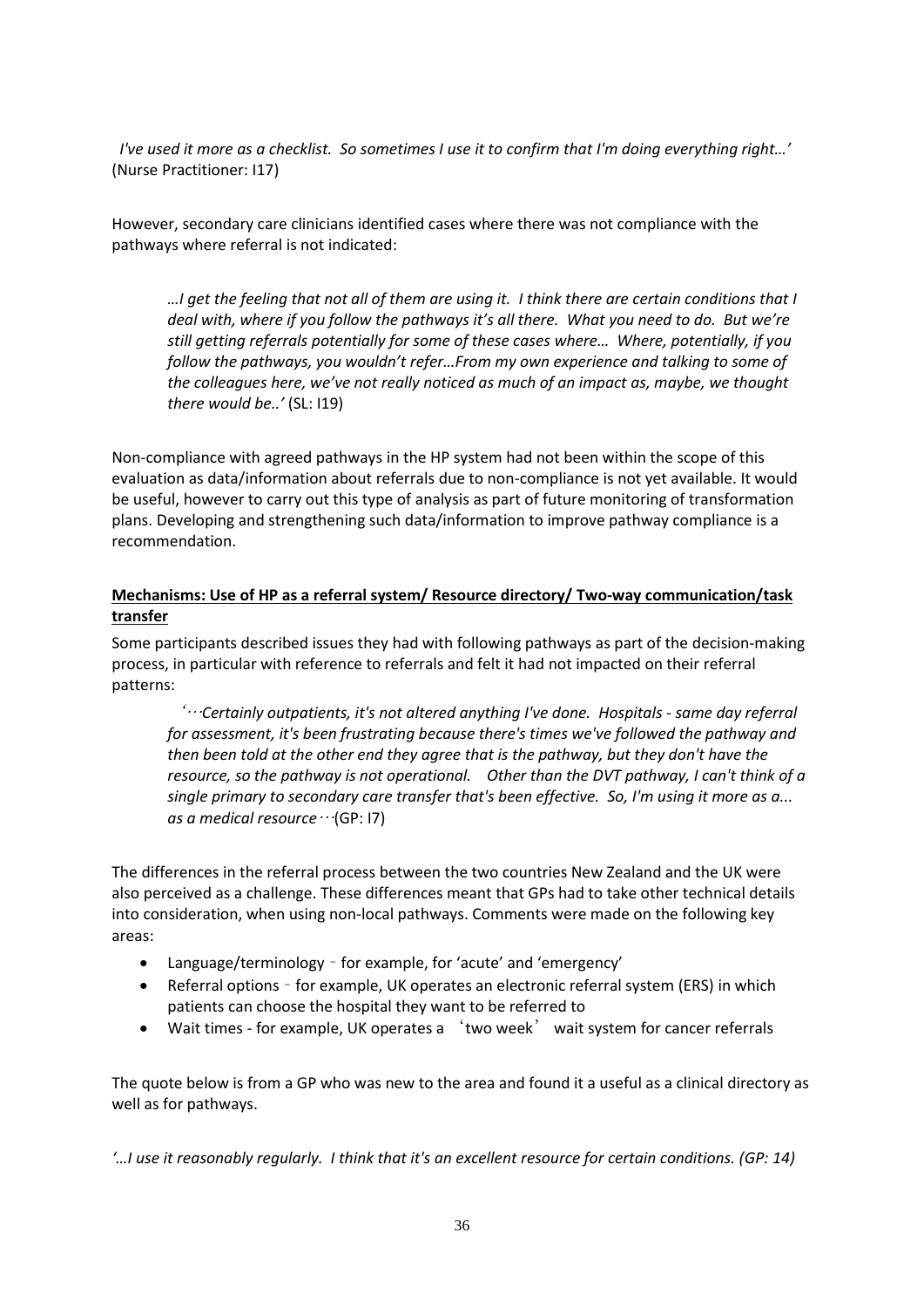*I've used it more as a checklist. So sometimes I use it to confirm that I'm doing everything right…'* (Nurse Practitioner: I17)

However, secondary care clinicians identified cases where there was not compliance with the pathways where referral is not indicated:

> *…I get the feeling that not all of them are using it. I think there are certain conditions that I deal with, where if you follow the pathways it's all there. What you need to do. But we're still getting referrals potentially for some of these cases where… Where, potentially, if you follow the pathways, you wouldn't refer…From my own experience and talking to some of the colleagues here, we've not really noticed as much of an impact as, maybe, we thought there would be..'* (SL: I19)

Non-compliance with agreed pathways in the HP system had not been within the scope of this evaluation as data/information about referrals due to non-compliance is not yet available. It would be useful, however to carry out this type of analysis as part of future monitoring of transformation plans. Developing and strengthening such data/information to improve pathway compliance is a recommendation.

**Mechanisms: Use of HP as a referral system/ Resource directory/ Two-way communication/task transfer**

Some participants described issues they had with following pathways as part of the decision-making process, in particular with reference to referrals and felt it had not impacted on their referral patterns:

> *'…Certainly outpatients, it's not altered anything I've done. Hospitals - same day referral for assessment, it's been frustrating because there's times we've followed the pathway and then been told at the other end they agree that is the pathway, but they don't have the resource, so the pathway is not operational. Other than the DVT pathway, I can't think of a single primary to secondary care transfer that's been effective. So, I'm using it more as a... as a medical resource…* (GP: I7)

The differences in the referral process between the two countries New Zealand and the UK were also perceived as a challenge. These differences meant that GPs had to take other technical details into consideration, when using non-local pathways. Comments were made on the following key areas:

- Language/terminology – for example, for 'acute' and 'emergency'
- Referral options – for example, UK operates an electronic referral system (ERS) in which patients can choose the hospital they want to be referred to
- Wait times - for example, UK operates a 'two week' wait system for cancer referrals

The quote below is from a GP who was new to the area and found it a useful as a clinical directory as well as for pathways.

*'…I use it reasonably regularly. I think that it's an excellent resource for certain conditions. (GP: 14)*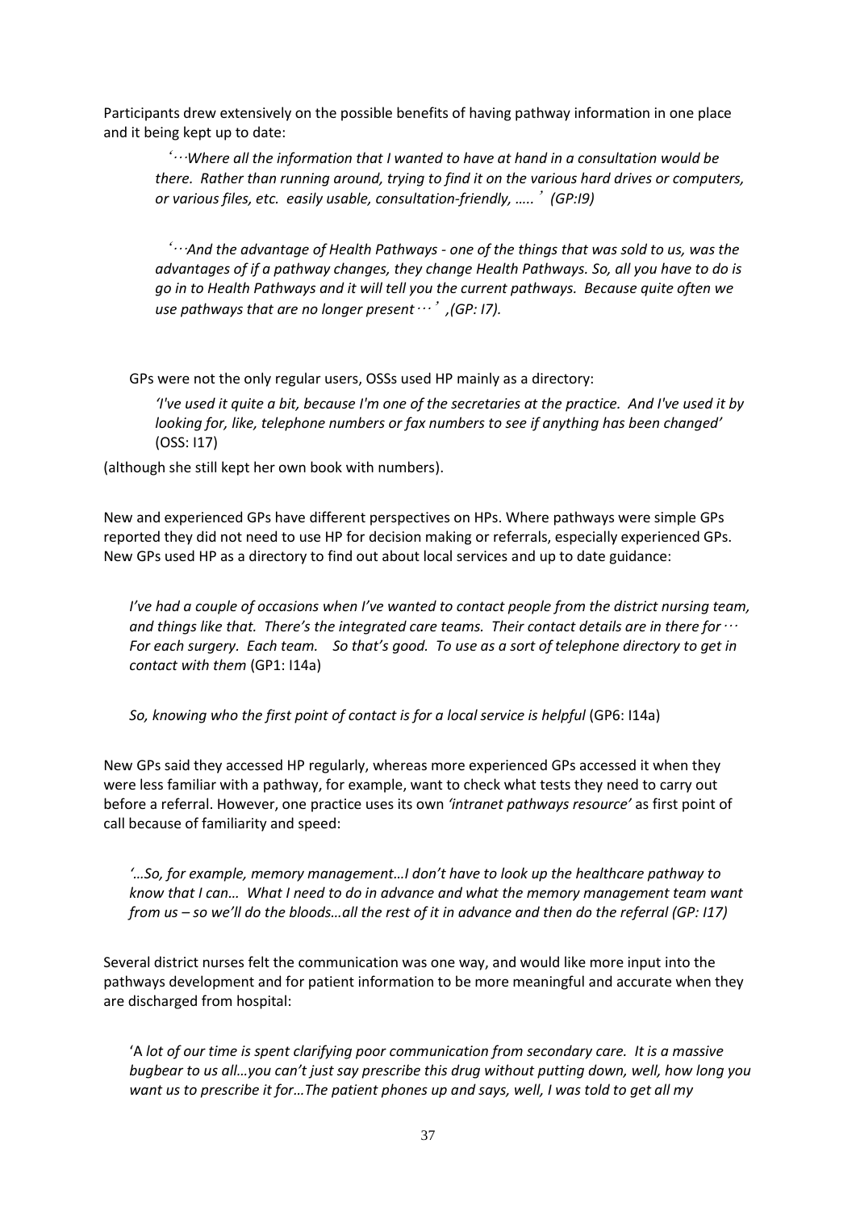Participants drew extensively on the possible benefits of having pathway information in one place and it being kept up to date:

> *'…Where all the information that I wanted to have at hand in a consultation would be there. Rather than running around, trying to find it on the various hard drives or computers, or various files, etc. easily usable, consultation-friendly, …..' (GP:I9)*

> *'…And the advantage of Health Pathways - one of the things that was sold to us, was the advantages of if a pathway changes, they change Health Pathways. So, all you have to do is go in to Health Pathways and it will tell you the current pathways. Because quite often we use pathways that are no longer present…' ,(GP: I7).*

GPs were not the only regular users, OSSs used HP mainly as a directory:

> *'I've used it quite a bit, because I'm one of the secretaries at the practice. And I've used it by looking for, like, telephone numbers or fax numbers to see if anything has been changed'* (OSS: I17)

(although she still kept her own book with numbers).

New and experienced GPs have different perspectives on HPs. Where pathways were simple GPs reported they did not need to use HP for decision making or referrals, especially experienced GPs. New GPs used HP as a directory to find out about local services and up to date guidance:

> *I've had a couple of occasions when I've wanted to contact people from the district nursing team, and things like that. There's the integrated care teams. Their contact details are in there for… For each surgery. Each team. So that's good. To use as a sort of telephone directory to get in contact with them* (GP1: I14a)

> *So, knowing who the first point of contact is for a local service is helpful* (GP6: I14a)

New GPs said they accessed HP regularly, whereas more experienced GPs accessed it when they were less familiar with a pathway, for example, want to check what tests they need to carry out before a referral. However, one practice uses its own *'intranet pathways resource'* as first point of call because of familiarity and speed:

> *'…So, for example, memory management…I don't have to look up the healthcare pathway to know that I can… What I need to do in advance and what the memory management team want from us – so we'll do the bloods…all the rest of it in advance and then do the referral (GP: I17)*

Several district nurses felt the communication was one way, and would like more input into the pathways development and for patient information to be more meaningful and accurate when they are discharged from hospital:

> 'A *lot of our time is spent clarifying poor communication from secondary care. It is a massive bugbear to us all…you can't just say prescribe this drug without putting down, well, how long you want us to prescribe it for…The patient phones up and says, well, I was told to get all my*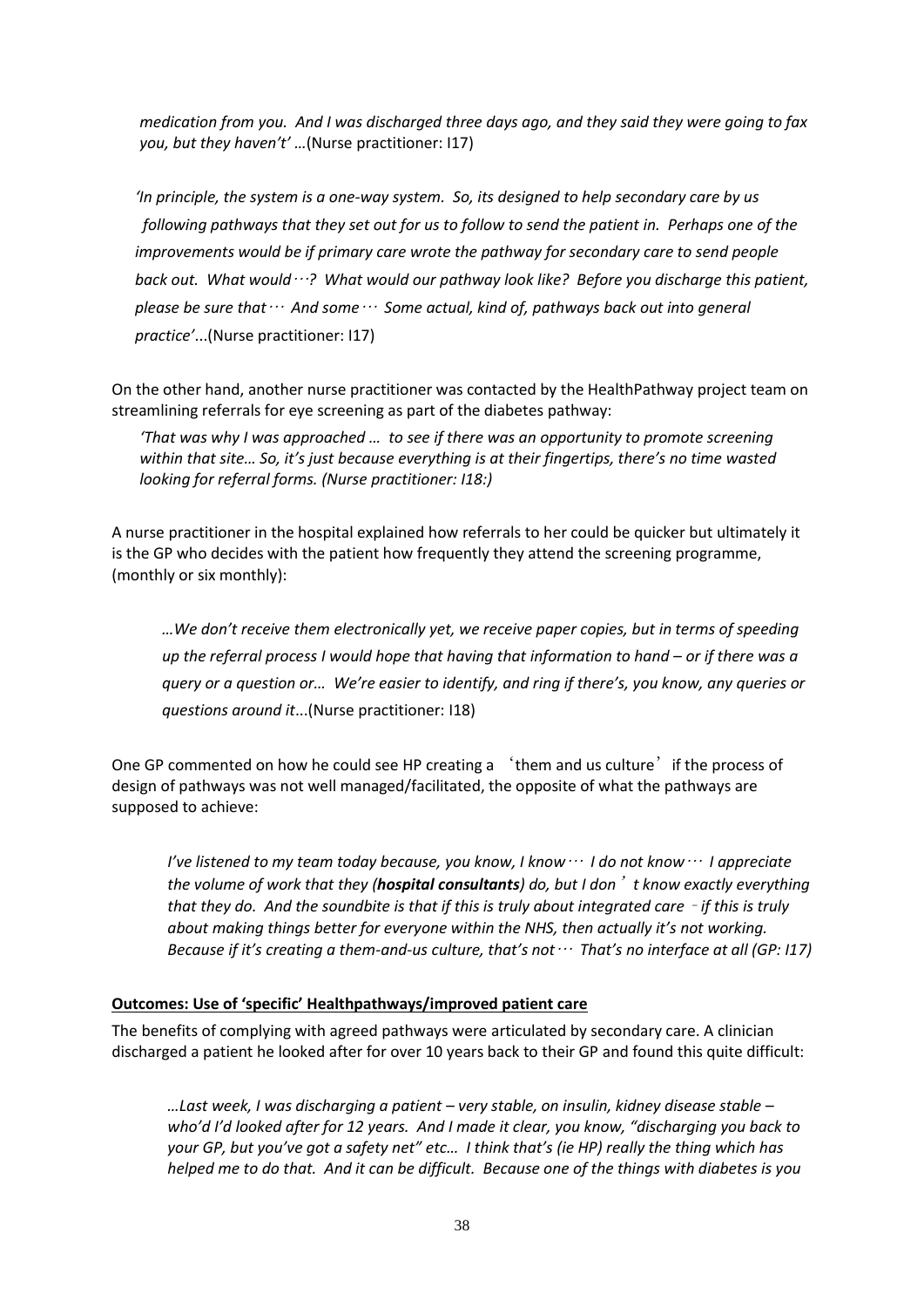*medication from you. And I was discharged three days ago, and they said they were going to fax you, but they haven't' …*(Nurse practitioner: I17)

*'In principle, the system is a one-way system. So, its designed to help secondary care by us following pathways that they set out for us to follow to send the patient in. Perhaps one of the improvements would be if primary care wrote the pathway for secondary care to send people back out. What would…? What would our pathway look like? Before you discharge this patient, please be sure that… And some… Some actual, kind of, pathways back out into general practice'*...(Nurse practitioner: I17)

On the other hand, another nurse practitioner was contacted by the HealthPathway project team on streamlining referrals for eye screening as part of the diabetes pathway:

*'That was why I was approached … to see if there was an opportunity to promote screening within that site… So, it's just because everything is at their fingertips, there's no time wasted looking for referral forms. (Nurse practitioner: I18:)*

A nurse practitioner in the hospital explained how referrals to her could be quicker but ultimately it is the GP who decides with the patient how frequently they attend the screening programme, (monthly or six monthly):

*…We don't receive them electronically yet, we receive paper copies, but in terms of speeding up the referral process I would hope that having that information to hand – or if there was a query or a question or… We're easier to identify, and ring if there's, you know, any queries or questions around it*...(Nurse practitioner: I18)

One GP commented on how he could see HP creating a 'them and us culture' if the process of design of pathways was not well managed/facilitated, the opposite of what the pathways are supposed to achieve:

*I've listened to my team today because, you know, I know… I do not know… I appreciate the volume of work that they (**hospital consultants**) do, but I don't know exactly everything that they do. And the soundbite is that if this is truly about integrated care - if this is truly about making things better for everyone within the NHS, then actually it's not working. Because if it's creating a them-and-us culture, that's not… That's no interface at all (GP: I17)*

**Outcomes: Use of 'specific' Healthpathways/improved patient care**

The benefits of complying with agreed pathways were articulated by secondary care. A clinician discharged a patient he looked after for over 10 years back to their GP and found this quite difficult:

*…Last week, I was discharging a patient – very stable, on insulin, kidney disease stable – who'd I'd looked after for 12 years. And I made it clear, you know, "discharging you back to your GP, but you've got a safety net" etc… I think that's (ie HP) really the thing which has helped me to do that. And it can be difficult. Because one of the things with diabetes is you*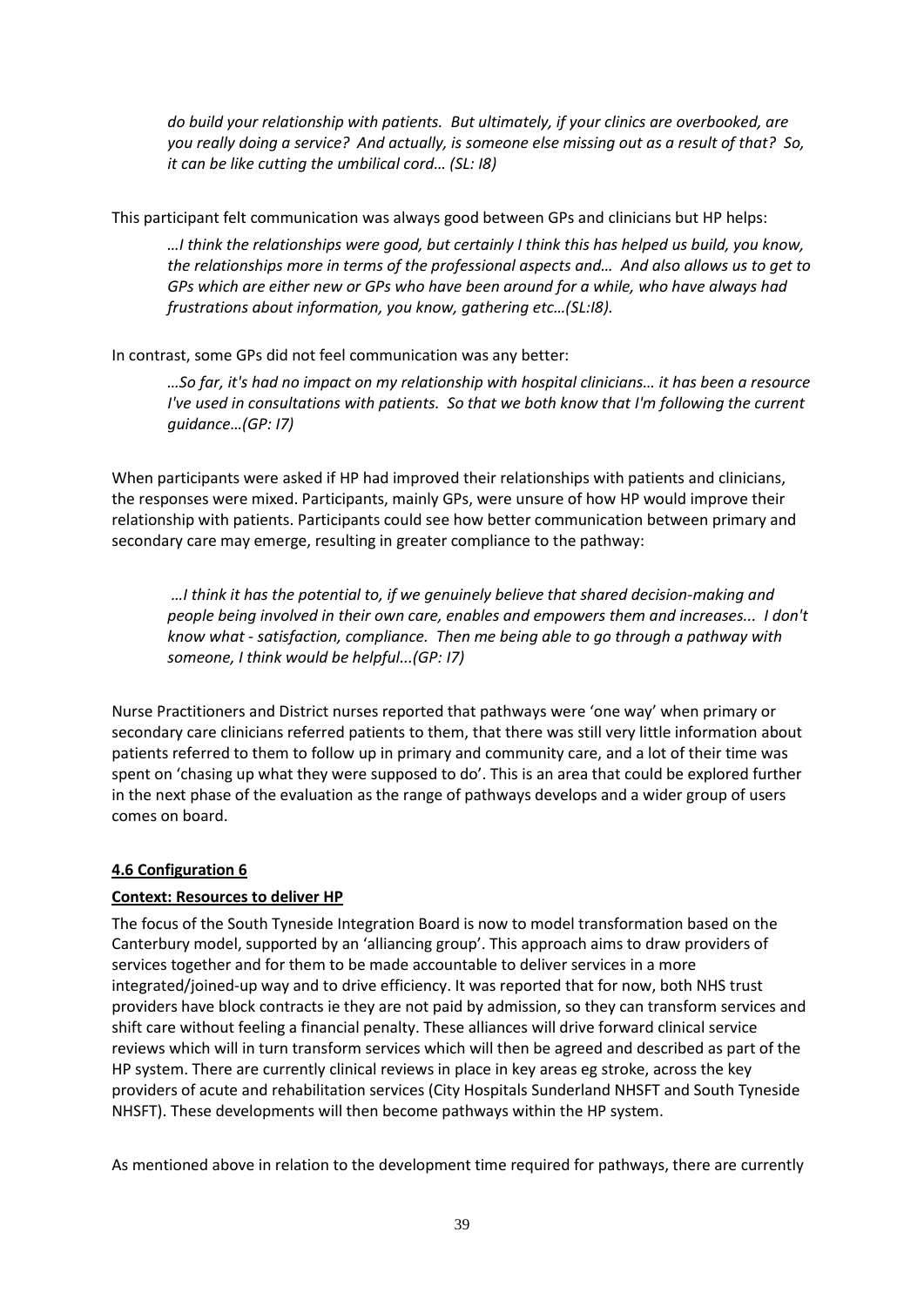*do build your relationship with patients. But ultimately, if your clinics are overbooked, are you really doing a service? And actually, is someone else missing out as a result of that? So, it can be like cutting the umbilical cord… (SL: I8)*

This participant felt communication was always good between GPs and clinicians but HP helps:

> *…I think the relationships were good, but certainly I think this has helped us build, you know, the relationships more in terms of the professional aspects and… And also allows us to get to GPs which are either new or GPs who have been around for a while, who have always had frustrations about information, you know, gathering etc…(SL:I8).*

In contrast, some GPs did not feel communication was any better:

> *…So far, it's had no impact on my relationship with hospital clinicians… it has been a resource I've used in consultations with patients. So that we both know that I'm following the current guidance…(GP: I7)*

When participants were asked if HP had improved their relationships with patients and clinicians, the responses were mixed. Participants, mainly GPs, were unsure of how HP would improve their relationship with patients. Participants could see how better communication between primary and secondary care may emerge, resulting in greater compliance to the pathway:

> *…I think it has the potential to, if we genuinely believe that shared decision-making and people being involved in their own care, enables and empowers them and increases... I don't know what - satisfaction, compliance. Then me being able to go through a pathway with someone, I think would be helpful...(GP: I7)*

Nurse Practitioners and District nurses reported that pathways were 'one way' when primary or secondary care clinicians referred patients to them, that there was still very little information about patients referred to them to follow up in primary and community care, and a lot of their time was spent on 'chasing up what they were supposed to do'. This is an area that could be explored further in the next phase of the evaluation as the range of pathways develops and a wider group of users comes on board.

### 4.6 Configuration 6

#### Context: Resources to deliver HP

The focus of the South Tyneside Integration Board is now to model transformation based on the Canterbury model, supported by an 'alliancing group'. This approach aims to draw providers of services together and for them to be made accountable to deliver services in a more integrated/joined-up way and to drive efficiency. It was reported that for now, both NHS trust providers have block contracts ie they are not paid by admission, so they can transform services and shift care without feeling a financial penalty. These alliances will drive forward clinical service reviews which will in turn transform services which will then be agreed and described as part of the HP system. There are currently clinical reviews in place in key areas eg stroke, across the key providers of acute and rehabilitation services (City Hospitals Sunderland NHSFT and South Tyneside NHSFT). These developments will then become pathways within the HP system.

As mentioned above in relation to the development time required for pathways, there are currently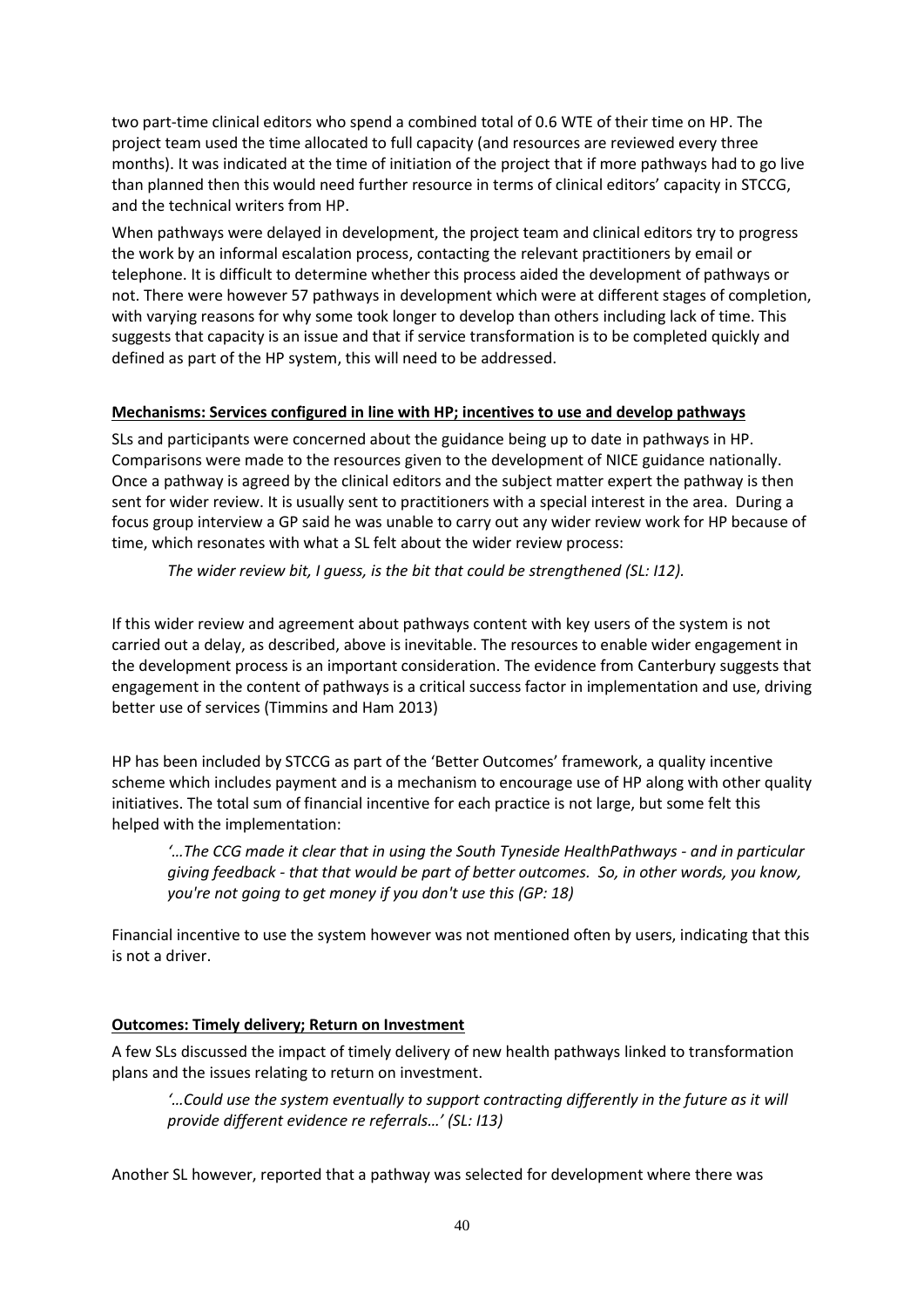two part-time clinical editors who spend a combined total of 0.6 WTE of their time on HP. The project team used the time allocated to full capacity (and resources are reviewed every three months). It was indicated at the time of initiation of the project that if more pathways had to go live than planned then this would need further resource in terms of clinical editors' capacity in STCCG, and the technical writers from HP.

When pathways were delayed in development, the project team and clinical editors try to progress the work by an informal escalation process, contacting the relevant practitioners by email or telephone. It is difficult to determine whether this process aided the development of pathways or not. There were however 57 pathways in development which were at different stages of completion, with varying reasons for why some took longer to develop than others including lack of time. This suggests that capacity is an issue and that if service transformation is to be completed quickly and defined as part of the HP system, this will need to be addressed.

**Mechanisms: Services configured in line with HP; incentives to use and develop pathways**

SLs and participants were concerned about the guidance being up to date in pathways in HP. Comparisons were made to the resources given to the development of NICE guidance nationally. Once a pathway is agreed by the clinical editors and the subject matter expert the pathway is then sent for wider review. It is usually sent to practitioners with a special interest in the area. During a focus group interview a GP said he was unable to carry out any wider review work for HP because of time, which resonates with what a SL felt about the wider review process:

> *The wider review bit, I guess, is the bit that could be strengthened (SL: I12).*

If this wider review and agreement about pathways content with key users of the system is not carried out a delay, as described, above is inevitable. The resources to enable wider engagement in the development process is an important consideration. The evidence from Canterbury suggests that engagement in the content of pathways is a critical success factor in implementation and use, driving better use of services (Timmins and Ham 2013)

HP has been included by STCCG as part of the 'Better Outcomes' framework, a quality incentive scheme which includes payment and is a mechanism to encourage use of HP along with other quality initiatives. The total sum of financial incentive for each practice is not large, but some felt this helped with the implementation:

> *'…The CCG made it clear that in using the South Tyneside HealthPathways - and in particular giving feedback - that that would be part of better outcomes. So, in other words, you know, you're not going to get money if you don't use this (GP: 18)*

Financial incentive to use the system however was not mentioned often by users, indicating that this is not a driver.

**Outcomes: Timely delivery; Return on Investment**

A few SLs discussed the impact of timely delivery of new health pathways linked to transformation plans and the issues relating to return on investment.

> *'…Could use the system eventually to support contracting differently in the future as it will provide different evidence re referrals…' (SL: I13)*

Another SL however, reported that a pathway was selected for development where there was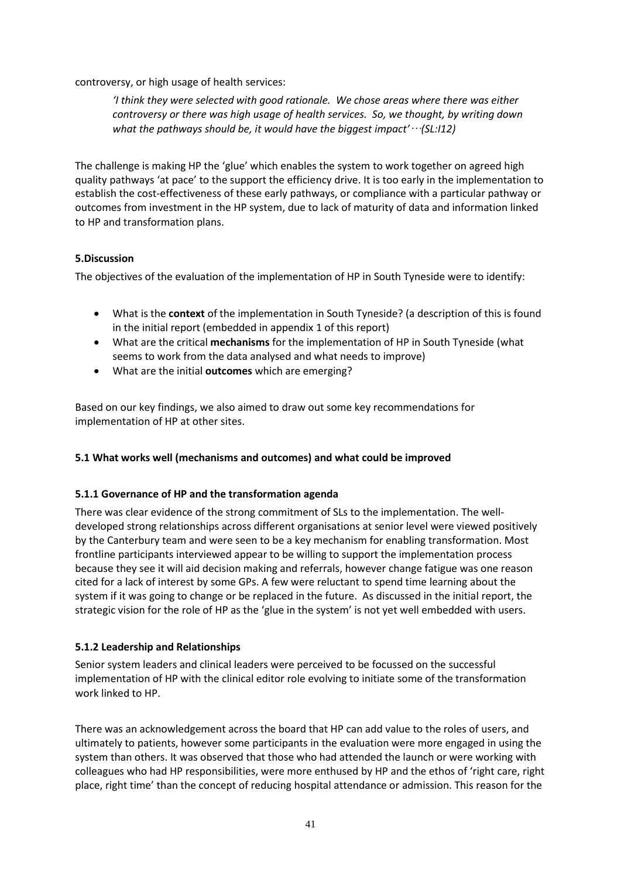controversy, or high usage of health services:

> *'I think they were selected with good rationale. We chose areas where there was either controversy or there was high usage of health services. So, we thought, by writing down what the pathways should be, it would have the biggest impact'···(SL:I12)*

The challenge is making HP the 'glue' which enables the system to work together on agreed high quality pathways 'at pace' to the support the efficiency drive. It is too early in the implementation to establish the cost-effectiveness of these early pathways, or compliance with a particular pathway or outcomes from investment in the HP system, due to lack of maturity of data and information linked to HP and transformation plans.

## 5.Discussion

The objectives of the evaluation of the implementation of HP in South Tyneside were to identify:

- What is the **context** of the implementation in South Tyneside? (a description of this is found in the initial report (embedded in appendix 1 of this report)
- What are the critical **mechanisms** for the implementation of HP in South Tyneside (what seems to work from the data analysed and what needs to improve)
- What are the initial **outcomes** which are emerging?

Based on our key findings, we also aimed to draw out some key recommendations for implementation of HP at other sites.

### 5.1 What works well (mechanisms and outcomes) and what could be improved

#### 5.1.1 Governance of HP and the transformation agenda

There was clear evidence of the strong commitment of SLs to the implementation. The well-developed strong relationships across different organisations at senior level were viewed positively by the Canterbury team and were seen to be a key mechanism for enabling transformation. Most frontline participants interviewed appear to be willing to support the implementation process because they see it will aid decision making and referrals, however change fatigue was one reason cited for a lack of interest by some GPs. A few were reluctant to spend time learning about the system if it was going to change or be replaced in the future. As discussed in the initial report, the strategic vision for the role of HP as the 'glue in the system' is not yet well embedded with users.

#### 5.1.2 Leadership and Relationships

Senior system leaders and clinical leaders were perceived to be focussed on the successful implementation of HP with the clinical editor role evolving to initiate some of the transformation work linked to HP.

There was an acknowledgement across the board that HP can add value to the roles of users, and ultimately to patients, however some participants in the evaluation were more engaged in using the system than others. It was observed that those who had attended the launch or were working with colleagues who had HP responsibilities, were more enthused by HP and the ethos of 'right care, right place, right time' than the concept of reducing hospital attendance or admission. This reason for the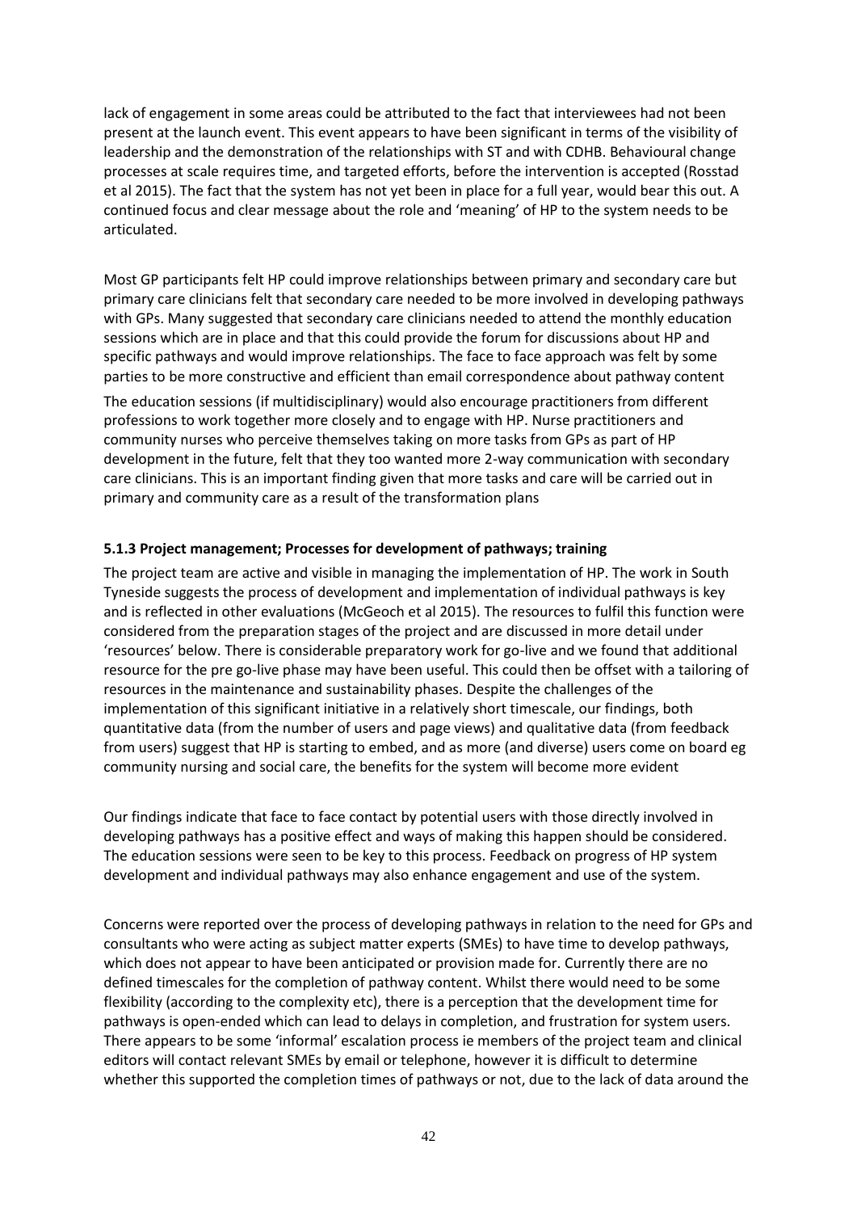lack of engagement in some areas could be attributed to the fact that interviewees had not been present at the launch event. This event appears to have been significant in terms of the visibility of leadership and the demonstration of the relationships with ST and with CDHB. Behavioural change processes at scale requires time, and targeted efforts, before the intervention is accepted (Rosstad et al 2015). The fact that the system has not yet been in place for a full year, would bear this out. A continued focus and clear message about the role and 'meaning' of HP to the system needs to be articulated.

Most GP participants felt HP could improve relationships between primary and secondary care but primary care clinicians felt that secondary care needed to be more involved in developing pathways with GPs. Many suggested that secondary care clinicians needed to attend the monthly education sessions which are in place and that this could provide the forum for discussions about HP and specific pathways and would improve relationships. The face to face approach was felt by some parties to be more constructive and efficient than email correspondence about pathway content

The education sessions (if multidisciplinary) would also encourage practitioners from different professions to work together more closely and to engage with HP. Nurse practitioners and community nurses who perceive themselves taking on more tasks from GPs as part of HP development in the future, felt that they too wanted more 2-way communication with secondary care clinicians. This is an important finding given that more tasks and care will be carried out in primary and community care as a result of the transformation plans

#### 5.1.3 Project management; Processes for development of pathways; training

The project team are active and visible in managing the implementation of HP. The work in South Tyneside suggests the process of development and implementation of individual pathways is key and is reflected in other evaluations (McGeoch et al 2015). The resources to fulfil this function were considered from the preparation stages of the project and are discussed in more detail under 'resources' below. There is considerable preparatory work for go-live and we found that additional resource for the pre go-live phase may have been useful. This could then be offset with a tailoring of resources in the maintenance and sustainability phases. Despite the challenges of the implementation of this significant initiative in a relatively short timescale, our findings, both quantitative data (from the number of users and page views) and qualitative data (from feedback from users) suggest that HP is starting to embed, and as more (and diverse) users come on board eg community nursing and social care, the benefits for the system will become more evident

Our findings indicate that face to face contact by potential users with those directly involved in developing pathways has a positive effect and ways of making this happen should be considered. The education sessions were seen to be key to this process. Feedback on progress of HP system development and individual pathways may also enhance engagement and use of the system.

Concerns were reported over the process of developing pathways in relation to the need for GPs and consultants who were acting as subject matter experts (SMEs) to have time to develop pathways, which does not appear to have been anticipated or provision made for. Currently there are no defined timescales for the completion of pathway content. Whilst there would need to be some flexibility (according to the complexity etc), there is a perception that the development time for pathways is open-ended which can lead to delays in completion, and frustration for system users. There appears to be some 'informal' escalation process ie members of the project team and clinical editors will contact relevant SMEs by email or telephone, however it is difficult to determine whether this supported the completion times of pathways or not, due to the lack of data around the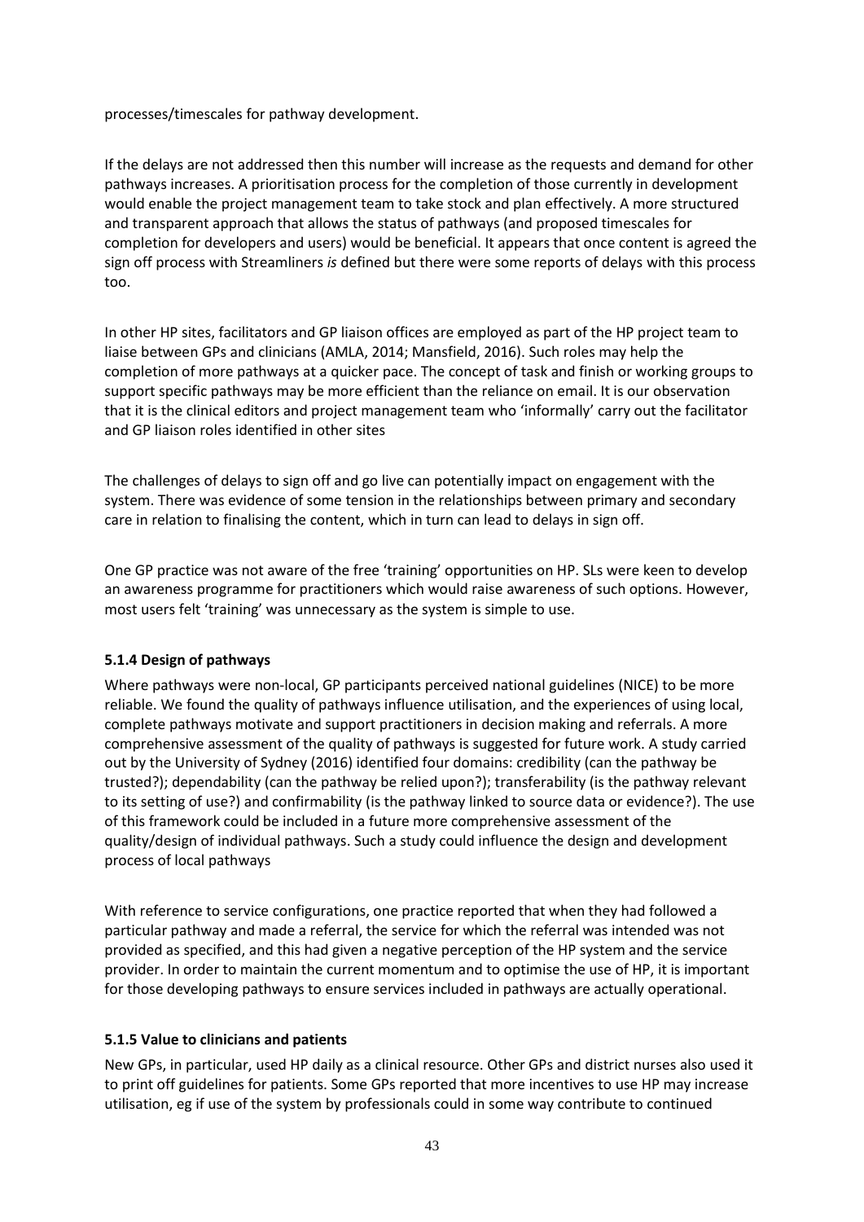processes/timescales for pathway development.

If the delays are not addressed then this number will increase as the requests and demand for other pathways increases. A prioritisation process for the completion of those currently in development would enable the project management team to take stock and plan effectively. A more structured and transparent approach that allows the status of pathways (and proposed timescales for completion for developers and users) would be beneficial. It appears that once content is agreed the sign off process with Streamliners *is* defined but there were some reports of delays with this process too.

In other HP sites, facilitators and GP liaison offices are employed as part of the HP project team to liaise between GPs and clinicians (AMLA, 2014; Mansfield, 2016). Such roles may help the completion of more pathways at a quicker pace. The concept of task and finish or working groups to support specific pathways may be more efficient than the reliance on email. It is our observation that it is the clinical editors and project management team who 'informally' carry out the facilitator and GP liaison roles identified in other sites

The challenges of delays to sign off and go live can potentially impact on engagement with the system. There was evidence of some tension in the relationships between primary and secondary care in relation to finalising the content, which in turn can lead to delays in sign off.

One GP practice was not aware of the free 'training' opportunities on HP. SLs were keen to develop an awareness programme for practitioners which would raise awareness of such options. However, most users felt 'training' was unnecessary as the system is simple to use.

### 5.1.4 Design of pathways

Where pathways were non-local, GP participants perceived national guidelines (NICE) to be more reliable. We found the quality of pathways influence utilisation, and the experiences of using local, complete pathways motivate and support practitioners in decision making and referrals. A more comprehensive assessment of the quality of pathways is suggested for future work. A study carried out by the University of Sydney (2016) identified four domains: credibility (can the pathway be trusted?); dependability (can the pathway be relied upon?); transferability (is the pathway relevant to its setting of use?) and confirmability (is the pathway linked to source data or evidence?). The use of this framework could be included in a future more comprehensive assessment of the quality/design of individual pathways. Such a study could influence the design and development process of local pathways

With reference to service configurations, one practice reported that when they had followed a particular pathway and made a referral, the service for which the referral was intended was not provided as specified, and this had given a negative perception of the HP system and the service provider. In order to maintain the current momentum and to optimise the use of HP, it is important for those developing pathways to ensure services included in pathways are actually operational.

### 5.1.5 Value to clinicians and patients

New GPs, in particular, used HP daily as a clinical resource. Other GPs and district nurses also used it to print off guidelines for patients. Some GPs reported that more incentives to use HP may increase utilisation, eg if use of the system by professionals could in some way contribute to continued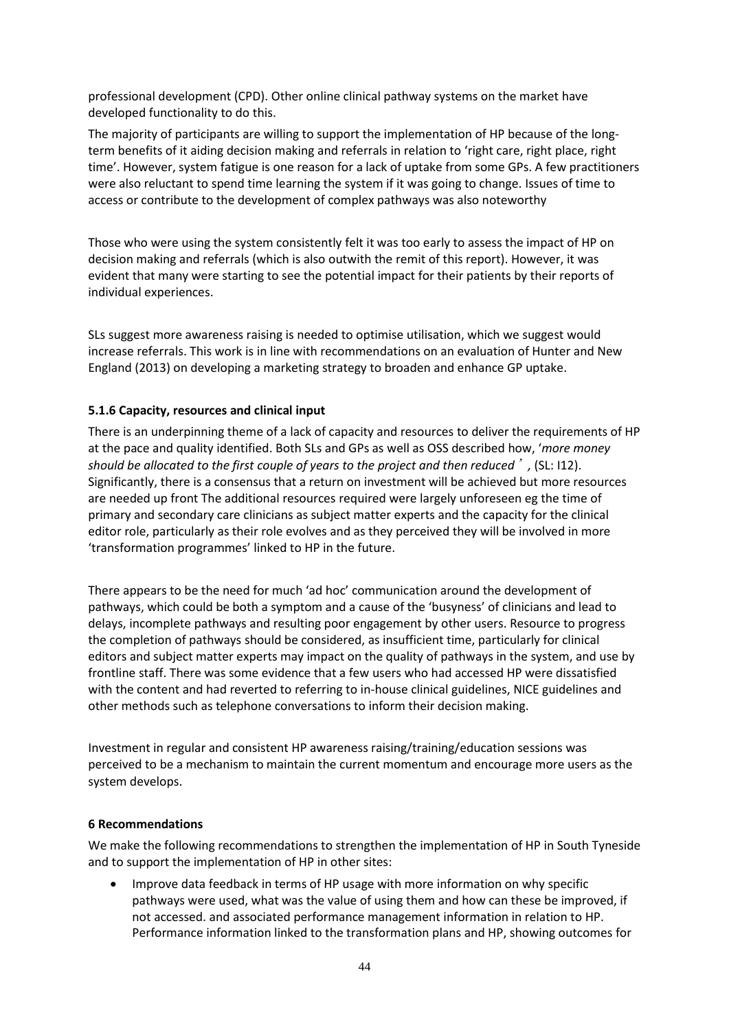professional development (CPD). Other online clinical pathway systems on the market have developed functionality to do this.

The majority of participants are willing to support the implementation of HP because of the long-term benefits of it aiding decision making and referrals in relation to 'right care, right place, right time'. However, system fatigue is one reason for a lack of uptake from some GPs. A few practitioners were also reluctant to spend time learning the system if it was going to change. Issues of time to access or contribute to the development of complex pathways was also noteworthy

Those who were using the system consistently felt it was too early to assess the impact of HP on decision making and referrals (which is also outwith the remit of this report). However, it was evident that many were starting to see the potential impact for their patients by their reports of individual experiences.

SLs suggest more awareness raising is needed to optimise utilisation, which we suggest would increase referrals. This work is in line with recommendations on an evaluation of Hunter and New England (2013) on developing a marketing strategy to broaden and enhance GP uptake.

### 5.1.6 Capacity, resources and clinical input

There is an underpinning theme of a lack of capacity and resources to deliver the requirements of HP at the pace and quality identified. Both SLs and GPs as well as OSS described how, '*more money should be allocated to the first couple of years to the project and then reduced*', (SL: I12). Significantly, there is a consensus that a return on investment will be achieved but more resources are needed up front The additional resources required were largely unforeseen eg the time of primary and secondary care clinicians as subject matter experts and the capacity for the clinical editor role, particularly as their role evolves and as they perceived they will be involved in more 'transformation programmes' linked to HP in the future.

There appears to be the need for much 'ad hoc' communication around the development of pathways, which could be both a symptom and a cause of the 'busyness' of clinicians and lead to delays, incomplete pathways and resulting poor engagement by other users. Resource to progress the completion of pathways should be considered, as insufficient time, particularly for clinical editors and subject matter experts may impact on the quality of pathways in the system, and use by frontline staff. There was some evidence that a few users who had accessed HP were dissatisfied with the content and had reverted to referring to in-house clinical guidelines, NICE guidelines and other methods such as telephone conversations to inform their decision making.

Investment in regular and consistent HP awareness raising/training/education sessions was perceived to be a mechanism to maintain the current momentum and encourage more users as the system develops.

## 6 Recommendations

We make the following recommendations to strengthen the implementation of HP in South Tyneside and to support the implementation of HP in other sites:

- Improve data feedback in terms of HP usage with more information on why specific pathways were used, what was the value of using them and how can these be improved, if not accessed. and associated performance management information in relation to HP. Performance information linked to the transformation plans and HP, showing outcomes for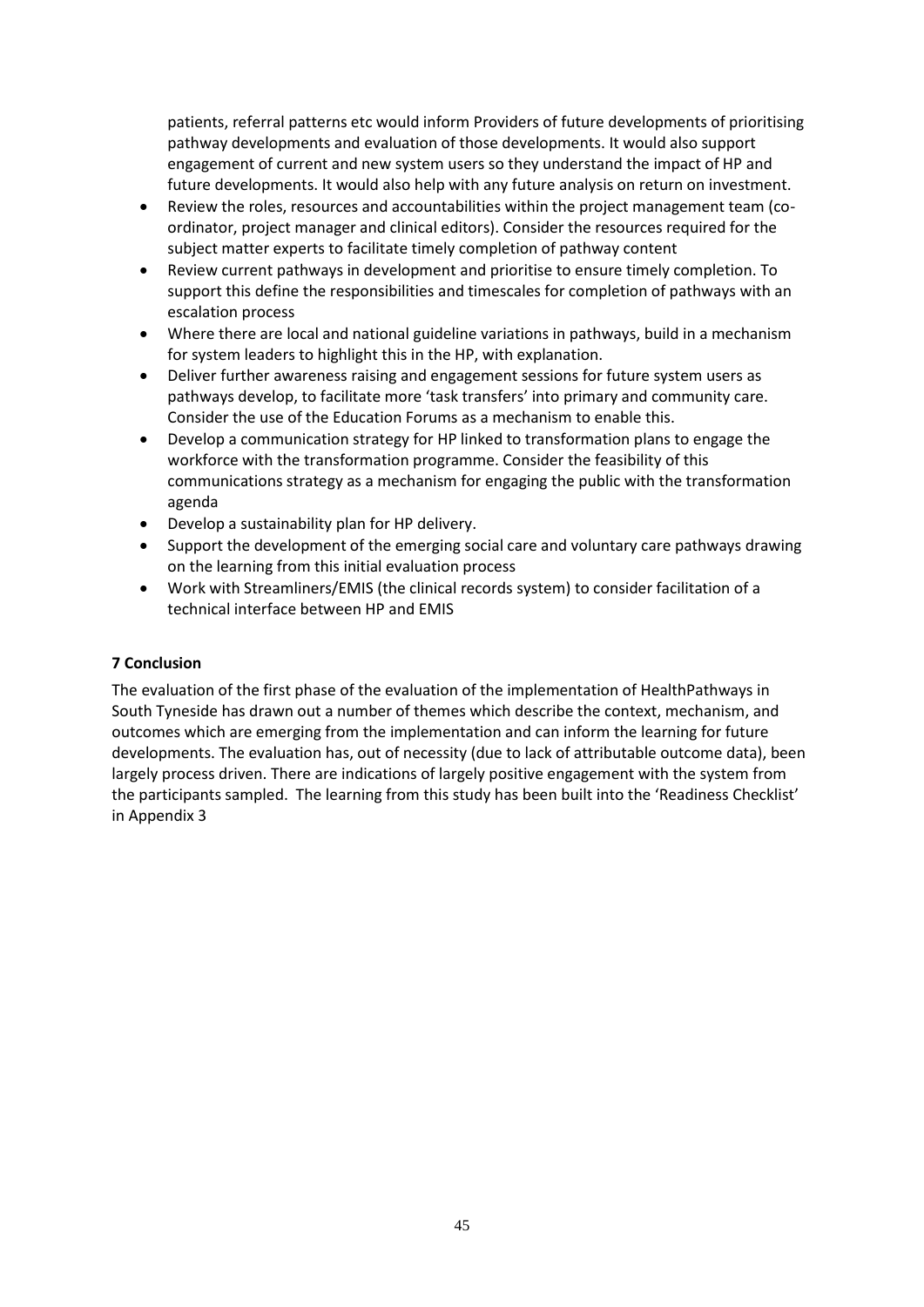patients, referral patterns etc would inform Providers of future developments of prioritising pathway developments and evaluation of those developments. It would also support engagement of current and new system users so they understand the impact of HP and future developments. It would also help with any future analysis on return on investment.

- Review the roles, resources and accountabilities within the project management team (co-ordinator, project manager and clinical editors). Consider the resources required for the subject matter experts to facilitate timely completion of pathway content
- Review current pathways in development and prioritise to ensure timely completion. To support this define the responsibilities and timescales for completion of pathways with an escalation process
- Where there are local and national guideline variations in pathways, build in a mechanism for system leaders to highlight this in the HP, with explanation.
- Deliver further awareness raising and engagement sessions for future system users as pathways develop, to facilitate more 'task transfers' into primary and community care. Consider the use of the Education Forums as a mechanism to enable this.
- Develop a communication strategy for HP linked to transformation plans to engage the workforce with the transformation programme. Consider the feasibility of this communications strategy as a mechanism for engaging the public with the transformation agenda
- Develop a sustainability plan for HP delivery.
- Support the development of the emerging social care and voluntary care pathways drawing on the learning from this initial evaluation process
- Work with Streamliners/EMIS (the clinical records system) to consider facilitation of a technical interface between HP and EMIS

**7 Conclusion**

The evaluation of the first phase of the evaluation of the implementation of HealthPathways in South Tyneside has drawn out a number of themes which describe the context, mechanism, and outcomes which are emerging from the implementation and can inform the learning for future developments. The evaluation has, out of necessity (due to lack of attributable outcome data), been largely process driven. There are indications of largely positive engagement with the system from the participants sampled. The learning from this study has been built into the 'Readiness Checklist' in Appendix 3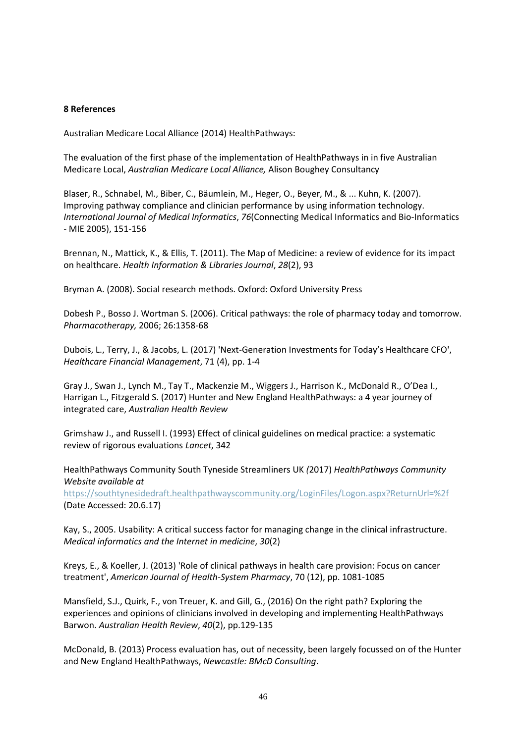## 8 References

Australian Medicare Local Alliance (2014) HealthPathways:

The evaluation of the first phase of the implementation of HealthPathways in in five Australian Medicare Local, *Australian Medicare Local Alliance,* Alison Boughey Consultancy

Blaser, R., Schnabel, M., Biber, C., Bäumlein, M., Heger, O., Beyer, M., & ... Kuhn, K. (2007). Improving pathway compliance and clinician performance by using information technology. *International Journal of Medical Informatics*, *76*(Connecting Medical Informatics and Bio-Informatics - MIE 2005), 151-156

Brennan, N., Mattick, K., & Ellis, T. (2011). The Map of Medicine: a review of evidence for its impact on healthcare. *Health Information & Libraries Journal*, *28*(2), 93

Bryman A. (2008). Social research methods. Oxford: Oxford University Press

Dobesh P., Bosso J. Wortman S. (2006). Critical pathways: the role of pharmacy today and tomorrow. *Pharmacotherapy,* 2006; 26:1358-68

Dubois, L., Terry, J., & Jacobs, L. (2017) 'Next-Generation Investments for Today's Healthcare CFO', *Healthcare Financial Management*, 71 (4), pp. 1-4

Gray J., Swan J., Lynch M., Tay T., Mackenzie M., Wiggers J., Harrison K., McDonald R., O'Dea I., Harrigan L., Fitzgerald S. (2017) Hunter and New England HealthPathways: a 4 year journey of integrated care, *Australian Health Review*

Grimshaw J., and Russell I. (1993) Effect of clinical guidelines on medical practice: a systematic review of rigorous evaluations *Lancet*, 342

HealthPathways Community South Tyneside Streamliners UK *(*2017) *HealthPathways Community Website available at* https://southtynesidedraft.healthpathwayscommunity.org/LoginFiles/Logon.aspx?ReturnUrl=%2f (Date Accessed: 20.6.17)

Kay, S., 2005. Usability: A critical success factor for managing change in the clinical infrastructure. *Medical informatics and the Internet in medicine*, *30*(2)

Kreys, E., & Koeller, J. (2013) 'Role of clinical pathways in health care provision: Focus on cancer treatment', *American Journal of Health-System Pharmacy*, 70 (12), pp. 1081-1085

Mansfield, S.J., Quirk, F., von Treuer, K. and Gill, G., (2016) On the right path? Exploring the experiences and opinions of clinicians involved in developing and implementing HealthPathways Barwon. *Australian Health Review*, *40*(2), pp.129-135

McDonald, B. (2013) Process evaluation has, out of necessity, been largely focussed on of the Hunter and New England HealthPathways, *Newcastle: BMcD Consulting*.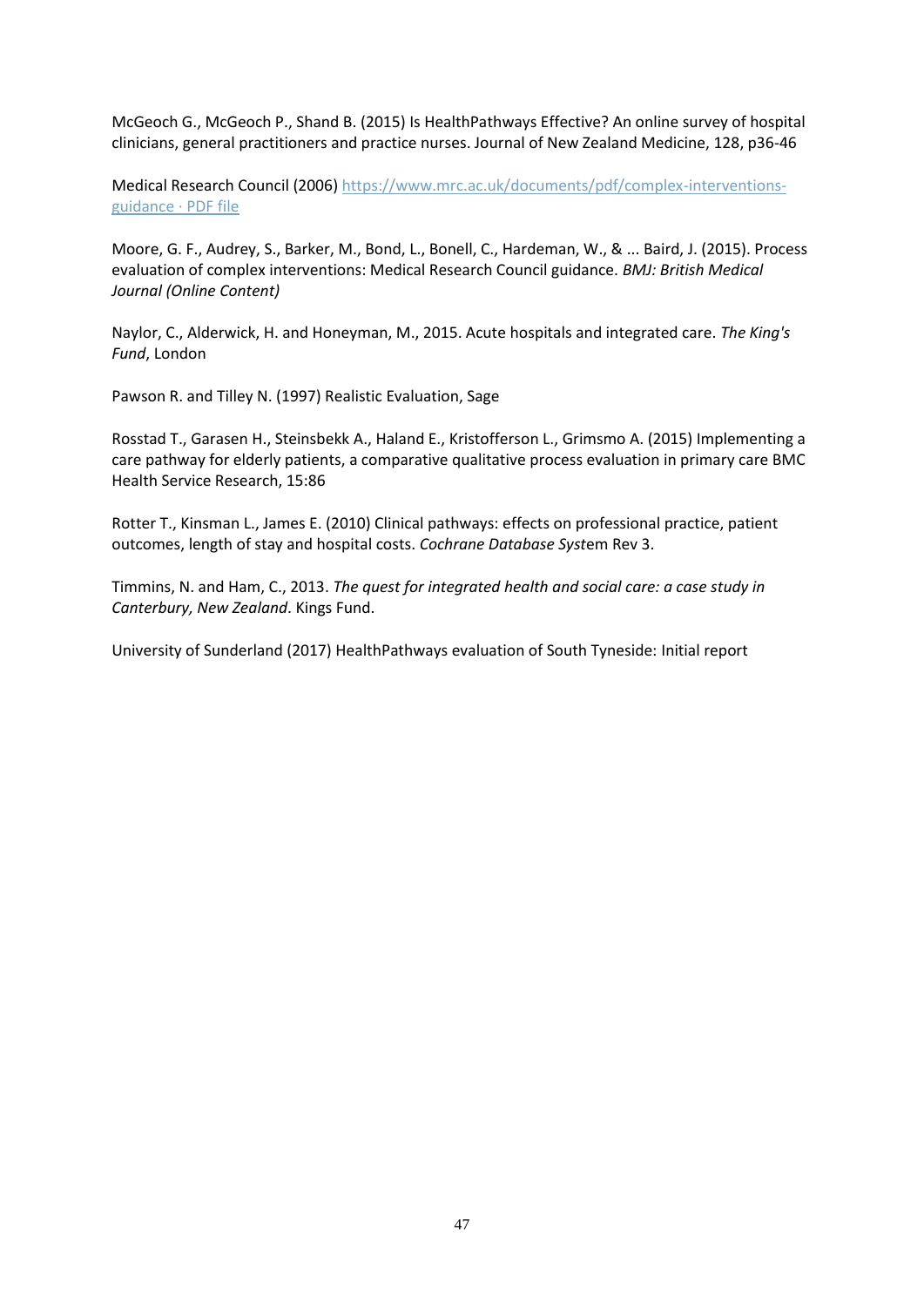McGeoch G., McGeoch P., Shand B. (2015) Is HealthPathways Effective? An online survey of hospital clinicians, general practitioners and practice nurses. Journal of New Zealand Medicine, 128, p36-46

Medical Research Council (2006) [https://www.mrc.ac.uk/documents/pdf/complex-interventions-guidance · PDF file](https://www.mrc.ac.uk/documents/pdf/complex-interventions-guidance)

Moore, G. F., Audrey, S., Barker, M., Bond, L., Bonell, C., Hardeman, W., & ... Baird, J. (2015). Process evaluation of complex interventions: Medical Research Council guidance. *BMJ: British Medical Journal (Online Content)*

Naylor, C., Alderwick, H. and Honeyman, M., 2015. Acute hospitals and integrated care. *The King's Fund*, London

Pawson R. and Tilley N. (1997) Realistic Evaluation, Sage

Rosstad T., Garasen H., Steinsbekk A., Haland E., Kristofferson L., Grimsmo A. (2015) Implementing a care pathway for elderly patients, a comparative qualitative process evaluation in primary care BMC Health Service Research, 15:86

Rotter T., Kinsman L., James E. (2010) Clinical pathways: effects on professional practice, patient outcomes, length of stay and hospital costs. *Cochrane Database Syst*em Rev 3.

Timmins, N. and Ham, C., 2013. *The quest for integrated health and social care: a case study in Canterbury, New Zealand*. Kings Fund.

University of Sunderland (2017) HealthPathways evaluation of South Tyneside: Initial report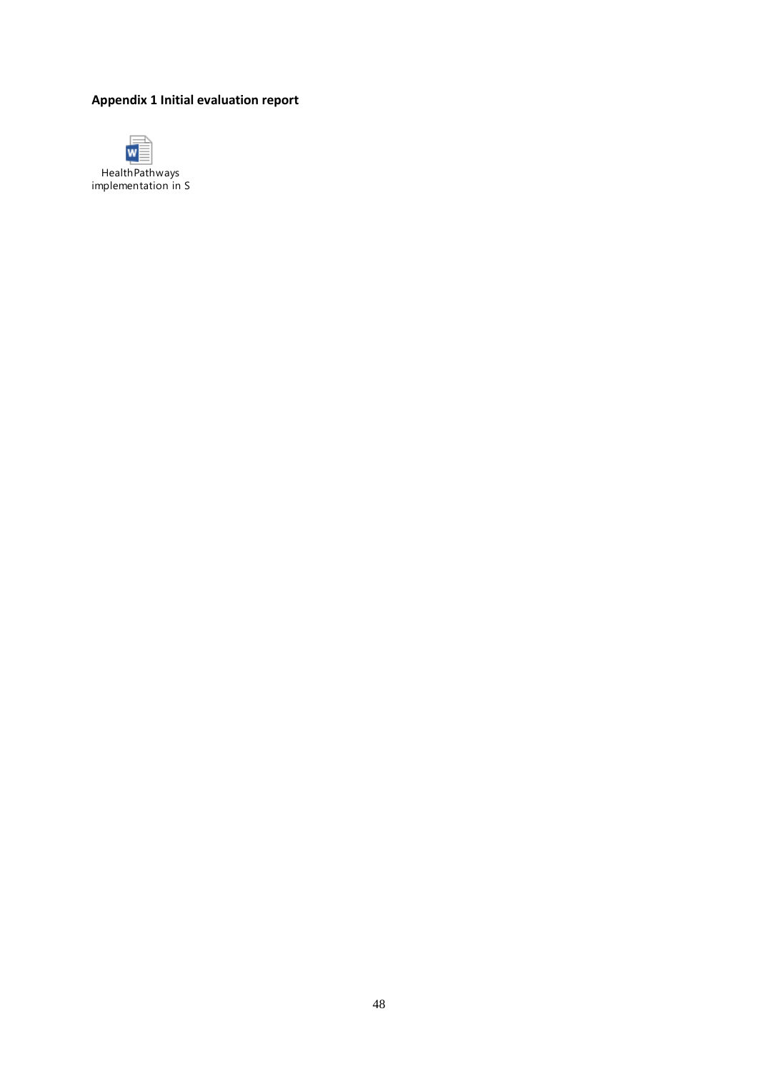**Appendix 1 Initial evaluation report**

HealthPathways implementation in S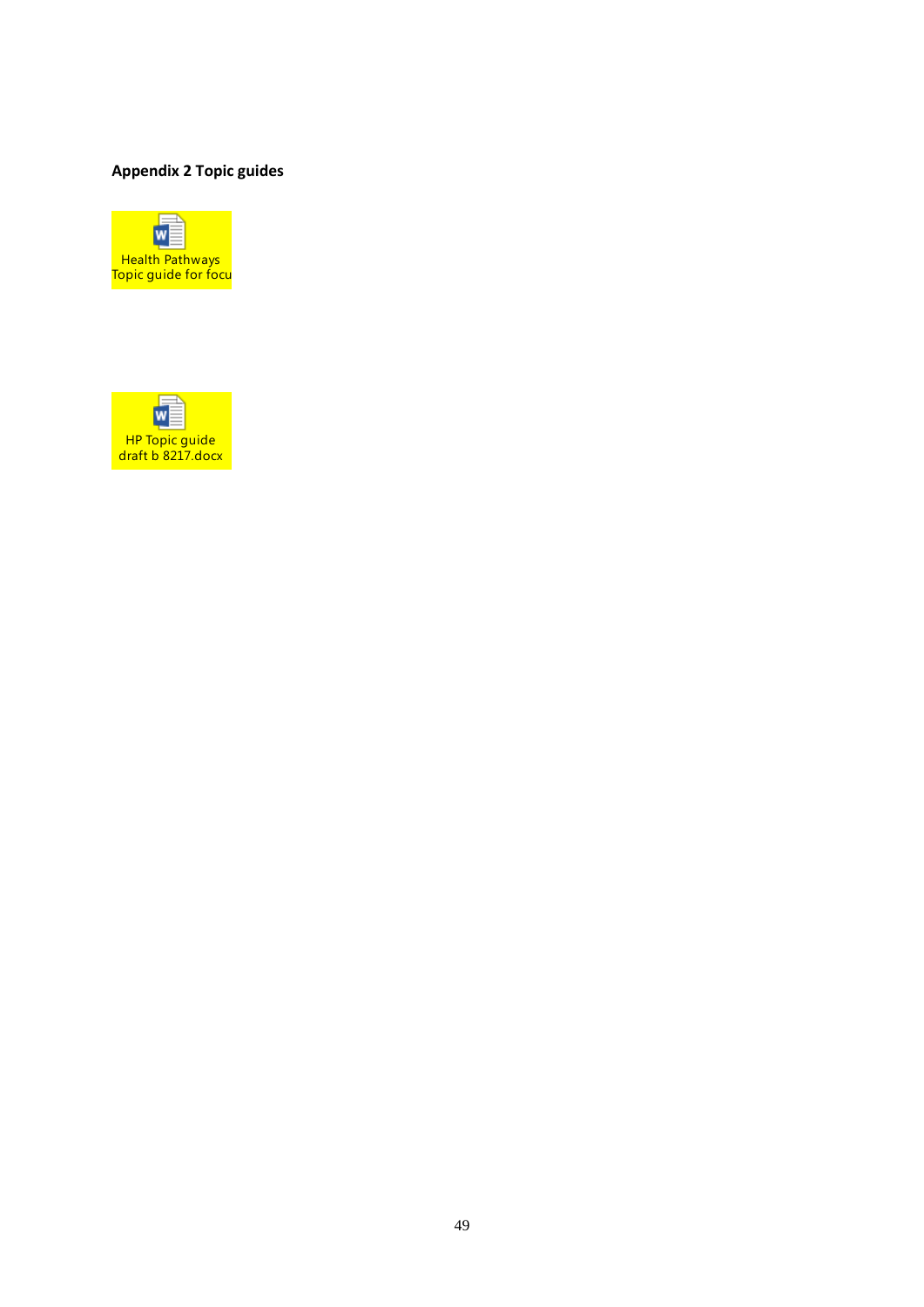**Appendix 2 Topic guides**

Health Pathways
Topic guide for focu

HP Topic guide
draft b 8217.docx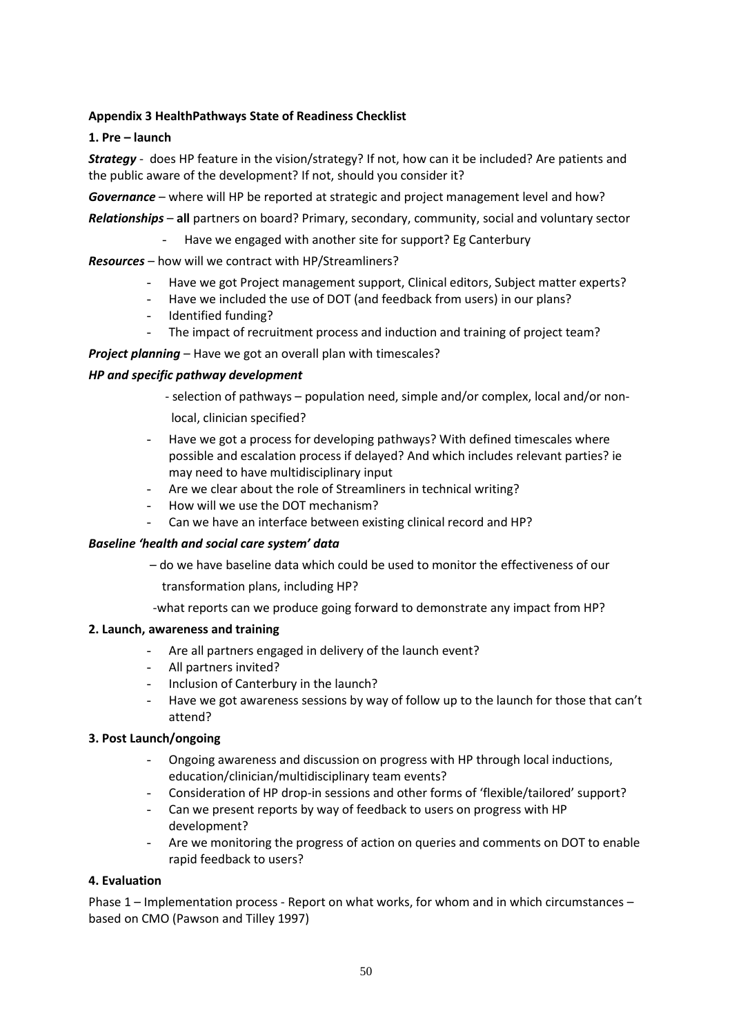**Appendix 3 HealthPathways State of Readiness Checklist**

**1. Pre – launch**

***Strategy*** - does HP feature in the vision/strategy? If not, how can it be included? Are patients and the public aware of the development? If not, should you consider it?

***Governance*** – where will HP be reported at strategic and project management level and how?

***Relationships*** – **all** partners on board? Primary, secondary, community, social and voluntary sector

- Have we engaged with another site for support? Eg Canterbury

***Resources*** – how will we contract with HP/Streamliners?

- Have we got Project management support, Clinical editors, Subject matter experts?
- Have we included the use of DOT (and feedback from users) in our plans?
- Identified funding?
- The impact of recruitment process and induction and training of project team?

***Project planning*** – Have we got an overall plan with timescales?

***HP and specific pathway development***

- selection of pathways – population need, simple and/or complex, local and/or non-local, clinician specified?
- Have we got a process for developing pathways? With defined timescales where possible and escalation process if delayed? And which includes relevant parties? ie may need to have multidisciplinary input
- Are we clear about the role of Streamliners in technical writing?
- How will we use the DOT mechanism?
- Can we have an interface between existing clinical record and HP?

***Baseline 'health and social care system' data***

– do we have baseline data which could be used to monitor the effectiveness of our transformation plans, including HP?

-what reports can we produce going forward to demonstrate any impact from HP?

**2. Launch, awareness and training**

- Are all partners engaged in delivery of the launch event?
- All partners invited?
- Inclusion of Canterbury in the launch?
- Have we got awareness sessions by way of follow up to the launch for those that can't attend?

**3. Post Launch/ongoing**

- Ongoing awareness and discussion on progress with HP through local inductions, education/clinician/multidisciplinary team events?
- Consideration of HP drop-in sessions and other forms of 'flexible/tailored' support?
- Can we present reports by way of feedback to users on progress with HP development?
- Are we monitoring the progress of action on queries and comments on DOT to enable rapid feedback to users?

**4. Evaluation**

Phase 1 – Implementation process - Report on what works, for whom and in which circumstances – based on CMO (Pawson and Tilley 1997)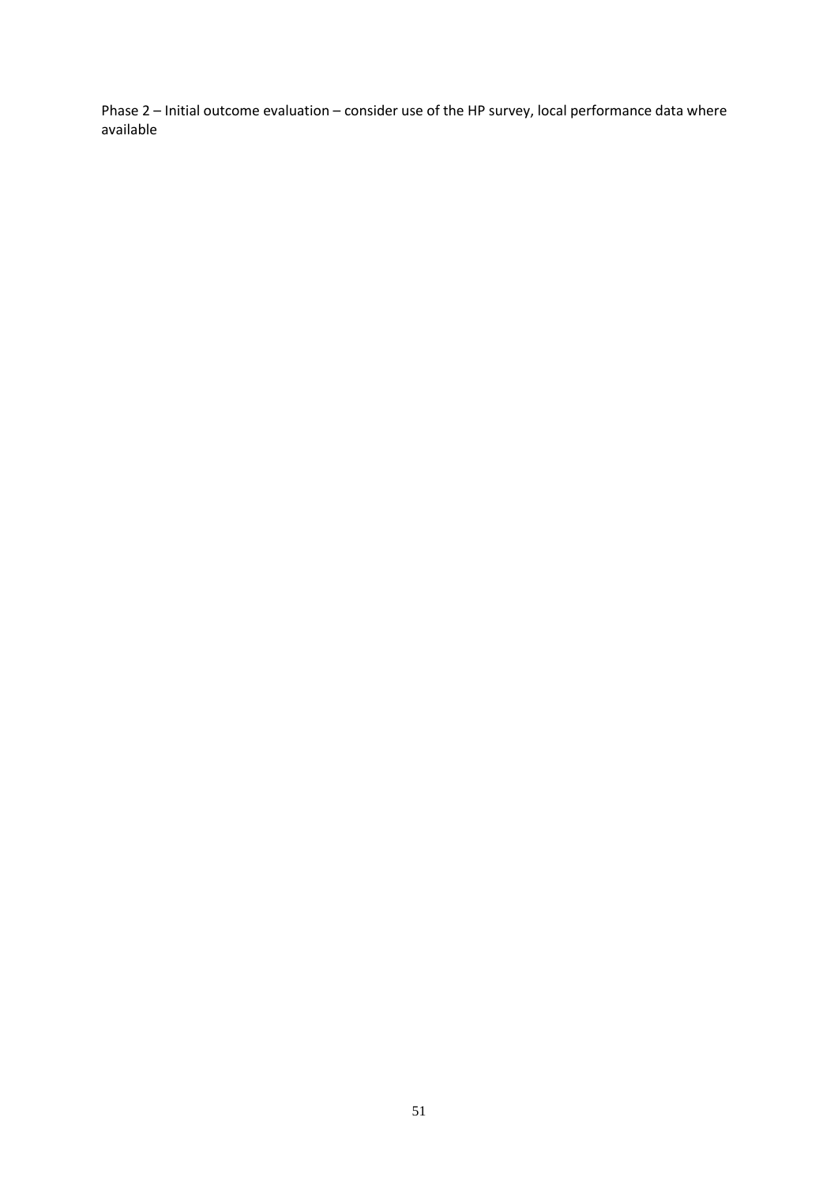Phase 2 – Initial outcome evaluation – consider use of the HP survey, local performance data where available